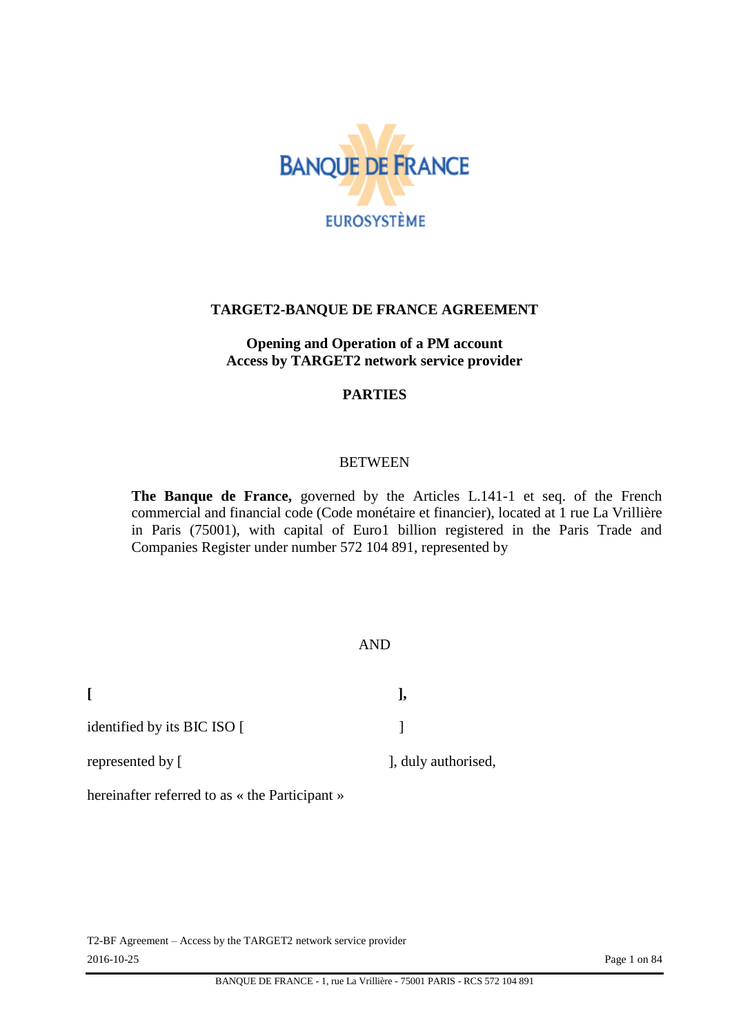# TARGET2-BANQUE DE FRANCE AGREEMENT

**Opening and Operation of a PM account**
**Access by TARGET2 network service provider**

**PARTIES**

BETWEEN

**The Banque de France,** governed by the Articles L.141-1 et seq. of the French commercial and financial code (Code monétaire et financier), located at 1 rue La Vrillière in Paris (75001), with capital of Euro1 billion registered in the Paris Trade and Companies Register under number 572 104 891, represented by

AND

**[ ],**

identified by its BIC ISO [ ]

represented by [ ], duly authorised,

hereinafter referred to as « the Participant »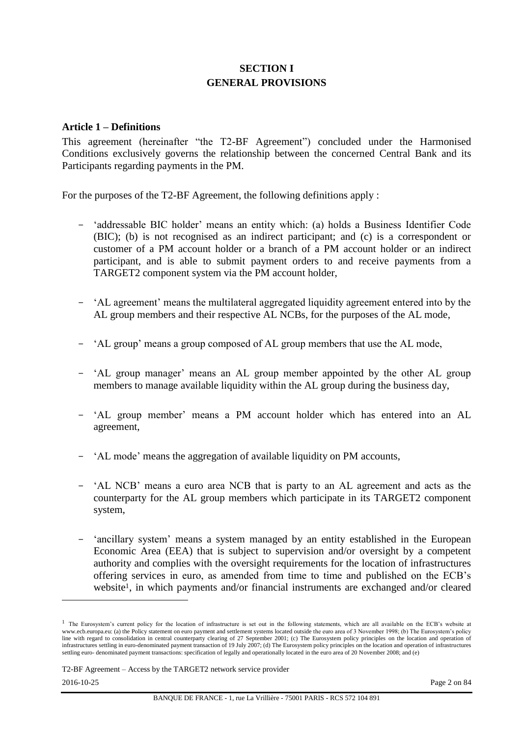## SECTION I
## GENERAL PROVISIONS

### Article 1 – Definitions

This agreement (hereinafter "the T2-BF Agreement") concluded under the Harmonised Conditions exclusively governs the relationship between the concerned Central Bank and its Participants regarding payments in the PM.

For the purposes of the T2-BF Agreement, the following definitions apply :

- 'addressable BIC holder' means an entity which: (a) holds a Business Identifier Code (BIC); (b) is not recognised as an indirect participant; and (c) is a correspondent or customer of a PM account holder or a branch of a PM account holder or an indirect participant, and is able to submit payment orders to and receive payments from a TARGET2 component system via the PM account holder,

- 'AL agreement' means the multilateral aggregated liquidity agreement entered into by the AL group members and their respective AL NCBs, for the purposes of the AL mode,

- 'AL group' means a group composed of AL group members that use the AL mode,

- 'AL group manager' means an AL group member appointed by the other AL group members to manage available liquidity within the AL group during the business day,

- 'AL group member' means a PM account holder which has entered into an AL agreement,

- 'AL mode' means the aggregation of available liquidity on PM accounts,

- 'AL NCB' means a euro area NCB that is party to an AL agreement and acts as the counterparty for the AL group members which participate in its TARGET2 component system,

- 'ancillary system' means a system managed by an entity established in the European Economic Area (EEA) that is subject to supervision and/or oversight by a competent authority and complies with the oversight requirements for the location of infrastructures offering services in euro, as amended from time to time and published on the ECB's website[1], in which payments and/or financial instruments are exchanged and/or cleared

---

[1] The Eurosystem's current policy for the location of infrastructure is set out in the following statements, which are all available on the ECB's website at www.ecb.europa.eu: (a) the Policy statement on euro payment and settlement systems located outside the euro area of 3 November 1998; (b) The Eurosystem's policy line with regard to consolidation in central counterparty clearing of 27 September 2001; (c) The Eurosystem policy principles on the location and operation of infrastructures settling in euro-denominated payment transaction of 19 July 2007; (d) The Eurosystem policy principles on the location and operation of infrastructures settling euro- denominated payment transactions: specification of legally and operationally located in the euro area of 20 November 2008; and (e)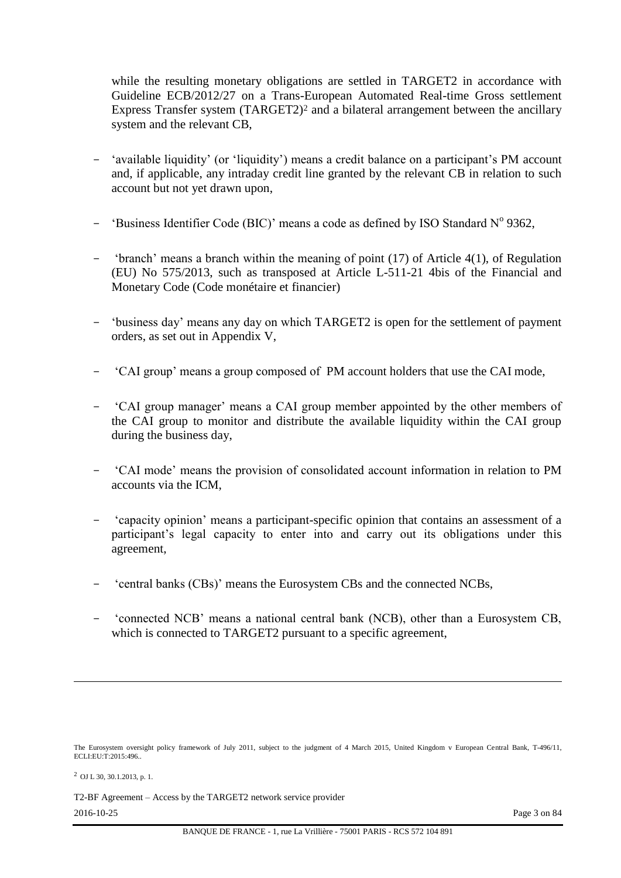while the resulting monetary obligations are settled in TARGET2 in accordance with Guideline ECB/2012/27 on a Trans-European Automated Real-time Gross settlement Express Transfer system (TARGET2)[2] and a bilateral arrangement between the ancillary system and the relevant CB,

- 'available liquidity' (or 'liquidity') means a credit balance on a participant's PM account and, if applicable, any intraday credit line granted by the relevant CB in relation to such account but not yet drawn upon,

- 'Business Identifier Code (BIC)' means a code as defined by ISO Standard N° 9362,

- 'branch' means a branch within the meaning of point (17) of Article 4(1), of Regulation (EU) No 575/2013, such as transposed at Article L-511-21 4bis of the Financial and Monetary Code (Code monétaire et financier)

- 'business day' means any day on which TARGET2 is open for the settlement of payment orders, as set out in Appendix V,

- 'CAI group' means a group composed of PM account holders that use the CAI mode,

- 'CAI group manager' means a CAI group member appointed by the other members of the CAI group to monitor and distribute the available liquidity within the CAI group during the business day,

- 'CAI mode' means the provision of consolidated account information in relation to PM accounts via the ICM,

- 'capacity opinion' means a participant-specific opinion that contains an assessment of a participant's legal capacity to enter into and carry out its obligations under this agreement,

- 'central banks (CBs)' means the Eurosystem CBs and the connected NCBs,

- 'connected NCB' means a national central bank (NCB), other than a Eurosystem CB, which is connected to TARGET2 pursuant to a specific agreement,

---

The Eurosystem oversight policy framework of July 2011, subject to the judgment of 4 March 2015, United Kingdom v European Central Bank, T-496/11, ECLI:EU:T:2015:496..

[2] OJ L 30, 30.1.2013, p. 1.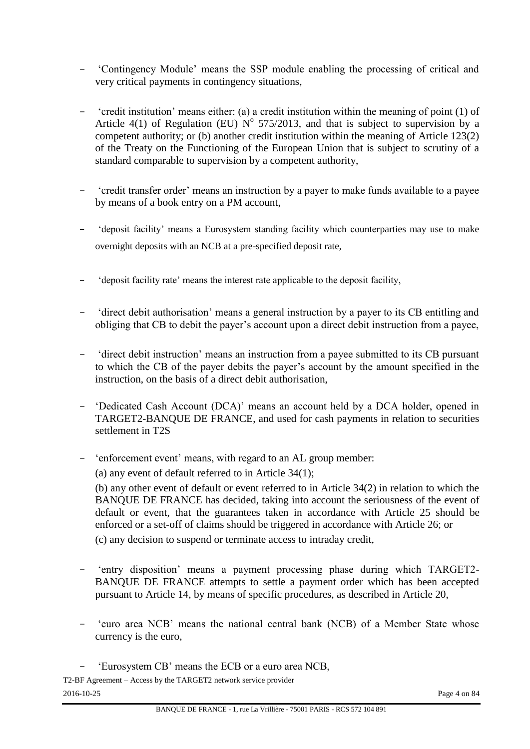- 'Contingency Module' means the SSP module enabling the processing of critical and very critical payments in contingency situations,

- 'credit institution' means either: (a) a credit institution within the meaning of point (1) of Article 4(1) of Regulation (EU) N° 575/2013, and that is subject to supervision by a competent authority; or (b) another credit institution within the meaning of Article 123(2) of the Treaty on the Functioning of the European Union that is subject to scrutiny of a standard comparable to supervision by a competent authority,

- 'credit transfer order' means an instruction by a payer to make funds available to a payee by means of a book entry on a PM account,

- 'deposit facility' means a Eurosystem standing facility which counterparties may use to make overnight deposits with an NCB at a pre-specified deposit rate,

- 'deposit facility rate' means the interest rate applicable to the deposit facility,

- 'direct debit authorisation' means a general instruction by a payer to its CB entitling and obliging that CB to debit the payer's account upon a direct debit instruction from a payee,

- 'direct debit instruction' means an instruction from a payee submitted to its CB pursuant to which the CB of the payer debits the payer's account by the amount specified in the instruction, on the basis of a direct debit authorisation,

- 'Dedicated Cash Account (DCA)' means an account held by a DCA holder, opened in TARGET2-BANQUE DE FRANCE, and used for cash payments in relation to securities settlement in T2S

- 'enforcement event' means, with regard to an AL group member:

  (a) any event of default referred to in Article 34(1);

  (b) any other event of default or event referred to in Article 34(2) in relation to which the BANQUE DE FRANCE has decided, taking into account the seriousness of the event of default or event, that the guarantees taken in accordance with Article 25 should be enforced or a set-off of claims should be triggered in accordance with Article 26; or

  (c) any decision to suspend or terminate access to intraday credit,

- 'entry disposition' means a payment processing phase during which TARGET2-BANQUE DE FRANCE attempts to settle a payment order which has been accepted pursuant to Article 14, by means of specific procedures, as described in Article 20,

- 'euro area NCB' means the national central bank (NCB) of a Member State whose currency is the euro,

- 'Eurosystem CB' means the ECB or a euro area NCB,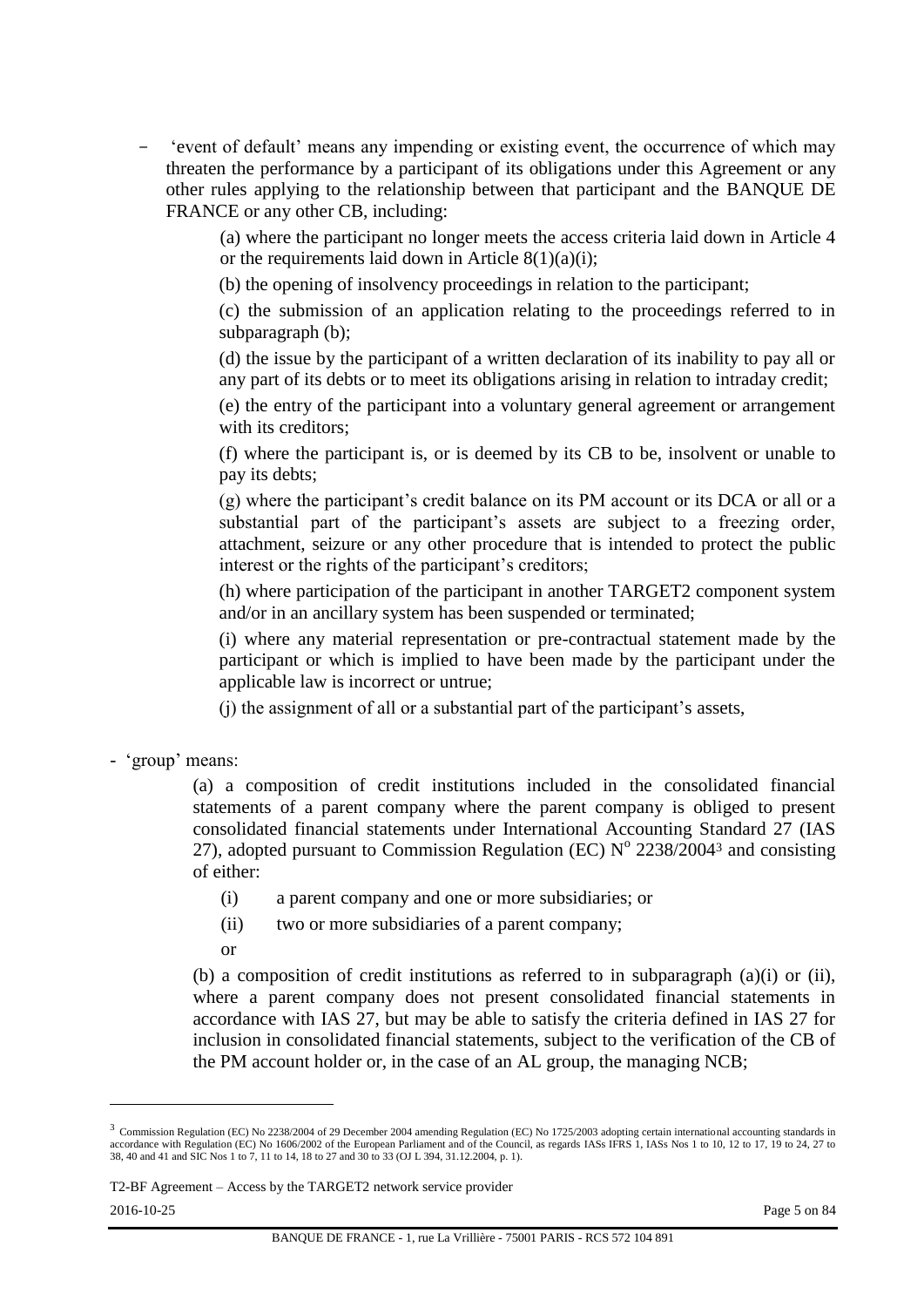- 'event of default' means any impending or existing event, the occurrence of which may threaten the performance by a participant of its obligations under this Agreement or any other rules applying to the relationship between that participant and the BANQUE DE FRANCE or any other CB, including:

  (a) where the participant no longer meets the access criteria laid down in Article 4 or the requirements laid down in Article 8(1)(a)(i);

  (b) the opening of insolvency proceedings in relation to the participant;

  (c) the submission of an application relating to the proceedings referred to in subparagraph (b);

  (d) the issue by the participant of a written declaration of its inability to pay all or any part of its debts or to meet its obligations arising in relation to intraday credit;

  (e) the entry of the participant into a voluntary general agreement or arrangement with its creditors;

  (f) where the participant is, or is deemed by its CB to be, insolvent or unable to pay its debts;

  (g) where the participant's credit balance on its PM account or its DCA or all or a substantial part of the participant's assets are subject to a freezing order, attachment, seizure or any other procedure that is intended to protect the public interest or the rights of the participant's creditors;

  (h) where participation of the participant in another TARGET2 component system and/or in an ancillary system has been suspended or terminated;

  (i) where any material representation or pre-contractual statement made by the participant or which is implied to have been made by the participant under the applicable law is incorrect or untrue;

  (j) the assignment of all or a substantial part of the participant's assets,

- 'group' means:

  (a) a composition of credit institutions included in the consolidated financial statements of a parent company where the parent company is obliged to present consolidated financial statements under International Accounting Standard 27 (IAS 27), adopted pursuant to Commission Regulation (EC) N° 2238/2004[3] and consisting of either:

  (i) a parent company and one or more subsidiaries; or

  (ii) two or more subsidiaries of a parent company;

  or

  (b) a composition of credit institutions as referred to in subparagraph (a)(i) or (ii), where a parent company does not present consolidated financial statements in accordance with IAS 27, but may be able to satisfy the criteria defined in IAS 27 for inclusion in consolidated financial statements, subject to the verification of the CB of the PM account holder or, in the case of an AL group, the managing NCB;

---

[3] Commission Regulation (EC) No 2238/2004 of 29 December 2004 amending Regulation (EC) No 1725/2003 adopting certain international accounting standards in accordance with Regulation (EC) No 1606/2002 of the European Parliament and of the Council, as regards IASs IFRS 1, IASs Nos 1 to 10, 12 to 17, 19 to 24, 27 to 38, 40 and 41 and SIC Nos 1 to 7, 11 to 14, 18 to 27 and 30 to 33 (OJ L 394, 31.12.2004, p. 1).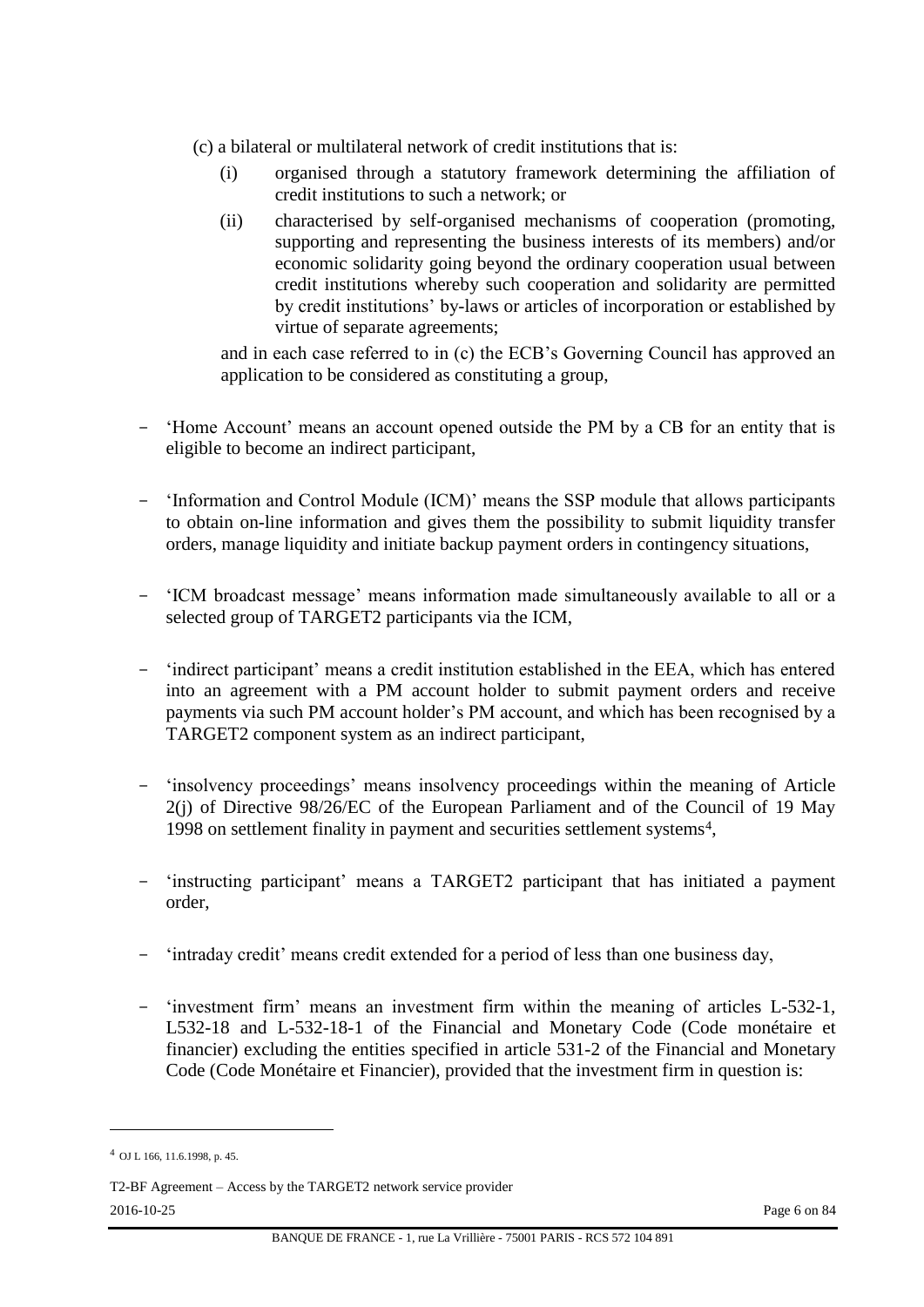(c) a bilateral or multilateral network of credit institutions that is:

(i) organised through a statutory framework determining the affiliation of credit institutions to such a network; or

(ii) characterised by self-organised mechanisms of cooperation (promoting, supporting and representing the business interests of its members) and/or economic solidarity going beyond the ordinary cooperation usual between credit institutions whereby such cooperation and solidarity are permitted by credit institutions' by-laws or articles of incorporation or established by virtue of separate agreements;

and in each case referred to in (c) the ECB's Governing Council has approved an application to be considered as constituting a group,

- 'Home Account' means an account opened outside the PM by a CB for an entity that is eligible to become an indirect participant,

- 'Information and Control Module (ICM)' means the SSP module that allows participants to obtain on-line information and gives them the possibility to submit liquidity transfer orders, manage liquidity and initiate backup payment orders in contingency situations,

- 'ICM broadcast message' means information made simultaneously available to all or a selected group of TARGET2 participants via the ICM,

- 'indirect participant' means a credit institution established in the EEA, which has entered into an agreement with a PM account holder to submit payment orders and receive payments via such PM account holder's PM account, and which has been recognised by a TARGET2 component system as an indirect participant,

- 'insolvency proceedings' means insolvency proceedings within the meaning of Article 2(j) of Directive 98/26/EC of the European Parliament and of the Council of 19 May 1998 on settlement finality in payment and securities settlement systems[4],

- 'instructing participant' means a TARGET2 participant that has initiated a payment order,

- 'intraday credit' means credit extended for a period of less than one business day,

- 'investment firm' means an investment firm within the meaning of articles L-532-1, L532-18 and L-532-18-1 of the Financial and Monetary Code (Code monétaire et financier) excluding the entities specified in article 531-2 of the Financial and Monetary Code (Code Monétaire et Financier), provided that the investment firm in question is:

---

[4] OJ L 166, 11.6.1998, p. 45.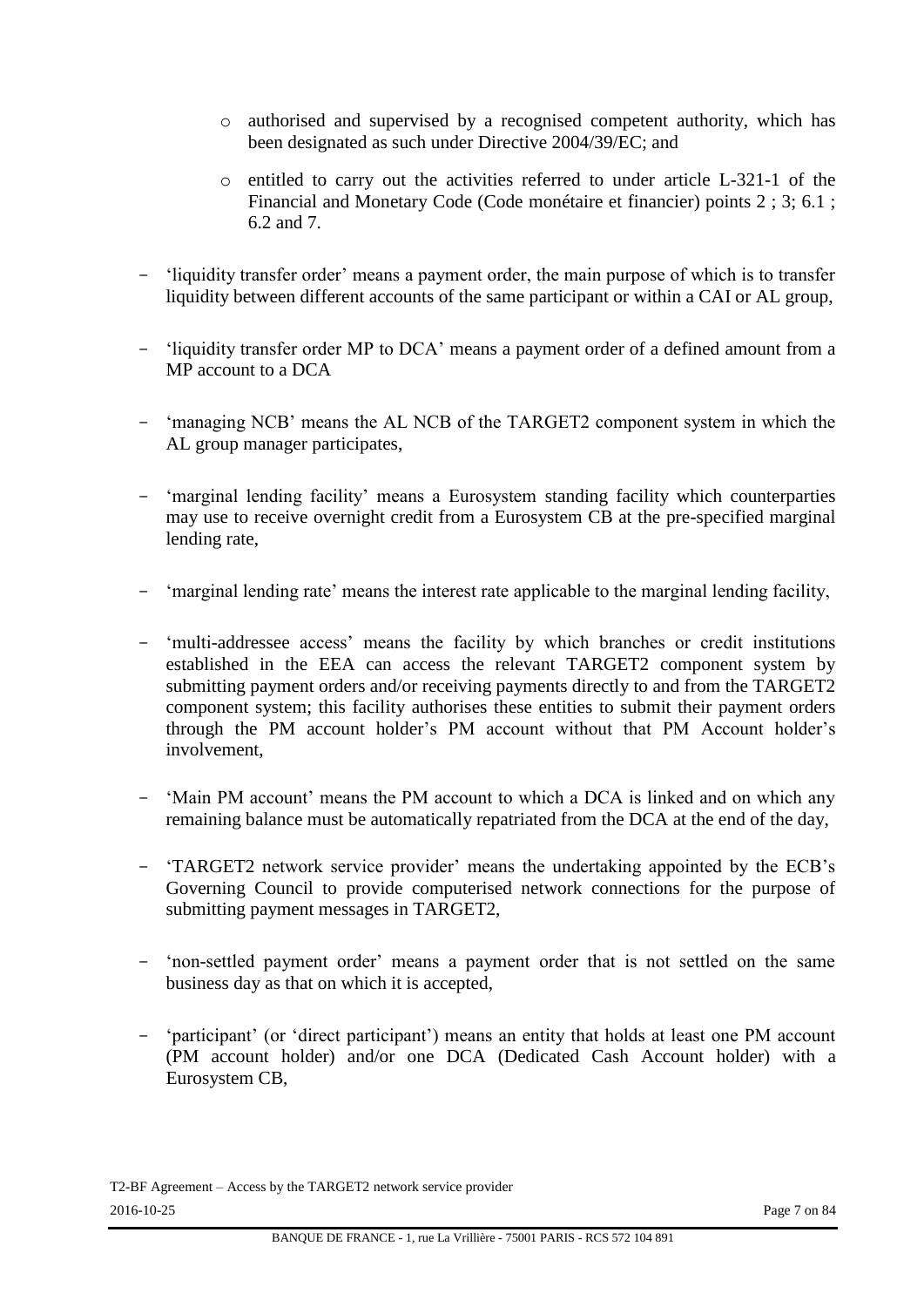- authorised and supervised by a recognised competent authority, which has been designated as such under Directive 2004/39/EC; and
  - entitled to carry out the activities referred to under article L-321-1 of the Financial and Monetary Code (Code monétaire et financier) points 2 ; 3; 6.1 ; 6.2 and 7.

- 'liquidity transfer order' means a payment order, the main purpose of which is to transfer liquidity between different accounts of the same participant or within a CAI or AL group,

- 'liquidity transfer order MP to DCA' means a payment order of a defined amount from a MP account to a DCA

- 'managing NCB' means the AL NCB of the TARGET2 component system in which the AL group manager participates,

- 'marginal lending facility' means a Eurosystem standing facility which counterparties may use to receive overnight credit from a Eurosystem CB at the pre-specified marginal lending rate,

- 'marginal lending rate' means the interest rate applicable to the marginal lending facility,

- 'multi-addressee access' means the facility by which branches or credit institutions established in the EEA can access the relevant TARGET2 component system by submitting payment orders and/or receiving payments directly to and from the TARGET2 component system; this facility authorises these entities to submit their payment orders through the PM account holder's PM account without that PM Account holder's involvement,

- 'Main PM account' means the PM account to which a DCA is linked and on which any remaining balance must be automatically repatriated from the DCA at the end of the day,

- 'TARGET2 network service provider' means the undertaking appointed by the ECB's Governing Council to provide computerised network connections for the purpose of submitting payment messages in TARGET2,

- 'non-settled payment order' means a payment order that is not settled on the same business day as that on which it is accepted,

- 'participant' (or 'direct participant') means an entity that holds at least one PM account (PM account holder) and/or one DCA (Dedicated Cash Account holder) with a Eurosystem CB,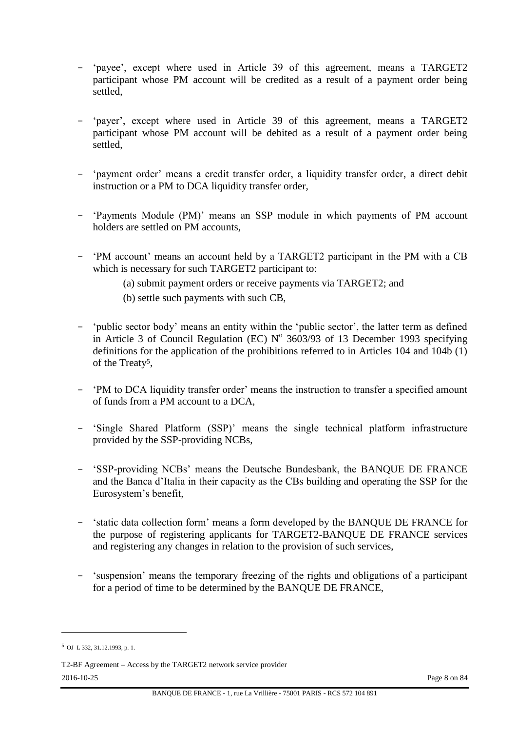- 'payee', except where used in Article 39 of this agreement, means a TARGET2 participant whose PM account will be credited as a result of a payment order being settled,

- 'payer', except where used in Article 39 of this agreement, means a TARGET2 participant whose PM account will be debited as a result of a payment order being settled,

- 'payment order' means a credit transfer order, a liquidity transfer order, a direct debit instruction or a PM to DCA liquidity transfer order,

- 'Payments Module (PM)' means an SSP module in which payments of PM account holders are settled on PM accounts,

- 'PM account' means an account held by a TARGET2 participant in the PM with a CB which is necessary for such TARGET2 participant to:

  (a) submit payment orders or receive payments via TARGET2; and

  (b) settle such payments with such CB,

- 'public sector body' means an entity within the 'public sector', the latter term as defined in Article 3 of Council Regulation (EC) N° 3603/93 of 13 December 1993 specifying definitions for the application of the prohibitions referred to in Articles 104 and 104b (1) of the Treaty[5],

- 'PM to DCA liquidity transfer order' means the instruction to transfer a specified amount of funds from a PM account to a DCA,

- 'Single Shared Platform (SSP)' means the single technical platform infrastructure provided by the SSP-providing NCBs,

- 'SSP-providing NCBs' means the Deutsche Bundesbank, the BANQUE DE FRANCE and the Banca d'Italia in their capacity as the CBs building and operating the SSP for the Eurosystem's benefit,

- 'static data collection form' means a form developed by the BANQUE DE FRANCE for the purpose of registering applicants for TARGET2-BANQUE DE FRANCE services and registering any changes in relation to the provision of such services,

- 'suspension' means the temporary freezing of the rights and obligations of a participant for a period of time to be determined by the BANQUE DE FRANCE,

---

[5] OJ L 332, 31.12.1993, p. 1.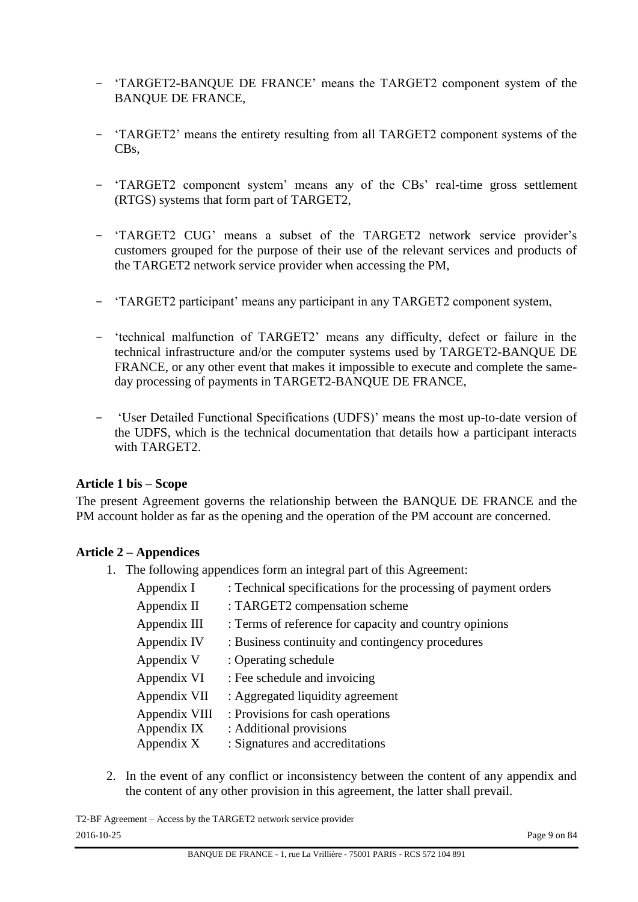- 'TARGET2-BANQUE DE FRANCE' means the TARGET2 component system of the BANQUE DE FRANCE,

- 'TARGET2' means the entirety resulting from all TARGET2 component systems of the CBs,

- 'TARGET2 component system' means any of the CBs' real-time gross settlement (RTGS) systems that form part of TARGET2,

- 'TARGET2 CUG' means a subset of the TARGET2 network service provider's customers grouped for the purpose of their use of the relevant services and products of the TARGET2 network service provider when accessing the PM,

- 'TARGET2 participant' means any participant in any TARGET2 component system,

- 'technical malfunction of TARGET2' means any difficulty, defect or failure in the technical infrastructure and/or the computer systems used by TARGET2-BANQUE DE FRANCE, or any other event that makes it impossible to execute and complete the same-day processing of payments in TARGET2-BANQUE DE FRANCE,

- 'User Detailed Functional Specifications (UDFS)' means the most up-to-date version of the UDFS, which is the technical documentation that details how a participant interacts with TARGET2.

**Article 1 bis – Scope**

The present Agreement governs the relationship between the BANQUE DE FRANCE and the PM account holder as far as the opening and the operation of the PM account are concerned.

**Article 2 – Appendices**

1. The following appendices form an integral part of this Agreement:

   | | |
   |---|---|
   | Appendix I | : Technical specifications for the processing of payment orders |
   | Appendix II | : TARGET2 compensation scheme |
   | Appendix III | : Terms of reference for capacity and country opinions |
   | Appendix IV | : Business continuity and contingency procedures |
   | Appendix V | : Operating schedule |
   | Appendix VI | : Fee schedule and invoicing |
   | Appendix VII | : Aggregated liquidity agreement |
   | Appendix VIII | : Provisions for cash operations |
   | Appendix IX | : Additional provisions |
   | Appendix X | : Signatures and accreditations |

2. In the event of any conflict or inconsistency between the content of any appendix and the content of any other provision in this agreement, the latter shall prevail.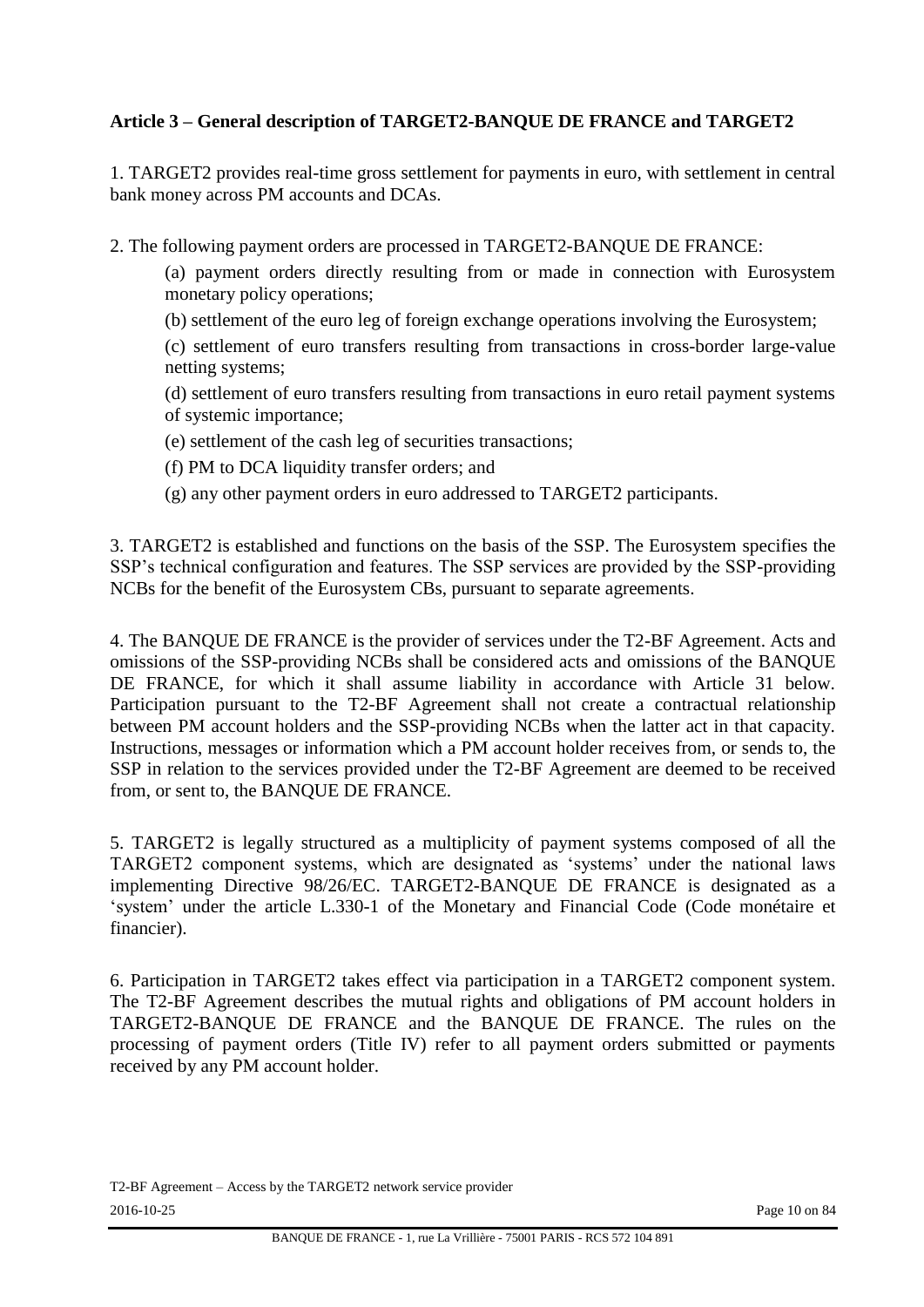**Article 3 – General description of TARGET2-BANQUE DE FRANCE and TARGET2**

1. TARGET2 provides real-time gross settlement for payments in euro, with settlement in central bank money across PM accounts and DCAs.

2. The following payment orders are processed in TARGET2-BANQUE DE FRANCE:

   (a) payment orders directly resulting from or made in connection with Eurosystem monetary policy operations;

   (b) settlement of the euro leg of foreign exchange operations involving the Eurosystem;

   (c) settlement of euro transfers resulting from transactions in cross-border large-value netting systems;

   (d) settlement of euro transfers resulting from transactions in euro retail payment systems of systemic importance;

   (e) settlement of the cash leg of securities transactions;

   (f) PM to DCA liquidity transfer orders; and

   (g) any other payment orders in euro addressed to TARGET2 participants.

3. TARGET2 is established and functions on the basis of the SSP. The Eurosystem specifies the SSP's technical configuration and features. The SSP services are provided by the SSP-providing NCBs for the benefit of the Eurosystem CBs, pursuant to separate agreements.

4. The BANQUE DE FRANCE is the provider of services under the T2-BF Agreement. Acts and omissions of the SSP-providing NCBs shall be considered acts and omissions of the BANQUE DE FRANCE, for which it shall assume liability in accordance with Article 31 below. Participation pursuant to the T2-BF Agreement shall not create a contractual relationship between PM account holders and the SSP-providing NCBs when the latter act in that capacity. Instructions, messages or information which a PM account holder receives from, or sends to, the SSP in relation to the services provided under the T2-BF Agreement are deemed to be received from, or sent to, the BANQUE DE FRANCE.

5. TARGET2 is legally structured as a multiplicity of payment systems composed of all the TARGET2 component systems, which are designated as 'systems' under the national laws implementing Directive 98/26/EC. TARGET2-BANQUE DE FRANCE is designated as a 'system' under the article L.330-1 of the Monetary and Financial Code (Code monétaire et financier).

6. Participation in TARGET2 takes effect via participation in a TARGET2 component system. The T2-BF Agreement describes the mutual rights and obligations of PM account holders in TARGET2-BANQUE DE FRANCE and the BANQUE DE FRANCE. The rules on the processing of payment orders (Title IV) refer to all payment orders submitted or payments received by any PM account holder.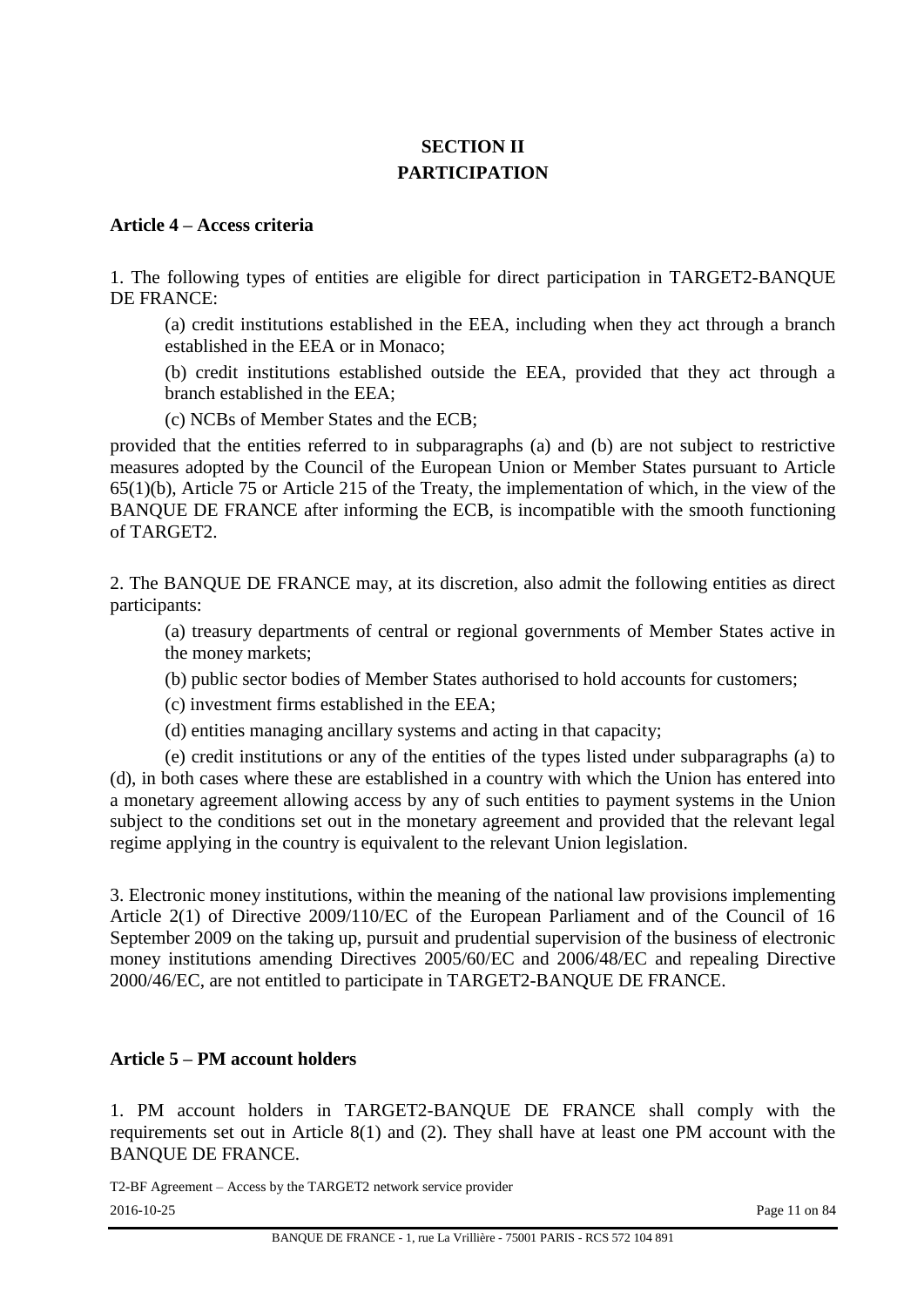# SECTION II
# PARTICIPATION

### Article 4 – Access criteria

1. The following types of entities are eligible for direct participation in TARGET2-BANQUE DE FRANCE:

   (a) credit institutions established in the EEA, including when they act through a branch established in the EEA or in Monaco;

   (b) credit institutions established outside the EEA, provided that they act through a branch established in the EEA;

   (c) NCBs of Member States and the ECB;

provided that the entities referred to in subparagraphs (a) and (b) are not subject to restrictive measures adopted by the Council of the European Union or Member States pursuant to Article 65(1)(b), Article 75 or Article 215 of the Treaty, the implementation of which, in the view of the BANQUE DE FRANCE after informing the ECB, is incompatible with the smooth functioning of TARGET2.

2. The BANQUE DE FRANCE may, at its discretion, also admit the following entities as direct participants:

   (a) treasury departments of central or regional governments of Member States active in the money markets;

   (b) public sector bodies of Member States authorised to hold accounts for customers;

   (c) investment firms established in the EEA;

   (d) entities managing ancillary systems and acting in that capacity;

   (e) credit institutions or any of the entities of the types listed under subparagraphs (a) to (d), in both cases where these are established in a country with which the Union has entered into a monetary agreement allowing access by any of such entities to payment systems in the Union subject to the conditions set out in the monetary agreement and provided that the relevant legal regime applying in the country is equivalent to the relevant Union legislation.

3. Electronic money institutions, within the meaning of the national law provisions implementing Article 2(1) of Directive 2009/110/EC of the European Parliament and of the Council of 16 September 2009 on the taking up, pursuit and prudential supervision of the business of electronic money institutions amending Directives 2005/60/EC and 2006/48/EC and repealing Directive 2000/46/EC, are not entitled to participate in TARGET2-BANQUE DE FRANCE.

### Article 5 – PM account holders

1. PM account holders in TARGET2-BANQUE DE FRANCE shall comply with the requirements set out in Article 8(1) and (2). They shall have at least one PM account with the BANQUE DE FRANCE.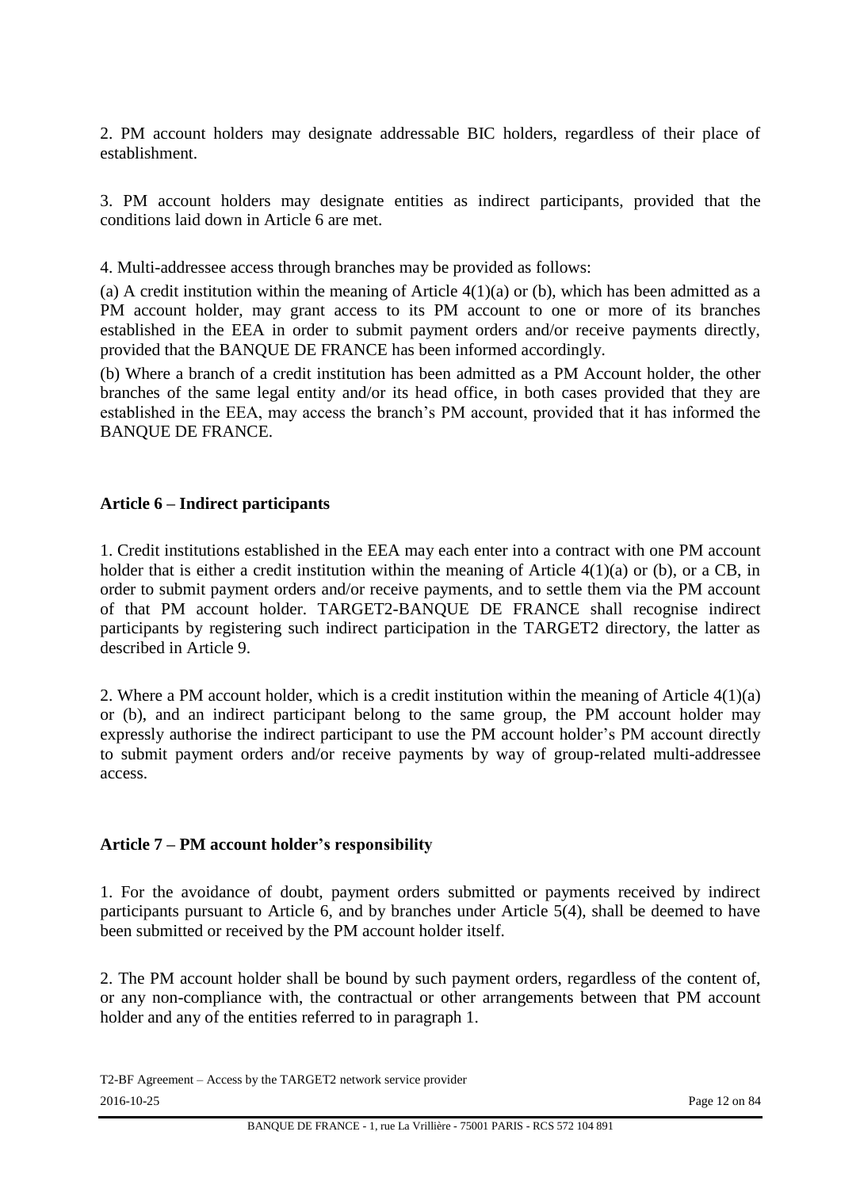2. PM account holders may designate addressable BIC holders, regardless of their place of establishment.

3. PM account holders may designate entities as indirect participants, provided that the conditions laid down in Article 6 are met.

4. Multi-addressee access through branches may be provided as follows:

(a) A credit institution within the meaning of Article 4(1)(a) or (b), which has been admitted as a PM account holder, may grant access to its PM account to one or more of its branches established in the EEA in order to submit payment orders and/or receive payments directly, provided that the BANQUE DE FRANCE has been informed accordingly.

(b) Where a branch of a credit institution has been admitted as a PM Account holder, the other branches of the same legal entity and/or its head office, in both cases provided that they are established in the EEA, may access the branch's PM account, provided that it has informed the BANQUE DE FRANCE.

**Article 6 – Indirect participants**

1. Credit institutions established in the EEA may each enter into a contract with one PM account holder that is either a credit institution within the meaning of Article 4(1)(a) or (b), or a CB, in order to submit payment orders and/or receive payments, and to settle them via the PM account of that PM account holder. TARGET2-BANQUE DE FRANCE shall recognise indirect participants by registering such indirect participation in the TARGET2 directory, the latter as described in Article 9.

2. Where a PM account holder, which is a credit institution within the meaning of Article 4(1)(a) or (b), and an indirect participant belong to the same group, the PM account holder may expressly authorise the indirect participant to use the PM account holder's PM account directly to submit payment orders and/or receive payments by way of group-related multi-addressee access.

**Article 7 – PM account holder's responsibility**

1. For the avoidance of doubt, payment orders submitted or payments received by indirect participants pursuant to Article 6, and by branches under Article 5(4), shall be deemed to have been submitted or received by the PM account holder itself.

2. The PM account holder shall be bound by such payment orders, regardless of the content of, or any non-compliance with, the contractual or other arrangements between that PM account holder and any of the entities referred to in paragraph 1.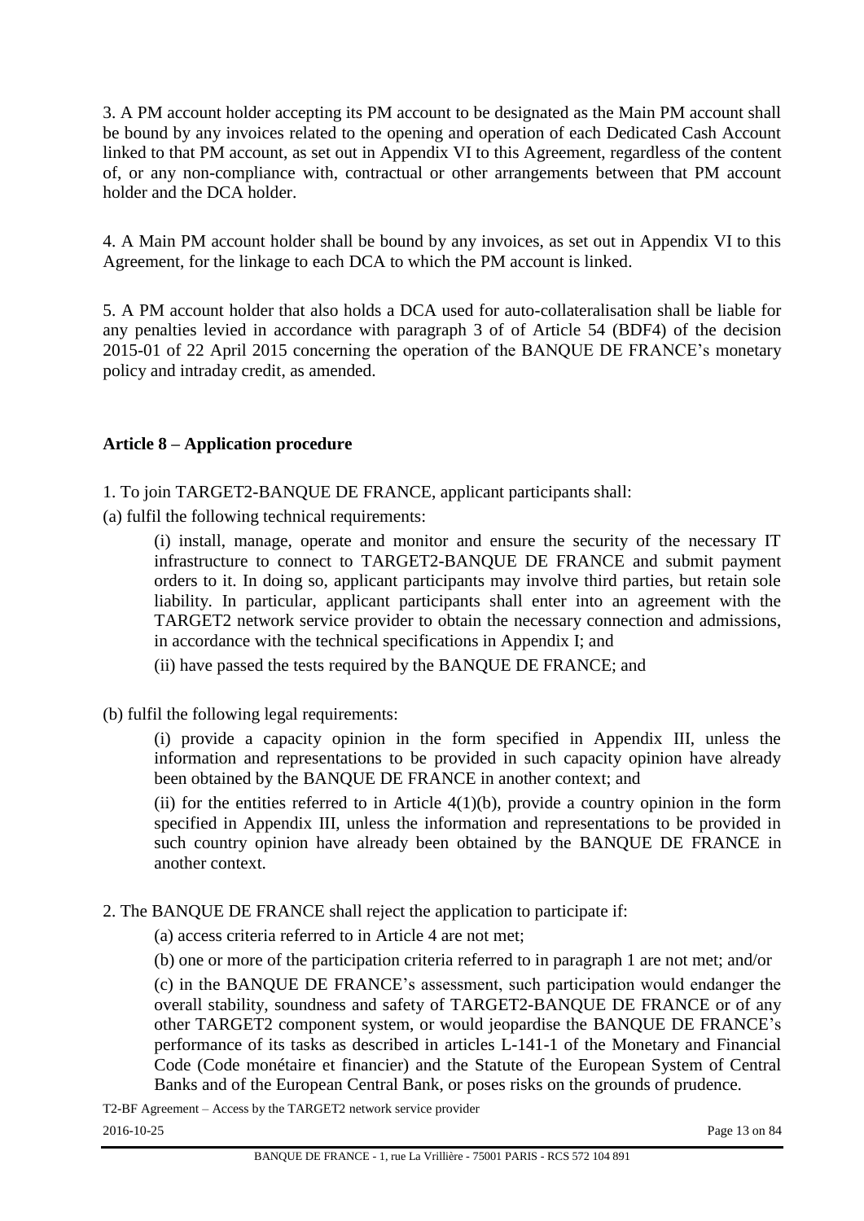3. A PM account holder accepting its PM account to be designated as the Main PM account shall be bound by any invoices related to the opening and operation of each Dedicated Cash Account linked to that PM account, as set out in Appendix VI to this Agreement, regardless of the content of, or any non-compliance with, contractual or other arrangements between that PM account holder and the DCA holder.

4. A Main PM account holder shall be bound by any invoices, as set out in Appendix VI to this Agreement, for the linkage to each DCA to which the PM account is linked.

5. A PM account holder that also holds a DCA used for auto-collateralisation shall be liable for any penalties levied in accordance with paragraph 3 of of Article 54 (BDF4) of the decision 2015-01 of 22 April 2015 concerning the operation of the BANQUE DE FRANCE's monetary policy and intraday credit, as amended.

**Article 8 – Application procedure**

1. To join TARGET2-BANQUE DE FRANCE, applicant participants shall:

(a) fulfil the following technical requirements:

> (i) install, manage, operate and monitor and ensure the security of the necessary IT infrastructure to connect to TARGET2-BANQUE DE FRANCE and submit payment orders to it. In doing so, applicant participants may involve third parties, but retain sole liability. In particular, applicant participants shall enter into an agreement with the TARGET2 network service provider to obtain the necessary connection and admissions, in accordance with the technical specifications in Appendix I; and
>
> (ii) have passed the tests required by the BANQUE DE FRANCE; and

(b) fulfil the following legal requirements:

> (i) provide a capacity opinion in the form specified in Appendix III, unless the information and representations to be provided in such capacity opinion have already been obtained by the BANQUE DE FRANCE in another context; and
>
> (ii) for the entities referred to in Article 4(1)(b), provide a country opinion in the form specified in Appendix III, unless the information and representations to be provided in such country opinion have already been obtained by the BANQUE DE FRANCE in another context.

2. The BANQUE DE FRANCE shall reject the application to participate if:

> (a) access criteria referred to in Article 4 are not met;
>
> (b) one or more of the participation criteria referred to in paragraph 1 are not met; and/or
>
> (c) in the BANQUE DE FRANCE's assessment, such participation would endanger the overall stability, soundness and safety of TARGET2-BANQUE DE FRANCE or of any other TARGET2 component system, or would jeopardise the BANQUE DE FRANCE's performance of its tasks as described in articles L-141-1 of the Monetary and Financial Code (Code monétaire et financier) and the Statute of the European System of Central Banks and of the European Central Bank, or poses risks on the grounds of prudence.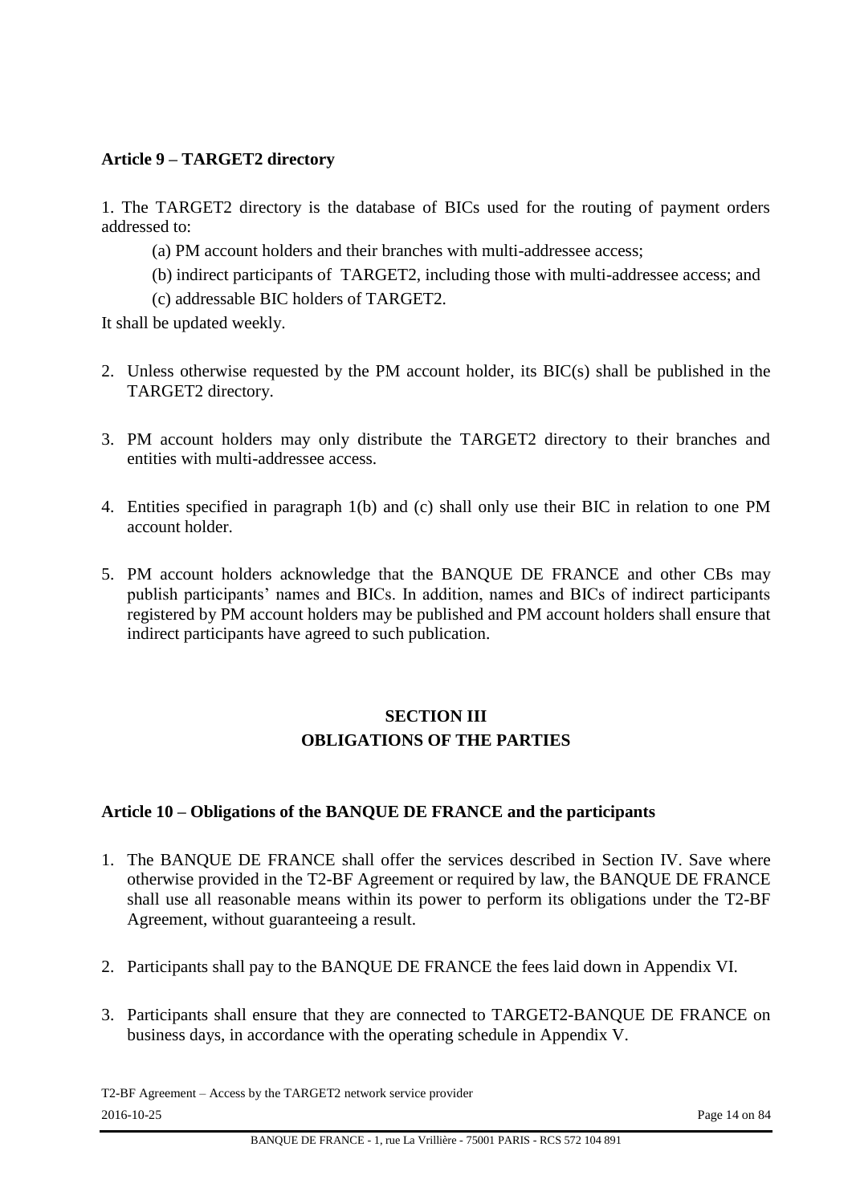**Article 9 – TARGET2 directory**

1. The TARGET2 directory is the database of BICs used for the routing of payment orders addressed to:

   (a) PM account holders and their branches with multi-addressee access;

   (b) indirect participants of TARGET2, including those with multi-addressee access; and

   (c) addressable BIC holders of TARGET2.

It shall be updated weekly.

2. Unless otherwise requested by the PM account holder, its BIC(s) shall be published in the TARGET2 directory.

3. PM account holders may only distribute the TARGET2 directory to their branches and entities with multi-addressee access.

4. Entities specified in paragraph 1(b) and (c) shall only use their BIC in relation to one PM account holder.

5. PM account holders acknowledge that the BANQUE DE FRANCE and other CBs may publish participants' names and BICs. In addition, names and BICs of indirect participants registered by PM account holders may be published and PM account holders shall ensure that indirect participants have agreed to such publication.

## SECTION III
## OBLIGATIONS OF THE PARTIES

**Article 10 – Obligations of the BANQUE DE FRANCE and the participants**

1. The BANQUE DE FRANCE shall offer the services described in Section IV. Save where otherwise provided in the T2-BF Agreement or required by law, the BANQUE DE FRANCE shall use all reasonable means within its power to perform its obligations under the T2-BF Agreement, without guaranteeing a result.

2. Participants shall pay to the BANQUE DE FRANCE the fees laid down in Appendix VI.

3. Participants shall ensure that they are connected to TARGET2-BANQUE DE FRANCE on business days, in accordance with the operating schedule in Appendix V.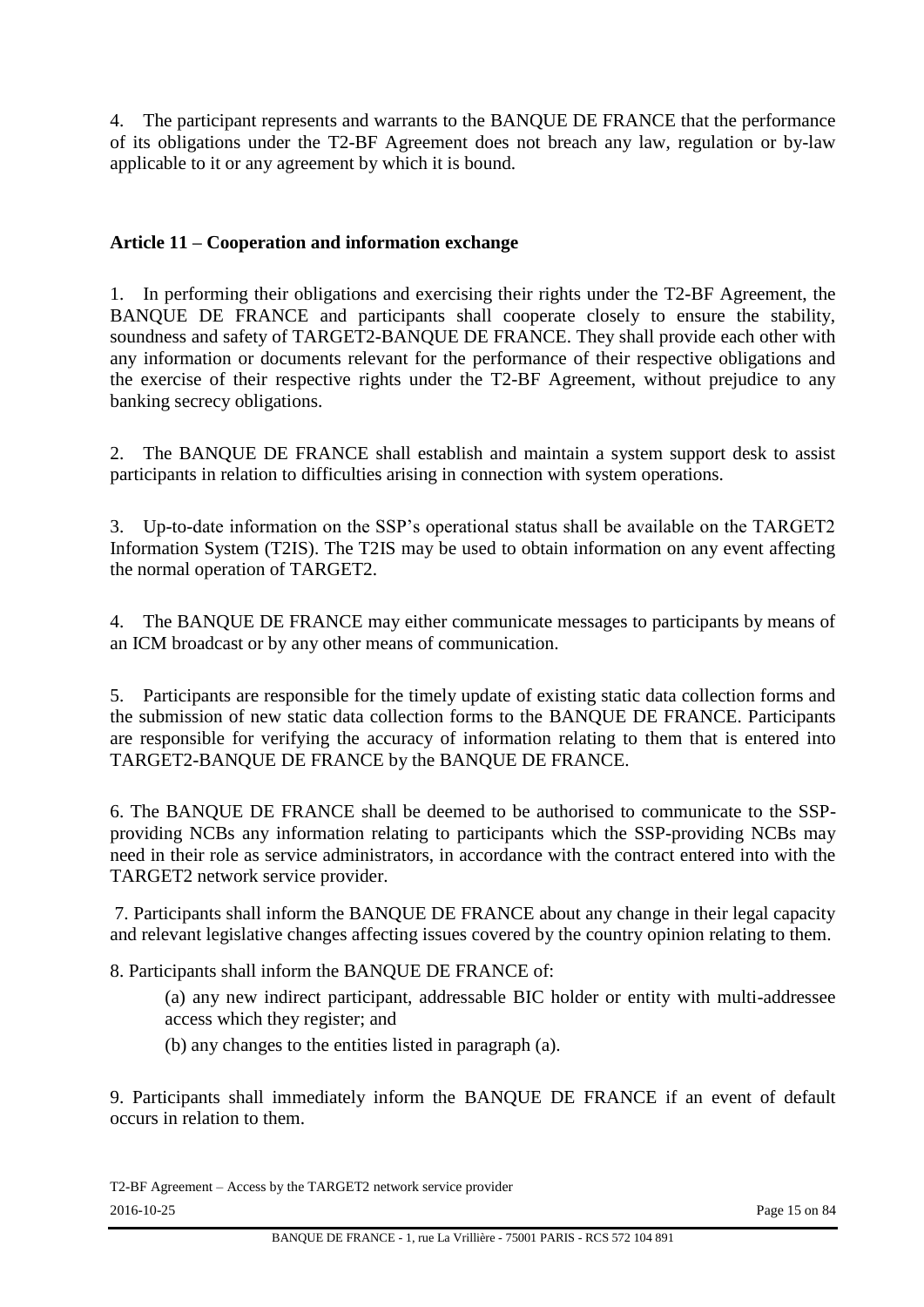4. The participant represents and warrants to the BANQUE DE FRANCE that the performance of its obligations under the T2-BF Agreement does not breach any law, regulation or by-law applicable to it or any agreement by which it is bound.

## Article 11 – Cooperation and information exchange

1. In performing their obligations and exercising their rights under the T2-BF Agreement, the BANQUE DE FRANCE and participants shall cooperate closely to ensure the stability, soundness and safety of TARGET2-BANQUE DE FRANCE. They shall provide each other with any information or documents relevant for the performance of their respective obligations and the exercise of their respective rights under the T2-BF Agreement, without prejudice to any banking secrecy obligations.

2. The BANQUE DE FRANCE shall establish and maintain a system support desk to assist participants in relation to difficulties arising in connection with system operations.

3. Up-to-date information on the SSP's operational status shall be available on the TARGET2 Information System (T2IS). The T2IS may be used to obtain information on any event affecting the normal operation of TARGET2.

4. The BANQUE DE FRANCE may either communicate messages to participants by means of an ICM broadcast or by any other means of communication.

5. Participants are responsible for the timely update of existing static data collection forms and the submission of new static data collection forms to the BANQUE DE FRANCE. Participants are responsible for verifying the accuracy of information relating to them that is entered into TARGET2-BANQUE DE FRANCE by the BANQUE DE FRANCE.

6. The BANQUE DE FRANCE shall be deemed to be authorised to communicate to the SSP-providing NCBs any information relating to participants which the SSP-providing NCBs may need in their role as service administrators, in accordance with the contract entered into with the TARGET2 network service provider.

7. Participants shall inform the BANQUE DE FRANCE about any change in their legal capacity and relevant legislative changes affecting issues covered by the country opinion relating to them.

8. Participants shall inform the BANQUE DE FRANCE of:

   (a) any new indirect participant, addressable BIC holder or entity with multi-addressee access which they register; and

   (b) any changes to the entities listed in paragraph (a).

9. Participants shall immediately inform the BANQUE DE FRANCE if an event of default occurs in relation to them.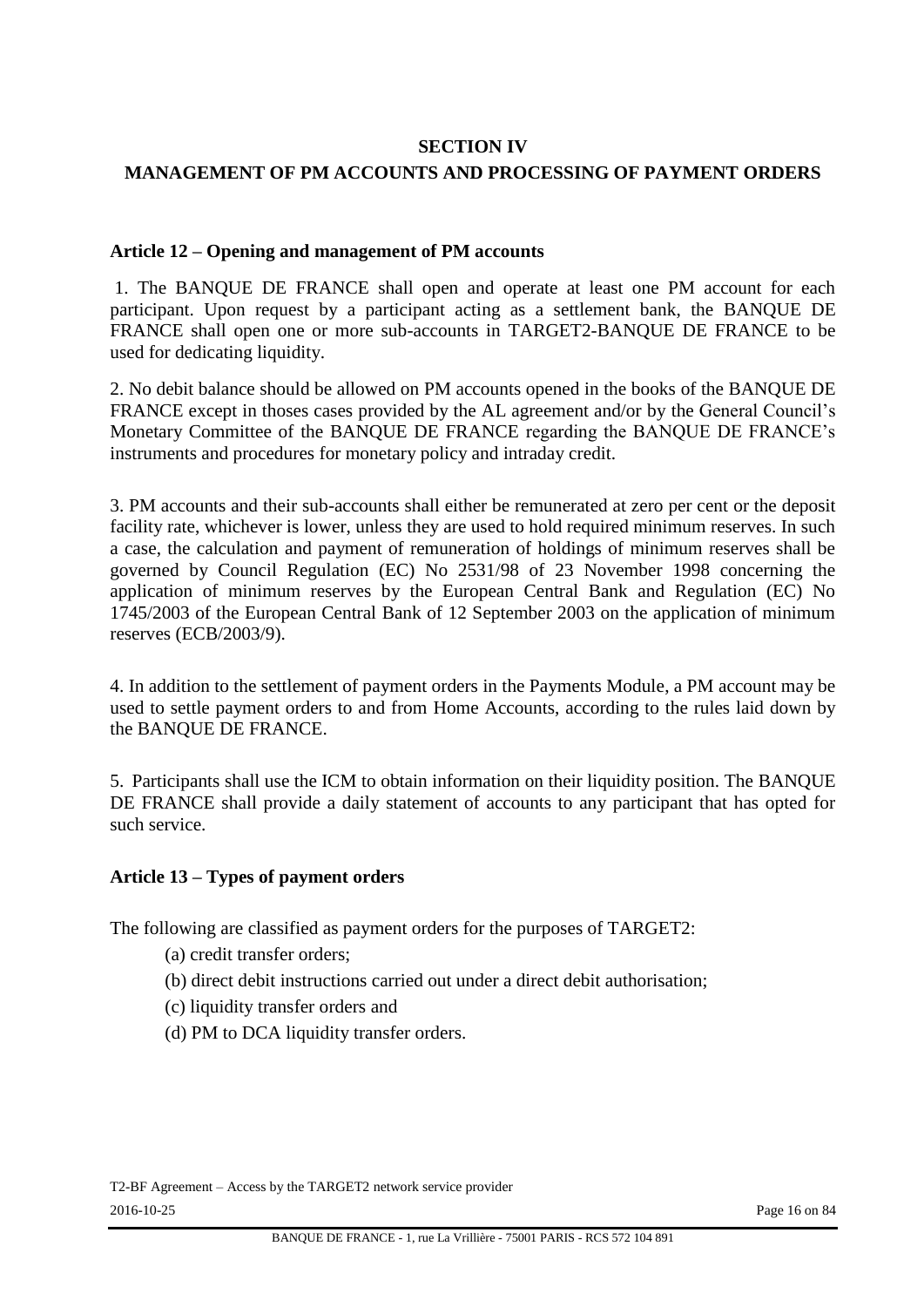## SECTION IV
## MANAGEMENT OF PM ACCOUNTS AND PROCESSING OF PAYMENT ORDERS

### Article 12 – Opening and management of PM accounts

1. The BANQUE DE FRANCE shall open and operate at least one PM account for each participant. Upon request by a participant acting as a settlement bank, the BANQUE DE FRANCE shall open one or more sub-accounts in TARGET2-BANQUE DE FRANCE to be used for dedicating liquidity.

2. No debit balance should be allowed on PM accounts opened in the books of the BANQUE DE FRANCE except in thoses cases provided by the AL agreement and/or by the General Council's Monetary Committee of the BANQUE DE FRANCE regarding the BANQUE DE FRANCE's instruments and procedures for monetary policy and intraday credit.

3. PM accounts and their sub-accounts shall either be remunerated at zero per cent or the deposit facility rate, whichever is lower, unless they are used to hold required minimum reserves. In such a case, the calculation and payment of remuneration of holdings of minimum reserves shall be governed by Council Regulation (EC) No 2531/98 of 23 November 1998 concerning the application of minimum reserves by the European Central Bank and Regulation (EC) No 1745/2003 of the European Central Bank of 12 September 2003 on the application of minimum reserves (ECB/2003/9).

4. In addition to the settlement of payment orders in the Payments Module, a PM account may be used to settle payment orders to and from Home Accounts, according to the rules laid down by the BANQUE DE FRANCE.

5. Participants shall use the ICM to obtain information on their liquidity position. The BANQUE DE FRANCE shall provide a daily statement of accounts to any participant that has opted for such service.

### Article 13 – Types of payment orders

The following are classified as payment orders for the purposes of TARGET2:

(a) credit transfer orders;

(b) direct debit instructions carried out under a direct debit authorisation;

(c) liquidity transfer orders and

(d) PM to DCA liquidity transfer orders.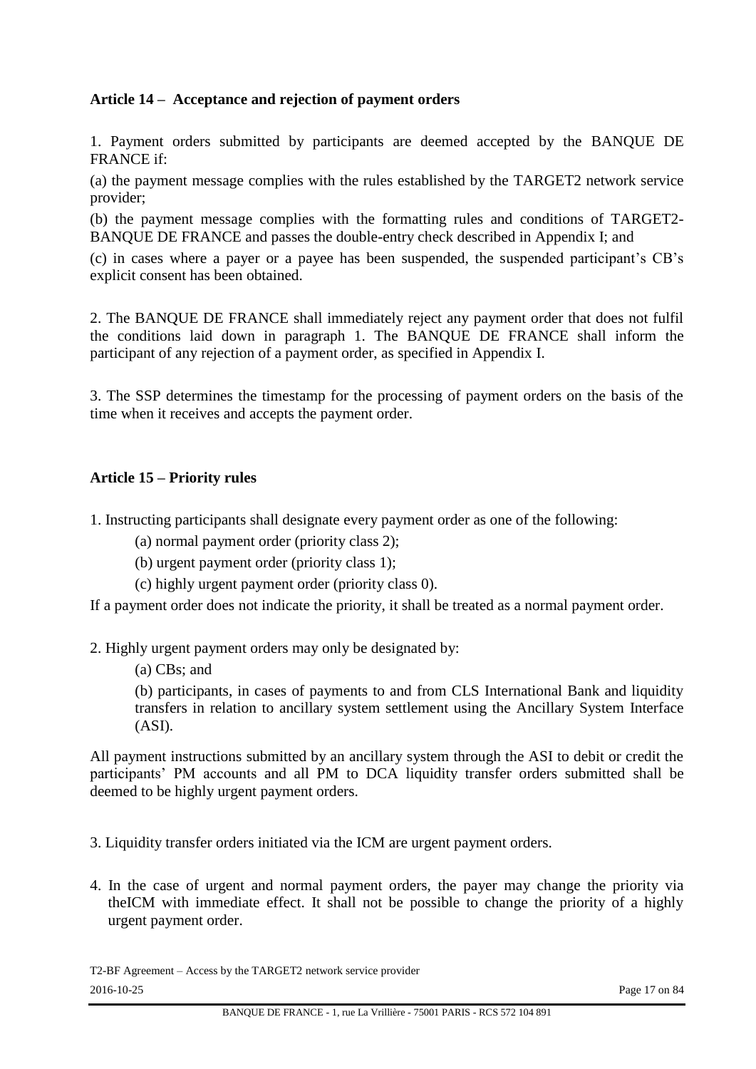### Article 14 – Acceptance and rejection of payment orders

1. Payment orders submitted by participants are deemed accepted by the BANQUE DE FRANCE if:

(a) the payment message complies with the rules established by the TARGET2 network service provider;

(b) the payment message complies with the formatting rules and conditions of TARGET2-BANQUE DE FRANCE and passes the double-entry check described in Appendix I; and

(c) in cases where a payer or a payee has been suspended, the suspended participant's CB's explicit consent has been obtained.

2. The BANQUE DE FRANCE shall immediately reject any payment order that does not fulfil the conditions laid down in paragraph 1. The BANQUE DE FRANCE shall inform the participant of any rejection of a payment order, as specified in Appendix I.

3. The SSP determines the timestamp for the processing of payment orders on the basis of the time when it receives and accepts the payment order.

### Article 15 – Priority rules

1. Instructing participants shall designate every payment order as one of the following:

(a) normal payment order (priority class 2);

(b) urgent payment order (priority class 1);

(c) highly urgent payment order (priority class 0).

If a payment order does not indicate the priority, it shall be treated as a normal payment order.

2. Highly urgent payment orders may only be designated by:

(a) CBs; and

(b) participants, in cases of payments to and from CLS International Bank and liquidity transfers in relation to ancillary system settlement using the Ancillary System Interface (ASI).

All payment instructions submitted by an ancillary system through the ASI to debit or credit the participants' PM accounts and all PM to DCA liquidity transfer orders submitted shall be deemed to be highly urgent payment orders.

3. Liquidity transfer orders initiated via the ICM are urgent payment orders.

4. In the case of urgent and normal payment orders, the payer may change the priority via theICM with immediate effect. It shall not be possible to change the priority of a highly urgent payment order.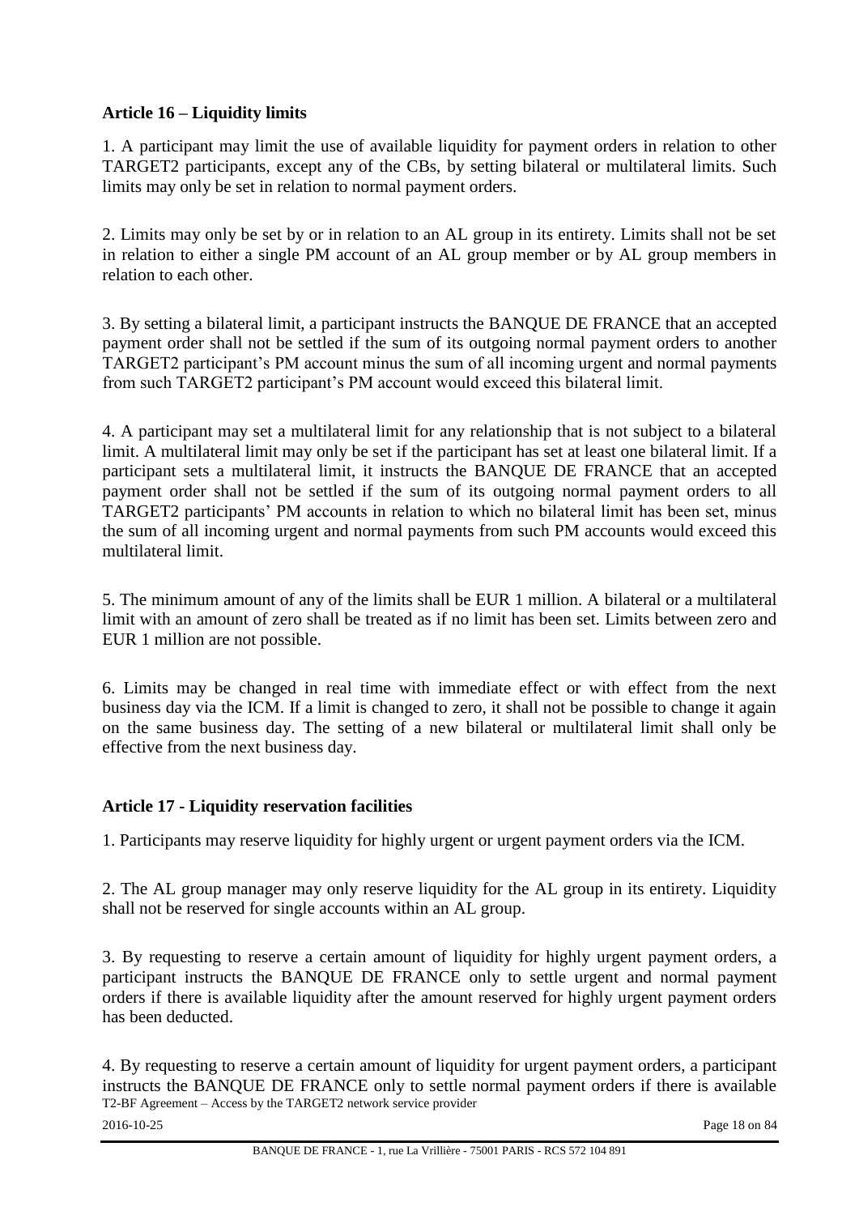**Article 16 – Liquidity limits**

1. A participant may limit the use of available liquidity for payment orders in relation to other TARGET2 participants, except any of the CBs, by setting bilateral or multilateral limits. Such limits may only be set in relation to normal payment orders.

2. Limits may only be set by or in relation to an AL group in its entirety. Limits shall not be set in relation to either a single PM account of an AL group member or by AL group members in relation to each other.

3. By setting a bilateral limit, a participant instructs the BANQUE DE FRANCE that an accepted payment order shall not be settled if the sum of its outgoing normal payment orders to another TARGET2 participant's PM account minus the sum of all incoming urgent and normal payments from such TARGET2 participant's PM account would exceed this bilateral limit.

4. A participant may set a multilateral limit for any relationship that is not subject to a bilateral limit. A multilateral limit may only be set if the participant has set at least one bilateral limit. If a participant sets a multilateral limit, it instructs the BANQUE DE FRANCE that an accepted payment order shall not be settled if the sum of its outgoing normal payment orders to all TARGET2 participants' PM accounts in relation to which no bilateral limit has been set, minus the sum of all incoming urgent and normal payments from such PM accounts would exceed this multilateral limit.

5. The minimum amount of any of the limits shall be EUR 1 million. A bilateral or a multilateral limit with an amount of zero shall be treated as if no limit has been set. Limits between zero and EUR 1 million are not possible.

6. Limits may be changed in real time with immediate effect or with effect from the next business day via the ICM. If a limit is changed to zero, it shall not be possible to change it again on the same business day. The setting of a new bilateral or multilateral limit shall only be effective from the next business day.

**Article 17 - Liquidity reservation facilities**

1. Participants may reserve liquidity for highly urgent or urgent payment orders via the ICM.

2. The AL group manager may only reserve liquidity for the AL group in its entirety. Liquidity shall not be reserved for single accounts within an AL group.

3. By requesting to reserve a certain amount of liquidity for highly urgent payment orders, a participant instructs the BANQUE DE FRANCE only to settle urgent and normal payment orders if there is available liquidity after the amount reserved for highly urgent payment orders has been deducted.

4. By requesting to reserve a certain amount of liquidity for urgent payment orders, a participant instructs the BANQUE DE FRANCE only to settle normal payment orders if there is available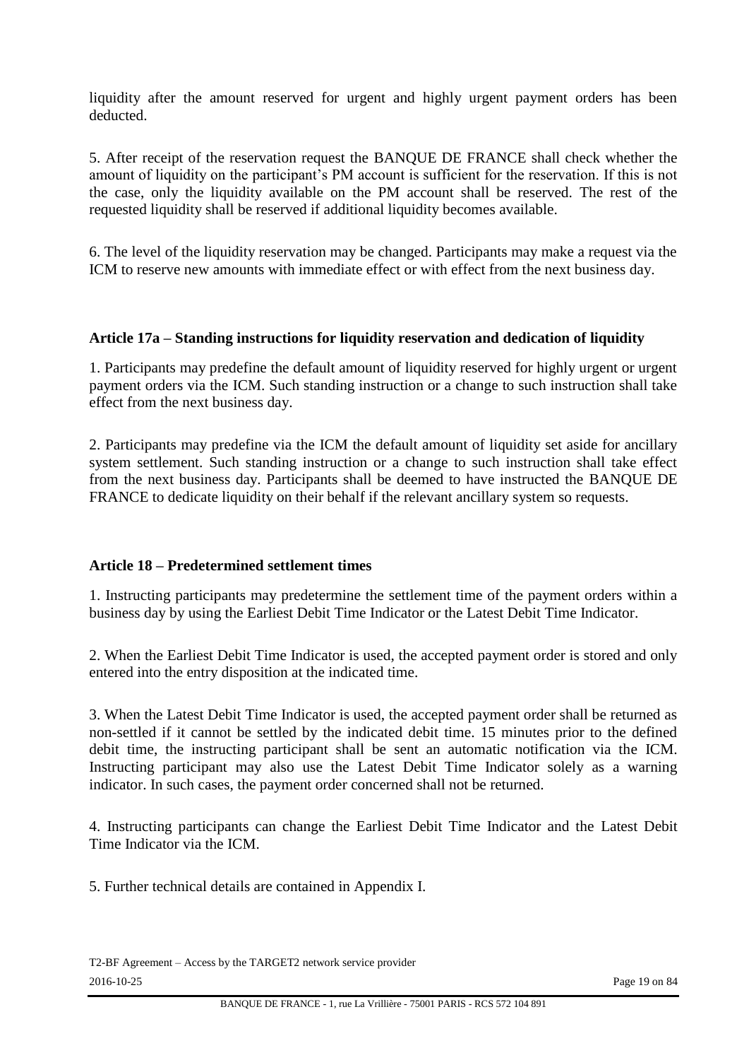liquidity after the amount reserved for urgent and highly urgent payment orders has been deducted.

5. After receipt of the reservation request the BANQUE DE FRANCE shall check whether the amount of liquidity on the participant's PM account is sufficient for the reservation. If this is not the case, only the liquidity available on the PM account shall be reserved. The rest of the requested liquidity shall be reserved if additional liquidity becomes available.

6. The level of the liquidity reservation may be changed. Participants may make a request via the ICM to reserve new amounts with immediate effect or with effect from the next business day.

### Article 17a – Standing instructions for liquidity reservation and dedication of liquidity

1. Participants may predefine the default amount of liquidity reserved for highly urgent or urgent payment orders via the ICM. Such standing instruction or a change to such instruction shall take effect from the next business day.

2. Participants may predefine via the ICM the default amount of liquidity set aside for ancillary system settlement. Such standing instruction or a change to such instruction shall take effect from the next business day. Participants shall be deemed to have instructed the BANQUE DE FRANCE to dedicate liquidity on their behalf if the relevant ancillary system so requests.

### Article 18 – Predetermined settlement times

1. Instructing participants may predetermine the settlement time of the payment orders within a business day by using the Earliest Debit Time Indicator or the Latest Debit Time Indicator.

2. When the Earliest Debit Time Indicator is used, the accepted payment order is stored and only entered into the entry disposition at the indicated time.

3. When the Latest Debit Time Indicator is used, the accepted payment order shall be returned as non-settled if it cannot be settled by the indicated debit time. 15 minutes prior to the defined debit time, the instructing participant shall be sent an automatic notification via the ICM. Instructing participant may also use the Latest Debit Time Indicator solely as a warning indicator. In such cases, the payment order concerned shall not be returned.

4. Instructing participants can change the Earliest Debit Time Indicator and the Latest Debit Time Indicator via the ICM.

5. Further technical details are contained in Appendix I.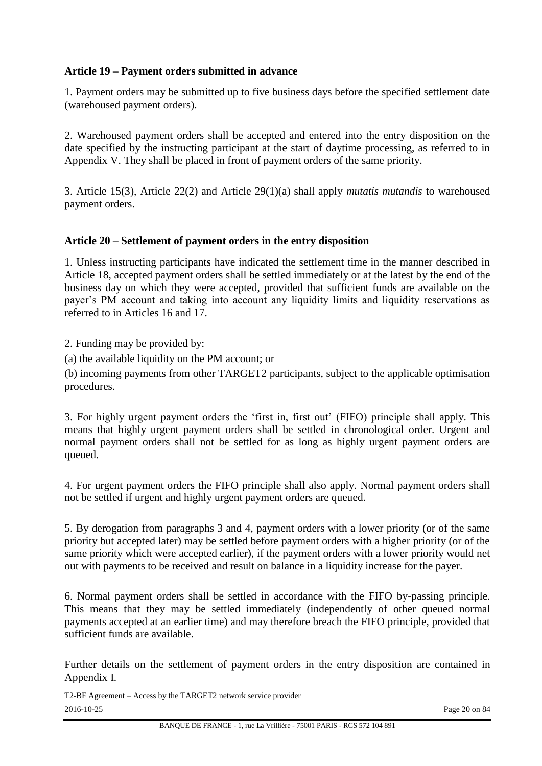**Article 19 – Payment orders submitted in advance**

1. Payment orders may be submitted up to five business days before the specified settlement date (warehoused payment orders).

2. Warehoused payment orders shall be accepted and entered into the entry disposition on the date specified by the instructing participant at the start of daytime processing, as referred to in Appendix V. They shall be placed in front of payment orders of the same priority.

3. Article 15(3), Article 22(2) and Article 29(1)(a) shall apply *mutatis mutandis* to warehoused payment orders.

**Article 20 – Settlement of payment orders in the entry disposition**

1. Unless instructing participants have indicated the settlement time in the manner described in Article 18, accepted payment orders shall be settled immediately or at the latest by the end of the business day on which they were accepted, provided that sufficient funds are available on the payer's PM account and taking into account any liquidity limits and liquidity reservations as referred to in Articles 16 and 17.

2. Funding may be provided by:

(a) the available liquidity on the PM account; or

(b) incoming payments from other TARGET2 participants, subject to the applicable optimisation procedures.

3. For highly urgent payment orders the 'first in, first out' (FIFO) principle shall apply. This means that highly urgent payment orders shall be settled in chronological order. Urgent and normal payment orders shall not be settled for as long as highly urgent payment orders are queued.

4. For urgent payment orders the FIFO principle shall also apply. Normal payment orders shall not be settled if urgent and highly urgent payment orders are queued.

5. By derogation from paragraphs 3 and 4, payment orders with a lower priority (or of the same priority but accepted later) may be settled before payment orders with a higher priority (or of the same priority which were accepted earlier), if the payment orders with a lower priority would net out with payments to be received and result on balance in a liquidity increase for the payer.

6. Normal payment orders shall be settled in accordance with the FIFO by-passing principle. This means that they may be settled immediately (independently of other queued normal payments accepted at an earlier time) and may therefore breach the FIFO principle, provided that sufficient funds are available.

Further details on the settlement of payment orders in the entry disposition are contained in Appendix I.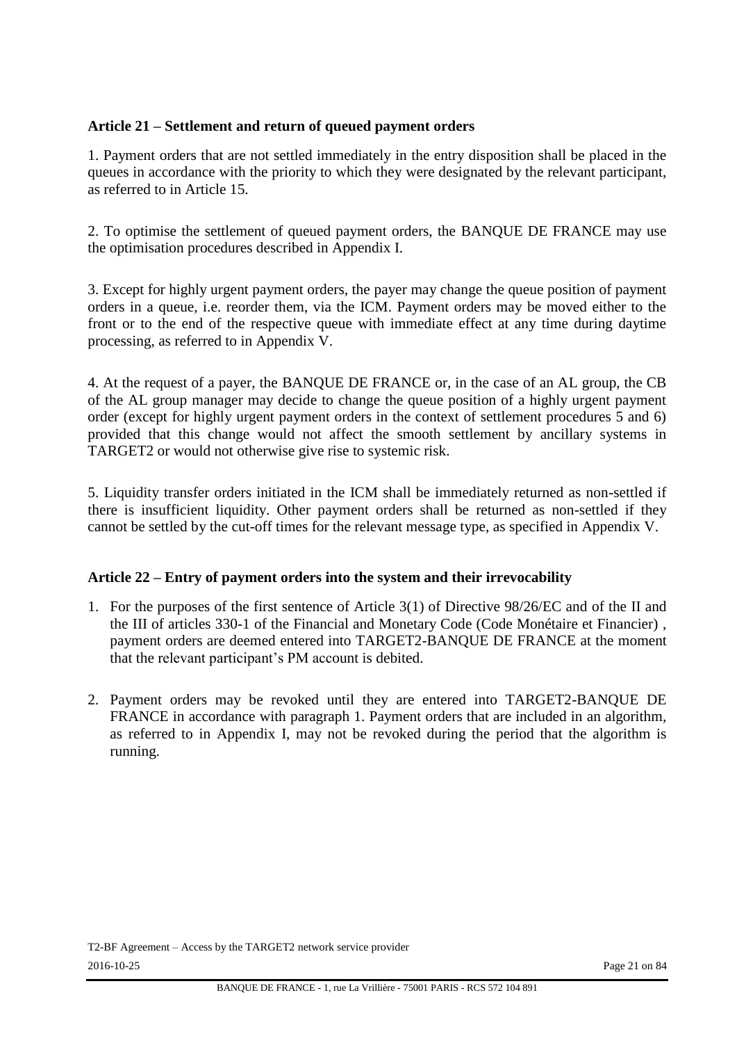**Article 21 – Settlement and return of queued payment orders**

1. Payment orders that are not settled immediately in the entry disposition shall be placed in the queues in accordance with the priority to which they were designated by the relevant participant, as referred to in Article 15.

2. To optimise the settlement of queued payment orders, the BANQUE DE FRANCE may use the optimisation procedures described in Appendix I.

3. Except for highly urgent payment orders, the payer may change the queue position of payment orders in a queue, i.e. reorder them, via the ICM. Payment orders may be moved either to the front or to the end of the respective queue with immediate effect at any time during daytime processing, as referred to in Appendix V.

4. At the request of a payer, the BANQUE DE FRANCE or, in the case of an AL group, the CB of the AL group manager may decide to change the queue position of a highly urgent payment order (except for highly urgent payment orders in the context of settlement procedures 5 and 6) provided that this change would not affect the smooth settlement by ancillary systems in TARGET2 or would not otherwise give rise to systemic risk.

5. Liquidity transfer orders initiated in the ICM shall be immediately returned as non-settled if there is insufficient liquidity. Other payment orders shall be returned as non-settled if they cannot be settled by the cut-off times for the relevant message type, as specified in Appendix V.

**Article 22 – Entry of payment orders into the system and their irrevocability**

1. For the purposes of the first sentence of Article 3(1) of Directive 98/26/EC and of the II and the III of articles 330-1 of the Financial and Monetary Code (Code Monétaire et Financier) , payment orders are deemed entered into TARGET2-BANQUE DE FRANCE at the moment that the relevant participant's PM account is debited.

2. Payment orders may be revoked until they are entered into TARGET2-BANQUE DE FRANCE in accordance with paragraph 1. Payment orders that are included in an algorithm, as referred to in Appendix I, may not be revoked during the period that the algorithm is running.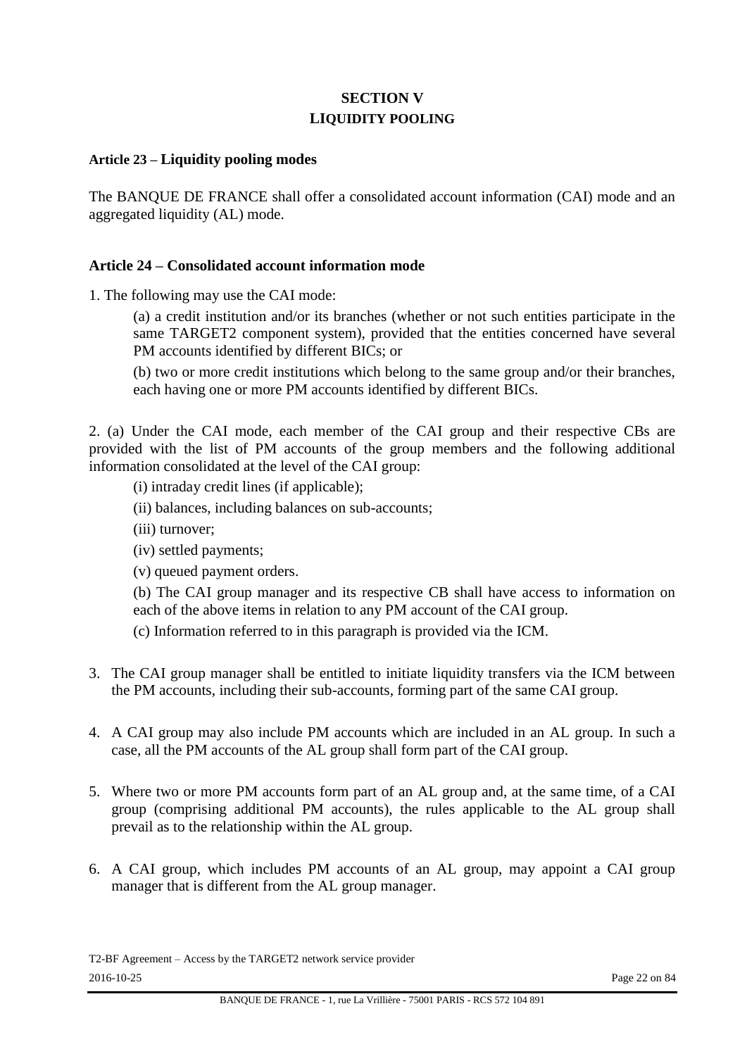## SECTION V
## LIQUIDITY POOLING

### Article 23 – Liquidity pooling modes

The BANQUE DE FRANCE shall offer a consolidated account information (CAI) mode and an aggregated liquidity (AL) mode.

### Article 24 – Consolidated account information mode

1. The following may use the CAI mode:

(a) a credit institution and/or its branches (whether or not such entities participate in the same TARGET2 component system), provided that the entities concerned have several PM accounts identified by different BICs; or

(b) two or more credit institutions which belong to the same group and/or their branches, each having one or more PM accounts identified by different BICs.

2. (a) Under the CAI mode, each member of the CAI group and their respective CBs are provided with the list of PM accounts of the group members and the following additional information consolidated at the level of the CAI group:

(i) intraday credit lines (if applicable);

(ii) balances, including balances on sub-accounts;

(iii) turnover;

(iv) settled payments;

(v) queued payment orders.

(b) The CAI group manager and its respective CB shall have access to information on each of the above items in relation to any PM account of the CAI group.

(c) Information referred to in this paragraph is provided via the ICM.

3. The CAI group manager shall be entitled to initiate liquidity transfers via the ICM between the PM accounts, including their sub-accounts, forming part of the same CAI group.

4. A CAI group may also include PM accounts which are included in an AL group. In such a case, all the PM accounts of the AL group shall form part of the CAI group.

5. Where two or more PM accounts form part of an AL group and, at the same time, of a CAI group (comprising additional PM accounts), the rules applicable to the AL group shall prevail as to the relationship within the AL group.

6. A CAI group, which includes PM accounts of an AL group, may appoint a CAI group manager that is different from the AL group manager.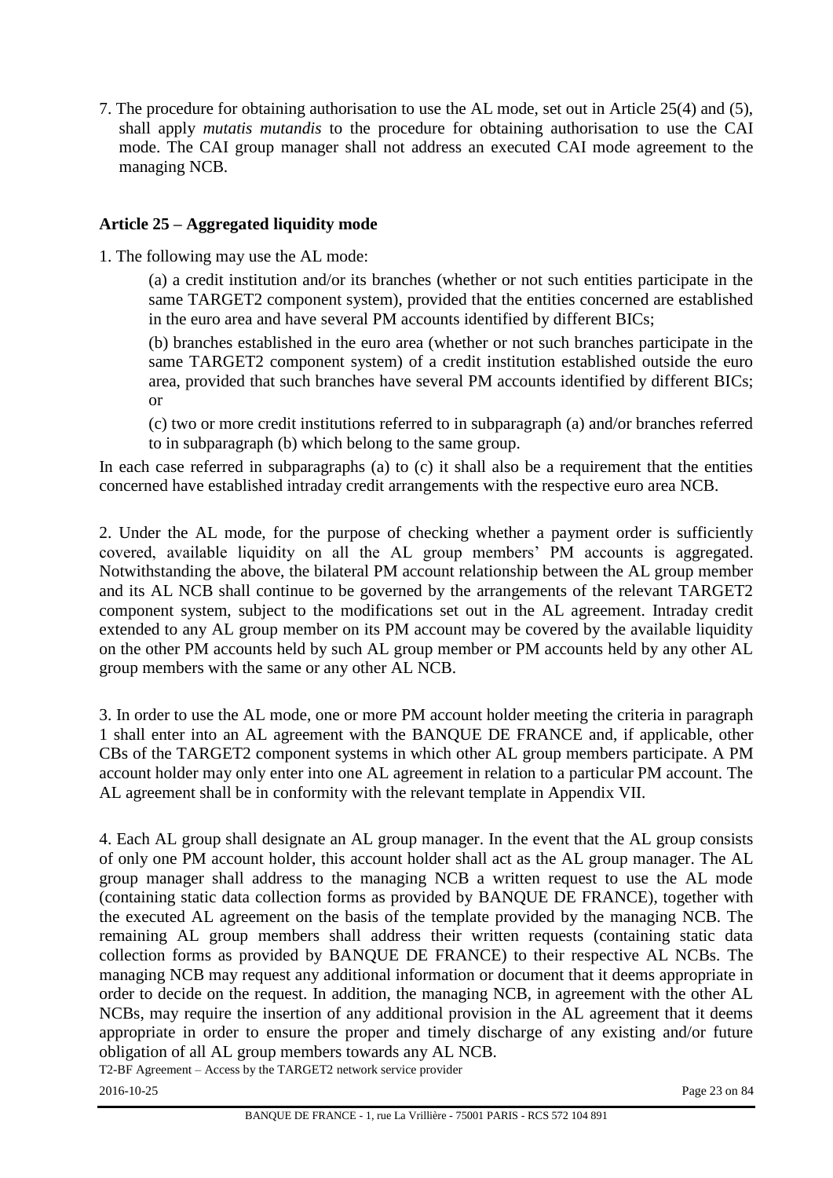7. The procedure for obtaining authorisation to use the AL mode, set out in Article 25(4) and (5), shall apply *mutatis mutandis* to the procedure for obtaining authorisation to use the CAI mode. The CAI group manager shall not address an executed CAI mode agreement to the managing NCB.

**Article 25 – Aggregated liquidity mode**

1. The following may use the AL mode:

(a) a credit institution and/or its branches (whether or not such entities participate in the same TARGET2 component system), provided that the entities concerned are established in the euro area and have several PM accounts identified by different BICs;

(b) branches established in the euro area (whether or not such branches participate in the same TARGET2 component system) of a credit institution established outside the euro area, provided that such branches have several PM accounts identified by different BICs; or

(c) two or more credit institutions referred to in subparagraph (a) and/or branches referred to in subparagraph (b) which belong to the same group.

In each case referred in subparagraphs (a) to (c) it shall also be a requirement that the entities concerned have established intraday credit arrangements with the respective euro area NCB.

2. Under the AL mode, for the purpose of checking whether a payment order is sufficiently covered, available liquidity on all the AL group members' PM accounts is aggregated. Notwithstanding the above, the bilateral PM account relationship between the AL group member and its AL NCB shall continue to be governed by the arrangements of the relevant TARGET2 component system, subject to the modifications set out in the AL agreement. Intraday credit extended to any AL group member on its PM account may be covered by the available liquidity on the other PM accounts held by such AL group member or PM accounts held by any other AL group members with the same or any other AL NCB.

3. In order to use the AL mode, one or more PM account holder meeting the criteria in paragraph 1 shall enter into an AL agreement with the BANQUE DE FRANCE and, if applicable, other CBs of the TARGET2 component systems in which other AL group members participate. A PM account holder may only enter into one AL agreement in relation to a particular PM account. The AL agreement shall be in conformity with the relevant template in Appendix VII.

4. Each AL group shall designate an AL group manager. In the event that the AL group consists of only one PM account holder, this account holder shall act as the AL group manager. The AL group manager shall address to the managing NCB a written request to use the AL mode (containing static data collection forms as provided by BANQUE DE FRANCE), together with the executed AL agreement on the basis of the template provided by the managing NCB. The remaining AL group members shall address their written requests (containing static data collection forms as provided by BANQUE DE FRANCE) to their respective AL NCBs. The managing NCB may request any additional information or document that it deems appropriate in order to decide on the request. In addition, the managing NCB, in agreement with the other AL NCBs, may require the insertion of any additional provision in the AL agreement that it deems appropriate in order to ensure the proper and timely discharge of any existing and/or future obligation of all AL group members towards any AL NCB.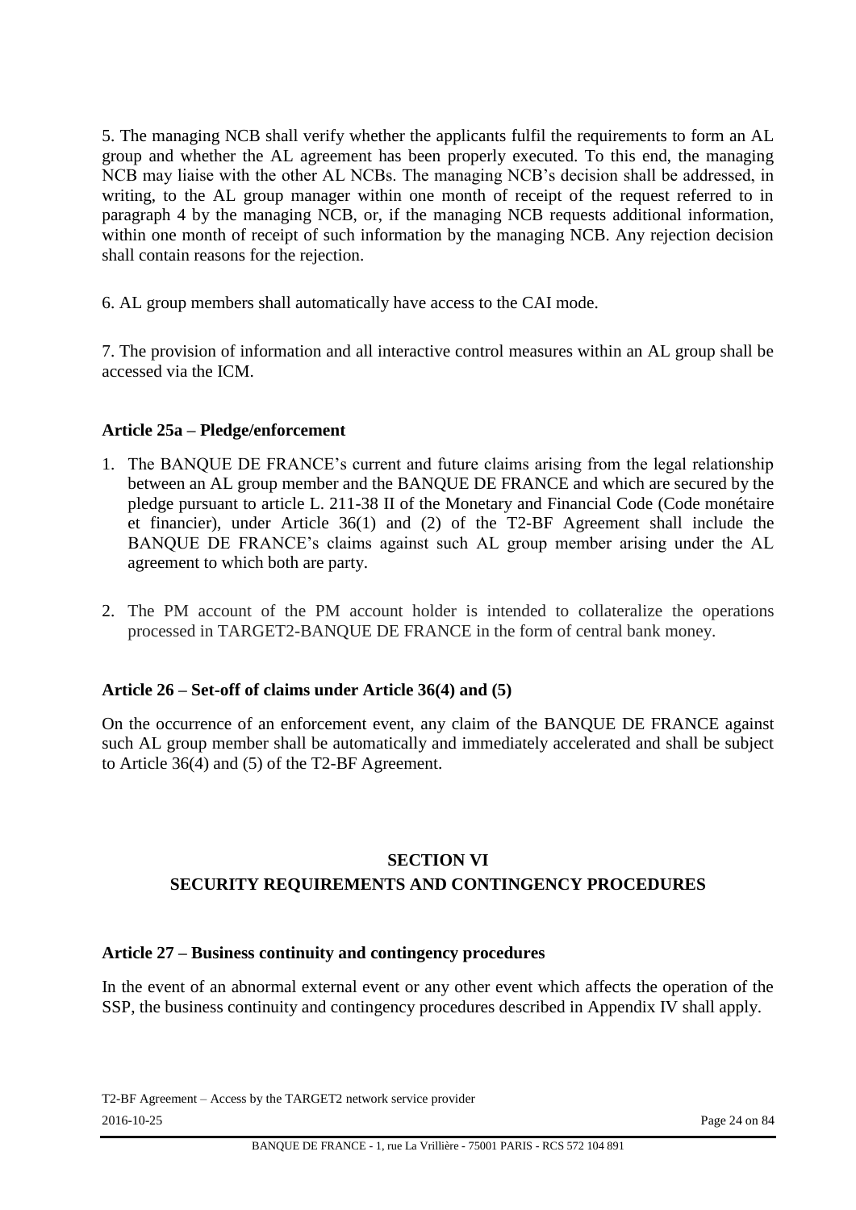5. The managing NCB shall verify whether the applicants fulfil the requirements to form an AL group and whether the AL agreement has been properly executed. To this end, the managing NCB may liaise with the other AL NCBs. The managing NCB's decision shall be addressed, in writing, to the AL group manager within one month of receipt of the request referred to in paragraph 4 by the managing NCB, or, if the managing NCB requests additional information, within one month of receipt of such information by the managing NCB. Any rejection decision shall contain reasons for the rejection.

6. AL group members shall automatically have access to the CAI mode.

7. The provision of information and all interactive control measures within an AL group shall be accessed via the ICM.

**Article 25a – Pledge/enforcement**

1. The BANQUE DE FRANCE's current and future claims arising from the legal relationship between an AL group member and the BANQUE DE FRANCE and which are secured by the pledge pursuant to article L. 211-38 II of the Monetary and Financial Code (Code monétaire et financier), under Article 36(1) and (2) of the T2-BF Agreement shall include the BANQUE DE FRANCE's claims against such AL group member arising under the AL agreement to which both are party.
2. The PM account of the PM account holder is intended to collateralize the operations processed in TARGET2-BANQUE DE FRANCE in the form of central bank money.

**Article 26 – Set-off of claims under Article 36(4) and (5)**

On the occurrence of an enforcement event, any claim of the BANQUE DE FRANCE against such AL group member shall be automatically and immediately accelerated and shall be subject to Article 36(4) and (5) of the T2-BF Agreement.

## SECTION VI
## SECURITY REQUIREMENTS AND CONTINGENCY PROCEDURES

**Article 27 – Business continuity and contingency procedures**

In the event of an abnormal external event or any other event which affects the operation of the SSP, the business continuity and contingency procedures described in Appendix IV shall apply.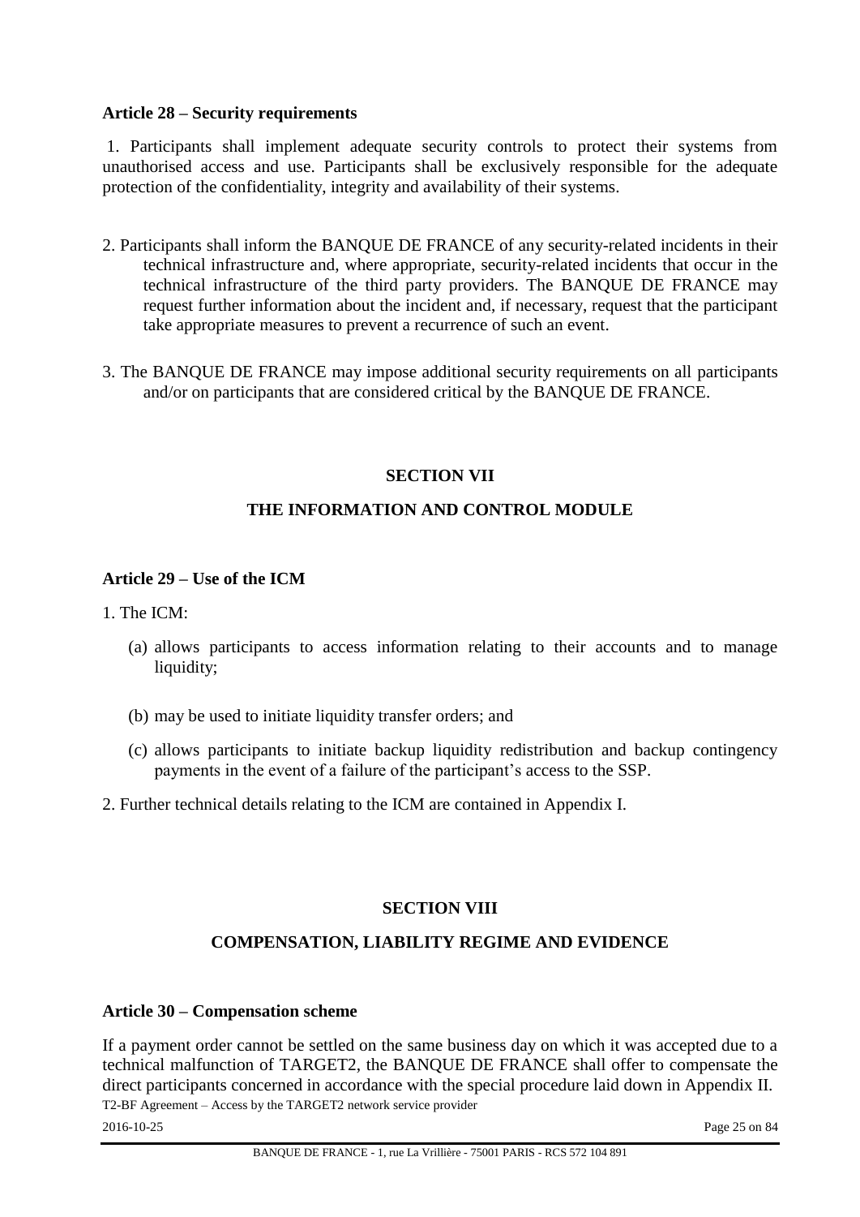### Article 28 – Security requirements

1. Participants shall implement adequate security controls to protect their systems from unauthorised access and use. Participants shall be exclusively responsible for the adequate protection of the confidentiality, integrity and availability of their systems.

2. Participants shall inform the BANQUE DE FRANCE of any security-related incidents in their technical infrastructure and, where appropriate, security-related incidents that occur in the technical infrastructure of the third party providers. The BANQUE DE FRANCE may request further information about the incident and, if necessary, request that the participant take appropriate measures to prevent a recurrence of such an event.

3. The BANQUE DE FRANCE may impose additional security requirements on all participants and/or on participants that are considered critical by the BANQUE DE FRANCE.

## SECTION VII

## THE INFORMATION AND CONTROL MODULE

### Article 29 – Use of the ICM

1. The ICM:

   (a) allows participants to access information relating to their accounts and to manage liquidity;

   (b) may be used to initiate liquidity transfer orders; and

   (c) allows participants to initiate backup liquidity redistribution and backup contingency payments in the event of a failure of the participant's access to the SSP.

2. Further technical details relating to the ICM are contained in Appendix I.

## SECTION VIII

## COMPENSATION, LIABILITY REGIME AND EVIDENCE

### Article 30 – Compensation scheme

If a payment order cannot be settled on the same business day on which it was accepted due to a technical malfunction of TARGET2, the BANQUE DE FRANCE shall offer to compensate the direct participants concerned in accordance with the special procedure laid down in Appendix II.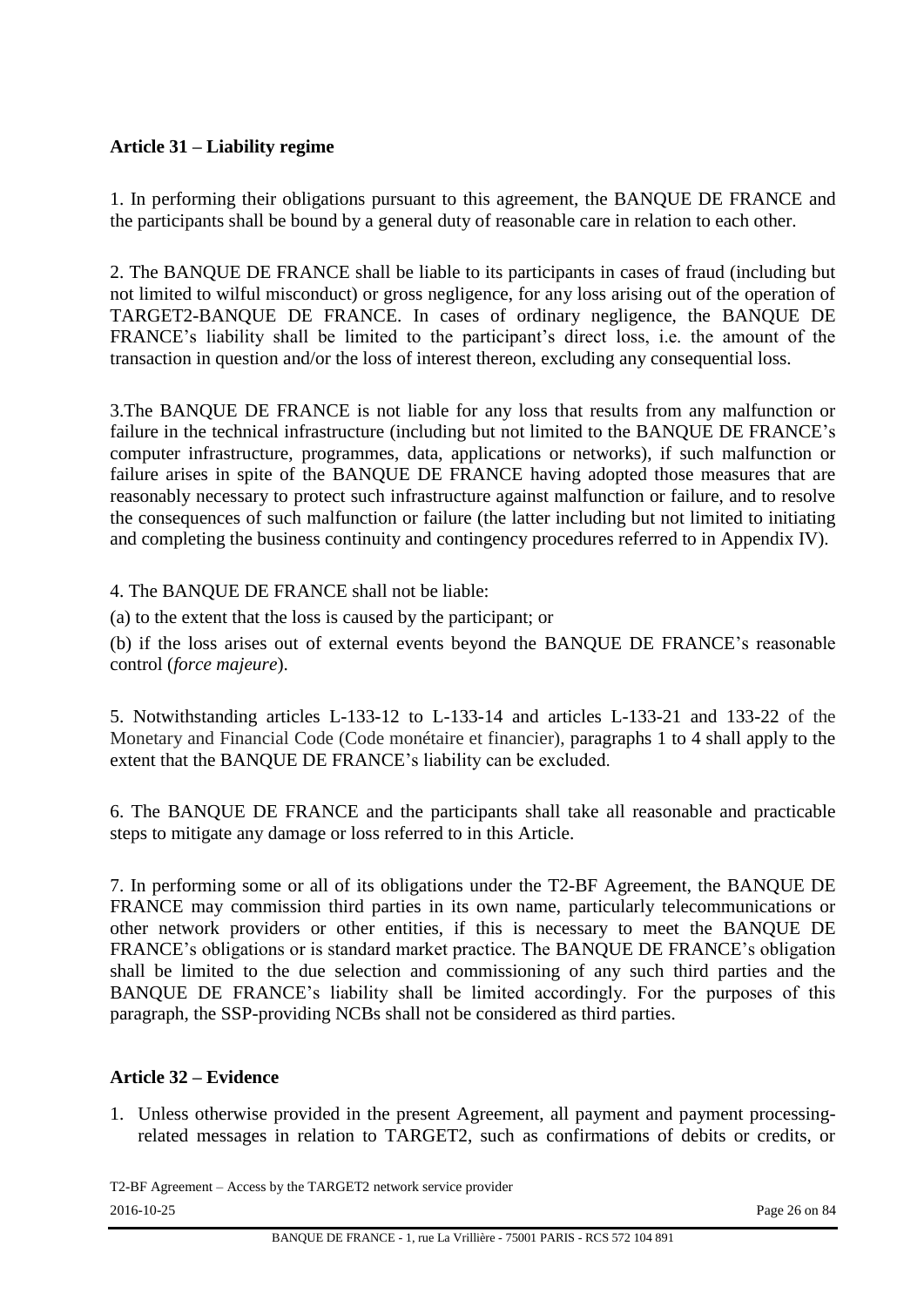## Article 31 – Liability regime

1. In performing their obligations pursuant to this agreement, the BANQUE DE FRANCE and the participants shall be bound by a general duty of reasonable care in relation to each other.

2. The BANQUE DE FRANCE shall be liable to its participants in cases of fraud (including but not limited to wilful misconduct) or gross negligence, for any loss arising out of the operation of TARGET2-BANQUE DE FRANCE. In cases of ordinary negligence, the BANQUE DE FRANCE's liability shall be limited to the participant's direct loss, i.e. the amount of the transaction in question and/or the loss of interest thereon, excluding any consequential loss.

3.The BANQUE DE FRANCE is not liable for any loss that results from any malfunction or failure in the technical infrastructure (including but not limited to the BANQUE DE FRANCE's computer infrastructure, programmes, data, applications or networks), if such malfunction or failure arises in spite of the BANQUE DE FRANCE having adopted those measures that are reasonably necessary to protect such infrastructure against malfunction or failure, and to resolve the consequences of such malfunction or failure (the latter including but not limited to initiating and completing the business continuity and contingency procedures referred to in Appendix IV).

4. The BANQUE DE FRANCE shall not be liable:

(a) to the extent that the loss is caused by the participant; or

(b) if the loss arises out of external events beyond the BANQUE DE FRANCE's reasonable control (*force majeure*).

5. Notwithstanding articles L-133-12 to L-133-14 and articles L-133-21 and 133-22 of the Monetary and Financial Code (Code monétaire et financier), paragraphs 1 to 4 shall apply to the extent that the BANQUE DE FRANCE's liability can be excluded.

6. The BANQUE DE FRANCE and the participants shall take all reasonable and practicable steps to mitigate any damage or loss referred to in this Article.

7. In performing some or all of its obligations under the T2-BF Agreement, the BANQUE DE FRANCE may commission third parties in its own name, particularly telecommunications or other network providers or other entities, if this is necessary to meet the BANQUE DE FRANCE's obligations or is standard market practice. The BANQUE DE FRANCE's obligation shall be limited to the due selection and commissioning of any such third parties and the BANQUE DE FRANCE's liability shall be limited accordingly. For the purposes of this paragraph, the SSP-providing NCBs shall not be considered as third parties.

## Article 32 – Evidence

1. Unless otherwise provided in the present Agreement, all payment and payment processing-related messages in relation to TARGET2, such as confirmations of debits or credits, or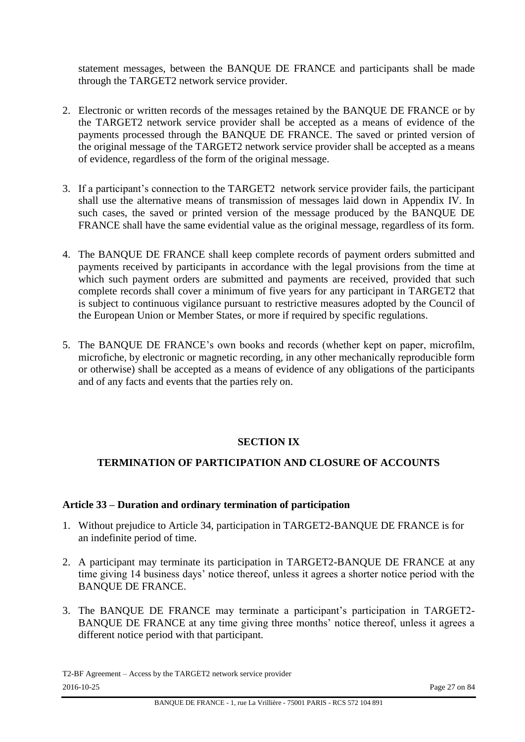statement messages, between the BANQUE DE FRANCE and participants shall be made through the TARGET2 network service provider.

2. Electronic or written records of the messages retained by the BANQUE DE FRANCE or by the TARGET2 network service provider shall be accepted as a means of evidence of the payments processed through the BANQUE DE FRANCE. The saved or printed version of the original message of the TARGET2 network service provider shall be accepted as a means of evidence, regardless of the form of the original message.

3. If a participant's connection to the TARGET2 network service provider fails, the participant shall use the alternative means of transmission of messages laid down in Appendix IV. In such cases, the saved or printed version of the message produced by the BANQUE DE FRANCE shall have the same evidential value as the original message, regardless of its form.

4. The BANQUE DE FRANCE shall keep complete records of payment orders submitted and payments received by participants in accordance with the legal provisions from the time at which such payment orders are submitted and payments are received, provided that such complete records shall cover a minimum of five years for any participant in TARGET2 that is subject to continuous vigilance pursuant to restrictive measures adopted by the Council of the European Union or Member States, or more if required by specific regulations.

5. The BANQUE DE FRANCE's own books and records (whether kept on paper, microfilm, microfiche, by electronic or magnetic recording, in any other mechanically reproducible form or otherwise) shall be accepted as a means of evidence of any obligations of the participants and of any facts and events that the parties rely on.

## SECTION IX

## TERMINATION OF PARTICIPATION AND CLOSURE OF ACCOUNTS

### Article 33 – Duration and ordinary termination of participation

1. Without prejudice to Article 34, participation in TARGET2-BANQUE DE FRANCE is for an indefinite period of time.

2. A participant may terminate its participation in TARGET2-BANQUE DE FRANCE at any time giving 14 business days' notice thereof, unless it agrees a shorter notice period with the BANQUE DE FRANCE.

3. The BANQUE DE FRANCE may terminate a participant's participation in TARGET2-BANQUE DE FRANCE at any time giving three months' notice thereof, unless it agrees a different notice period with that participant.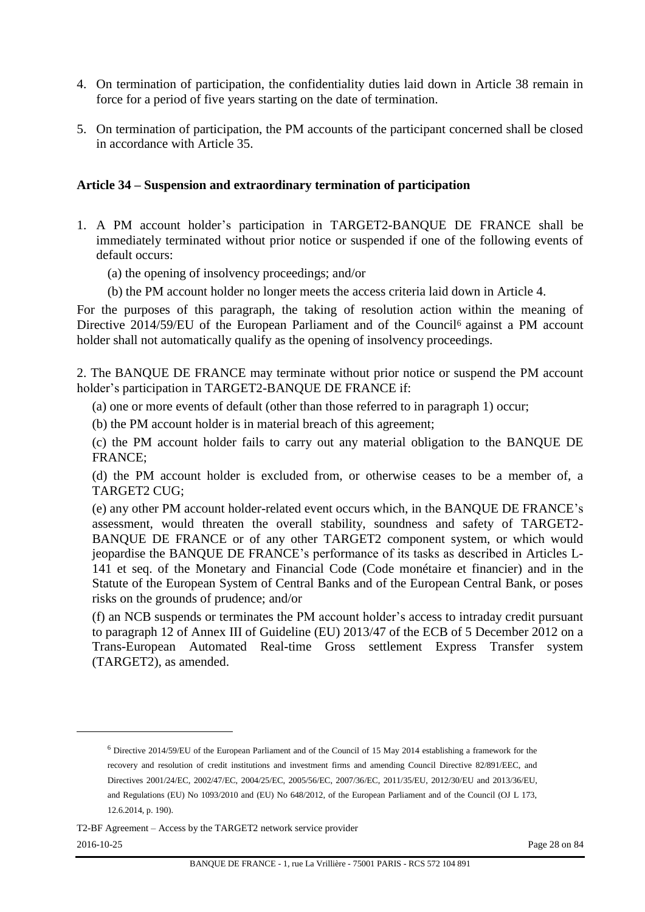4. On termination of participation, the confidentiality duties laid down in Article 38 remain in force for a period of five years starting on the date of termination.

5. On termination of participation, the PM accounts of the participant concerned shall be closed in accordance with Article 35.

**Article 34 – Suspension and extraordinary termination of participation**

1. A PM account holder's participation in TARGET2-BANQUE DE FRANCE shall be immediately terminated without prior notice or suspended if one of the following events of default occurs:

   (a) the opening of insolvency proceedings; and/or

   (b) the PM account holder no longer meets the access criteria laid down in Article 4.

For the purposes of this paragraph, the taking of resolution action within the meaning of Directive 2014/59/EU of the European Parliament and of the Council[6] against a PM account holder shall not automatically qualify as the opening of insolvency proceedings.

2. The BANQUE DE FRANCE may terminate without prior notice or suspend the PM account holder's participation in TARGET2-BANQUE DE FRANCE if:

   (a) one or more events of default (other than those referred to in paragraph 1) occur;

   (b) the PM account holder is in material breach of this agreement;

   (c) the PM account holder fails to carry out any material obligation to the BANQUE DE FRANCE;

   (d) the PM account holder is excluded from, or otherwise ceases to be a member of, a TARGET2 CUG;

   (e) any other PM account holder-related event occurs which, in the BANQUE DE FRANCE's assessment, would threaten the overall stability, soundness and safety of TARGET2-BANQUE DE FRANCE or of any other TARGET2 component system, or which would jeopardise the BANQUE DE FRANCE's performance of its tasks as described in Articles L-141 et seq. of the Monetary and Financial Code (Code monétaire et financier) and in the Statute of the European System of Central Banks and of the European Central Bank, or poses risks on the grounds of prudence; and/or

   (f) an NCB suspends or terminates the PM account holder's access to intraday credit pursuant to paragraph 12 of Annex III of Guideline (EU) 2013/47 of the ECB of 5 December 2012 on a Trans-European Automated Real-time Gross settlement Express Transfer system (TARGET2), as amended.

---

[6] Directive 2014/59/EU of the European Parliament and of the Council of 15 May 2014 establishing a framework for the recovery and resolution of credit institutions and investment firms and amending Council Directive 82/891/EEC, and Directives 2001/24/EC, 2002/47/EC, 2004/25/EC, 2005/56/EC, 2007/36/EC, 2011/35/EU, 2012/30/EU and 2013/36/EU, and Regulations (EU) No 1093/2010 and (EU) No 648/2012, of the European Parliament and of the Council (OJ L 173, 12.6.2014, p. 190).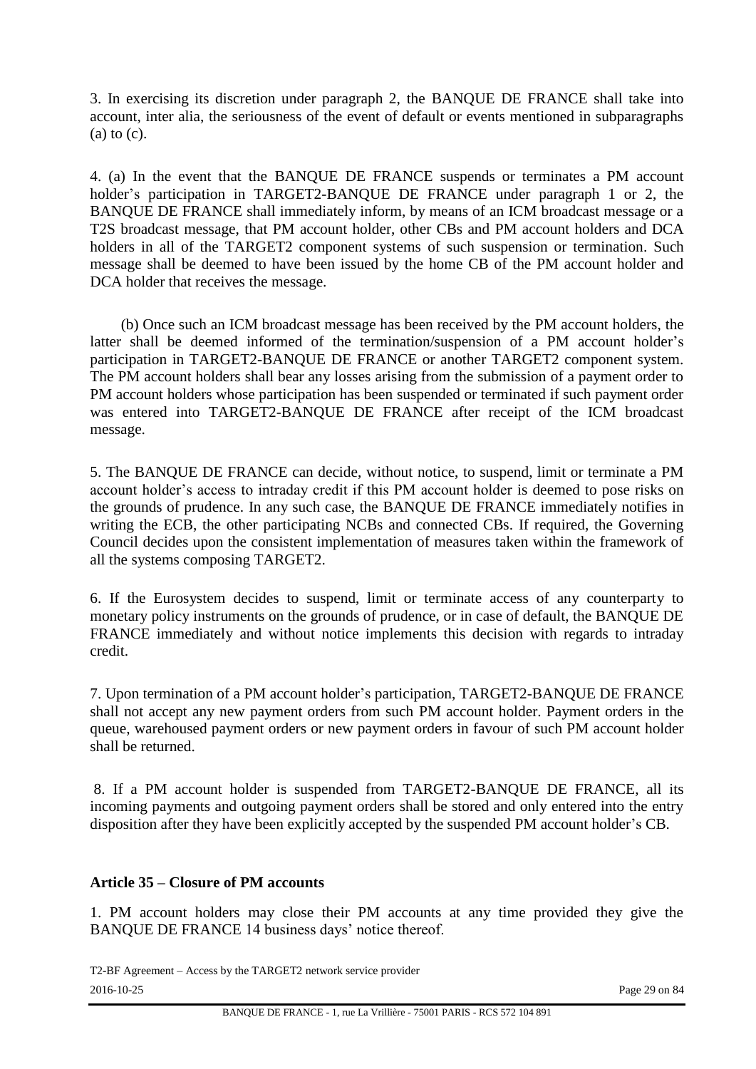3. In exercising its discretion under paragraph 2, the BANQUE DE FRANCE shall take into account, inter alia, the seriousness of the event of default or events mentioned in subparagraphs (a) to (c).

4. (a) In the event that the BANQUE DE FRANCE suspends or terminates a PM account holder's participation in TARGET2-BANQUE DE FRANCE under paragraph 1 or 2, the BANQUE DE FRANCE shall immediately inform, by means of an ICM broadcast message or a T2S broadcast message, that PM account holder, other CBs and PM account holders and DCA holders in all of the TARGET2 component systems of such suspension or termination. Such message shall be deemed to have been issued by the home CB of the PM account holder and DCA holder that receives the message.

(b) Once such an ICM broadcast message has been received by the PM account holders, the latter shall be deemed informed of the termination/suspension of a PM account holder's participation in TARGET2-BANQUE DE FRANCE or another TARGET2 component system. The PM account holders shall bear any losses arising from the submission of a payment order to PM account holders whose participation has been suspended or terminated if such payment order was entered into TARGET2-BANQUE DE FRANCE after receipt of the ICM broadcast message.

5. The BANQUE DE FRANCE can decide, without notice, to suspend, limit or terminate a PM account holder's access to intraday credit if this PM account holder is deemed to pose risks on the grounds of prudence. In any such case, the BANQUE DE FRANCE immediately notifies in writing the ECB, the other participating NCBs and connected CBs. If required, the Governing Council decides upon the consistent implementation of measures taken within the framework of all the systems composing TARGET2.

6. If the Eurosystem decides to suspend, limit or terminate access of any counterparty to monetary policy instruments on the grounds of prudence, or in case of default, the BANQUE DE FRANCE immediately and without notice implements this decision with regards to intraday credit.

7. Upon termination of a PM account holder's participation, TARGET2-BANQUE DE FRANCE shall not accept any new payment orders from such PM account holder. Payment orders in the queue, warehoused payment orders or new payment orders in favour of such PM account holder shall be returned.

8. If a PM account holder is suspended from TARGET2-BANQUE DE FRANCE, all its incoming payments and outgoing payment orders shall be stored and only entered into the entry disposition after they have been explicitly accepted by the suspended PM account holder's CB.

**Article 35 – Closure of PM accounts**

1. PM account holders may close their PM accounts at any time provided they give the BANQUE DE FRANCE 14 business days' notice thereof.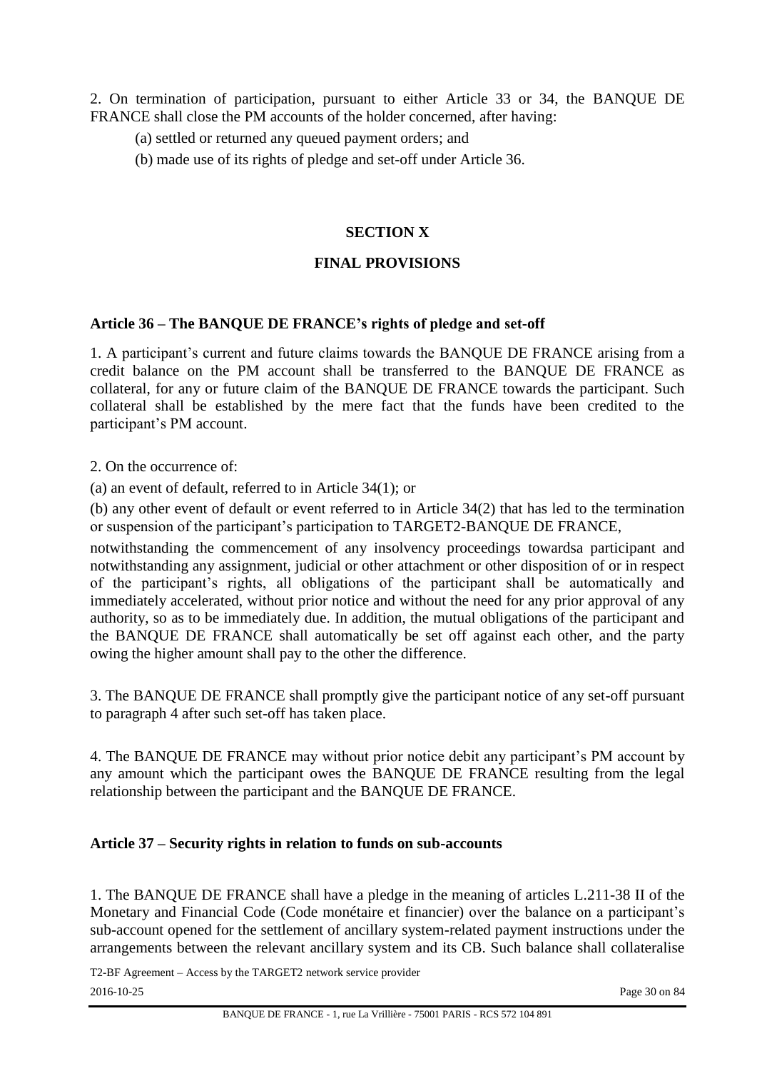2. On termination of participation, pursuant to either Article 33 or 34, the BANQUE DE FRANCE shall close the PM accounts of the holder concerned, after having:

(a) settled or returned any queued payment orders; and

(b) made use of its rights of pledge and set-off under Article 36.

## SECTION X

## FINAL PROVISIONS

### Article 36 – The BANQUE DE FRANCE's rights of pledge and set-off

1. A participant's current and future claims towards the BANQUE DE FRANCE arising from a credit balance on the PM account shall be transferred to the BANQUE DE FRANCE as collateral, for any or future claim of the BANQUE DE FRANCE towards the participant. Such collateral shall be established by the mere fact that the funds have been credited to the participant's PM account.

2. On the occurrence of:

(a) an event of default, referred to in Article 34(1); or

(b) any other event of default or event referred to in Article 34(2) that has led to the termination or suspension of the participant's participation to TARGET2-BANQUE DE FRANCE,

notwithstanding the commencement of any insolvency proceedings towardsa participant and notwithstanding any assignment, judicial or other attachment or other disposition of or in respect of the participant's rights, all obligations of the participant shall be automatically and immediately accelerated, without prior notice and without the need for any prior approval of any authority, so as to be immediately due. In addition, the mutual obligations of the participant and the BANQUE DE FRANCE shall automatically be set off against each other, and the party owing the higher amount shall pay to the other the difference.

3. The BANQUE DE FRANCE shall promptly give the participant notice of any set-off pursuant to paragraph 4 after such set-off has taken place.

4. The BANQUE DE FRANCE may without prior notice debit any participant's PM account by any amount which the participant owes the BANQUE DE FRANCE resulting from the legal relationship between the participant and the BANQUE DE FRANCE.

### Article 37 – Security rights in relation to funds on sub-accounts

1. The BANQUE DE FRANCE shall have a pledge in the meaning of articles L.211-38 II of the Monetary and Financial Code (Code monétaire et financier) over the balance on a participant's sub-account opened for the settlement of ancillary system-related payment instructions under the arrangements between the relevant ancillary system and its CB. Such balance shall collateralise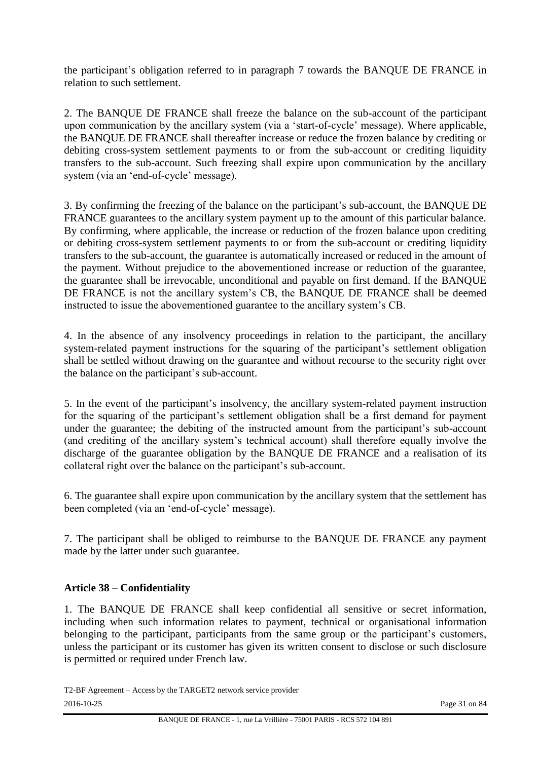the participant's obligation referred to in paragraph 7 towards the BANQUE DE FRANCE in relation to such settlement.

2. The BANQUE DE FRANCE shall freeze the balance on the sub-account of the participant upon communication by the ancillary system (via a 'start-of-cycle' message). Where applicable, the BANQUE DE FRANCE shall thereafter increase or reduce the frozen balance by crediting or debiting cross-system settlement payments to or from the sub-account or crediting liquidity transfers to the sub-account. Such freezing shall expire upon communication by the ancillary system (via an 'end-of-cycle' message).

3. By confirming the freezing of the balance on the participant's sub-account, the BANQUE DE FRANCE guarantees to the ancillary system payment up to the amount of this particular balance. By confirming, where applicable, the increase or reduction of the frozen balance upon crediting or debiting cross-system settlement payments to or from the sub-account or crediting liquidity transfers to the sub-account, the guarantee is automatically increased or reduced in the amount of the payment. Without prejudice to the abovementioned increase or reduction of the guarantee, the guarantee shall be irrevocable, unconditional and payable on first demand. If the BANQUE DE FRANCE is not the ancillary system's CB, the BANQUE DE FRANCE shall be deemed instructed to issue the abovementioned guarantee to the ancillary system's CB.

4. In the absence of any insolvency proceedings in relation to the participant, the ancillary system-related payment instructions for the squaring of the participant's settlement obligation shall be settled without drawing on the guarantee and without recourse to the security right over the balance on the participant's sub-account.

5. In the event of the participant's insolvency, the ancillary system-related payment instruction for the squaring of the participant's settlement obligation shall be a first demand for payment under the guarantee; the debiting of the instructed amount from the participant's sub-account (and crediting of the ancillary system's technical account) shall therefore equally involve the discharge of the guarantee obligation by the BANQUE DE FRANCE and a realisation of its collateral right over the balance on the participant's sub-account.

6. The guarantee shall expire upon communication by the ancillary system that the settlement has been completed (via an 'end-of-cycle' message).

7. The participant shall be obliged to reimburse to the BANQUE DE FRANCE any payment made by the latter under such guarantee.

**Article 38 – Confidentiality**

1. The BANQUE DE FRANCE shall keep confidential all sensitive or secret information, including when such information relates to payment, technical or organisational information belonging to the participant, participants from the same group or the participant's customers, unless the participant or its customer has given its written consent to disclose or such disclosure is permitted or required under French law.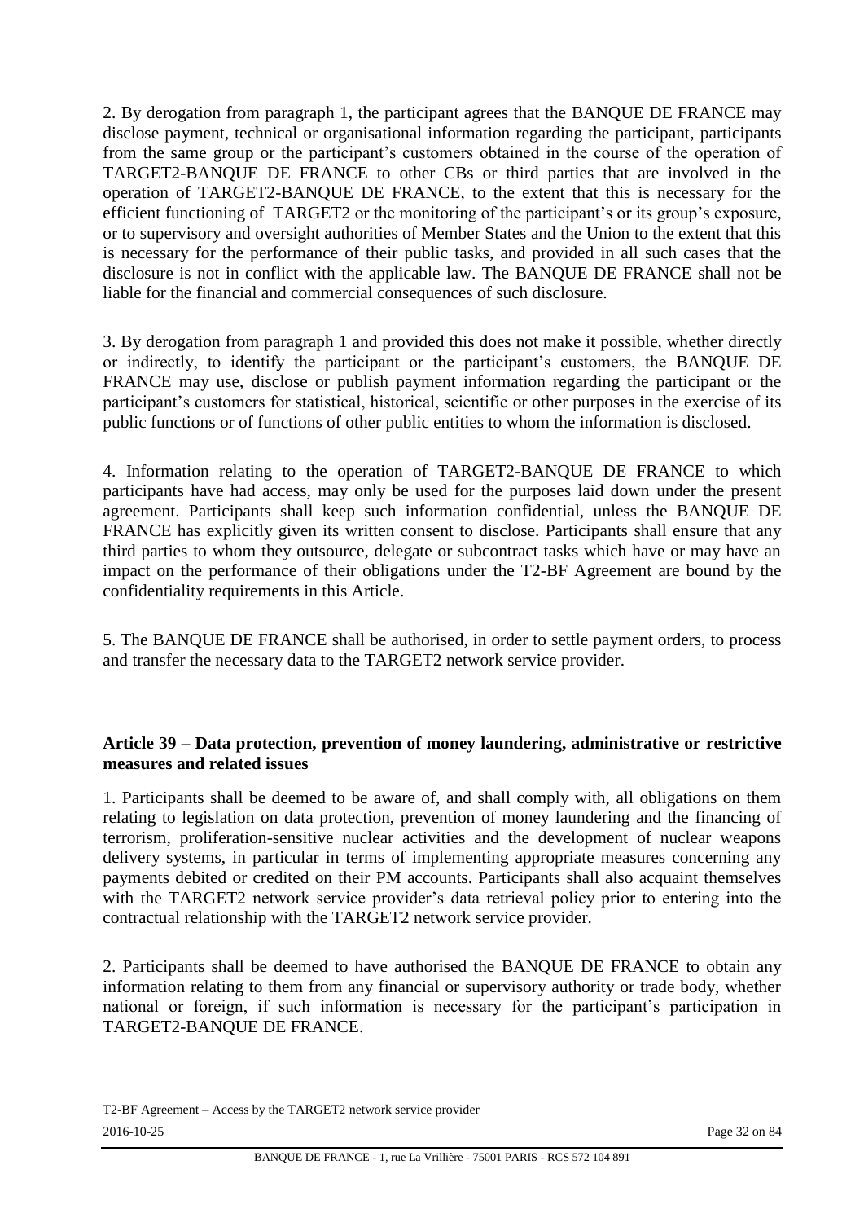2. By derogation from paragraph 1, the participant agrees that the BANQUE DE FRANCE may disclose payment, technical or organisational information regarding the participant, participants from the same group or the participant's customers obtained in the course of the operation of TARGET2-BANQUE DE FRANCE to other CBs or third parties that are involved in the operation of TARGET2-BANQUE DE FRANCE, to the extent that this is necessary for the efficient functioning of TARGET2 or the monitoring of the participant's or its group's exposure, or to supervisory and oversight authorities of Member States and the Union to the extent that this is necessary for the performance of their public tasks, and provided in all such cases that the disclosure is not in conflict with the applicable law. The BANQUE DE FRANCE shall not be liable for the financial and commercial consequences of such disclosure.

3. By derogation from paragraph 1 and provided this does not make it possible, whether directly or indirectly, to identify the participant or the participant's customers, the BANQUE DE FRANCE may use, disclose or publish payment information regarding the participant or the participant's customers for statistical, historical, scientific or other purposes in the exercise of its public functions or of functions of other public entities to whom the information is disclosed.

4. Information relating to the operation of TARGET2-BANQUE DE FRANCE to which participants have had access, may only be used for the purposes laid down under the present agreement. Participants shall keep such information confidential, unless the BANQUE DE FRANCE has explicitly given its written consent to disclose. Participants shall ensure that any third parties to whom they outsource, delegate or subcontract tasks which have or may have an impact on the performance of their obligations under the T2-BF Agreement are bound by the confidentiality requirements in this Article.

5. The BANQUE DE FRANCE shall be authorised, in order to settle payment orders, to process and transfer the necessary data to the TARGET2 network service provider.

### Article 39 – Data protection, prevention of money laundering, administrative or restrictive measures and related issues

1. Participants shall be deemed to be aware of, and shall comply with, all obligations on them relating to legislation on data protection, prevention of money laundering and the financing of terrorism, proliferation-sensitive nuclear activities and the development of nuclear weapons delivery systems, in particular in terms of implementing appropriate measures concerning any payments debited or credited on their PM accounts. Participants shall also acquaint themselves with the TARGET2 network service provider's data retrieval policy prior to entering into the contractual relationship with the TARGET2 network service provider.

2. Participants shall be deemed to have authorised the BANQUE DE FRANCE to obtain any information relating to them from any financial or supervisory authority or trade body, whether national or foreign, if such information is necessary for the participant's participation in TARGET2-BANQUE DE FRANCE.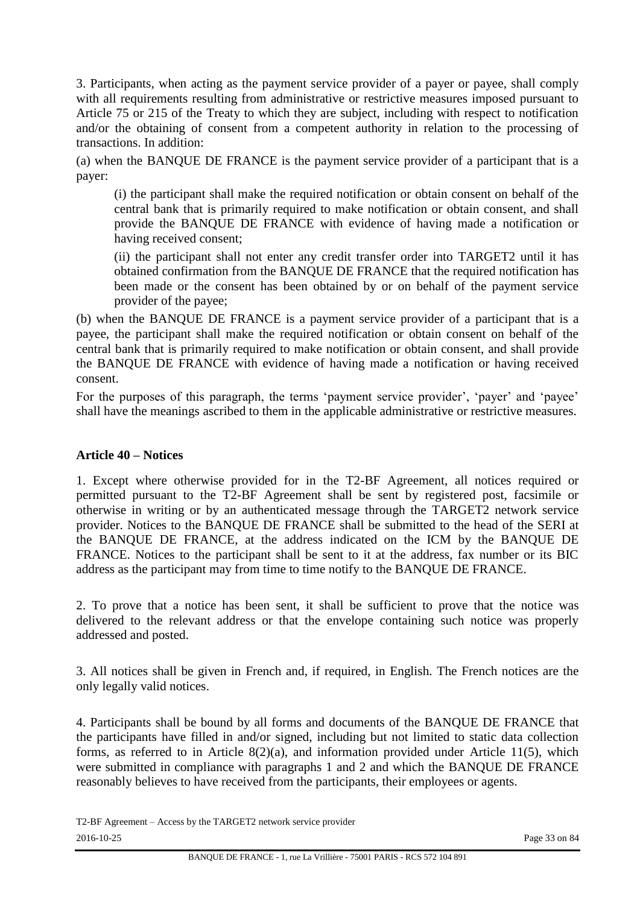3. Participants, when acting as the payment service provider of a payer or payee, shall comply with all requirements resulting from administrative or restrictive measures imposed pursuant to Article 75 or 215 of the Treaty to which they are subject, including with respect to notification and/or the obtaining of consent from a competent authority in relation to the processing of transactions. In addition:

(a) when the BANQUE DE FRANCE is the payment service provider of a participant that is a payer:

(i) the participant shall make the required notification or obtain consent on behalf of the central bank that is primarily required to make notification or obtain consent, and shall provide the BANQUE DE FRANCE with evidence of having made a notification or having received consent;

(ii) the participant shall not enter any credit transfer order into TARGET2 until it has obtained confirmation from the BANQUE DE FRANCE that the required notification has been made or the consent has been obtained by or on behalf of the payment service provider of the payee;

(b) when the BANQUE DE FRANCE is a payment service provider of a participant that is a payee, the participant shall make the required notification or obtain consent on behalf of the central bank that is primarily required to make notification or obtain consent, and shall provide the BANQUE DE FRANCE with evidence of having made a notification or having received consent.

For the purposes of this paragraph, the terms 'payment service provider', 'payer' and 'payee' shall have the meanings ascribed to them in the applicable administrative or restrictive measures.

### Article 40 – Notices

1. Except where otherwise provided for in the T2-BF Agreement, all notices required or permitted pursuant to the T2-BF Agreement shall be sent by registered post, facsimile or otherwise in writing or by an authenticated message through the TARGET2 network service provider. Notices to the BANQUE DE FRANCE shall be submitted to the head of the SERI at the BANQUE DE FRANCE, at the address indicated on the ICM by the BANQUE DE FRANCE. Notices to the participant shall be sent to it at the address, fax number or its BIC address as the participant may from time to time notify to the BANQUE DE FRANCE.

2. To prove that a notice has been sent, it shall be sufficient to prove that the notice was delivered to the relevant address or that the envelope containing such notice was properly addressed and posted.

3. All notices shall be given in French and, if required, in English. The French notices are the only legally valid notices.

4. Participants shall be bound by all forms and documents of the BANQUE DE FRANCE that the participants have filled in and/or signed, including but not limited to static data collection forms, as referred to in Article 8(2)(a), and information provided under Article 11(5), which were submitted in compliance with paragraphs 1 and 2 and which the BANQUE DE FRANCE reasonably believes to have received from the participants, their employees or agents.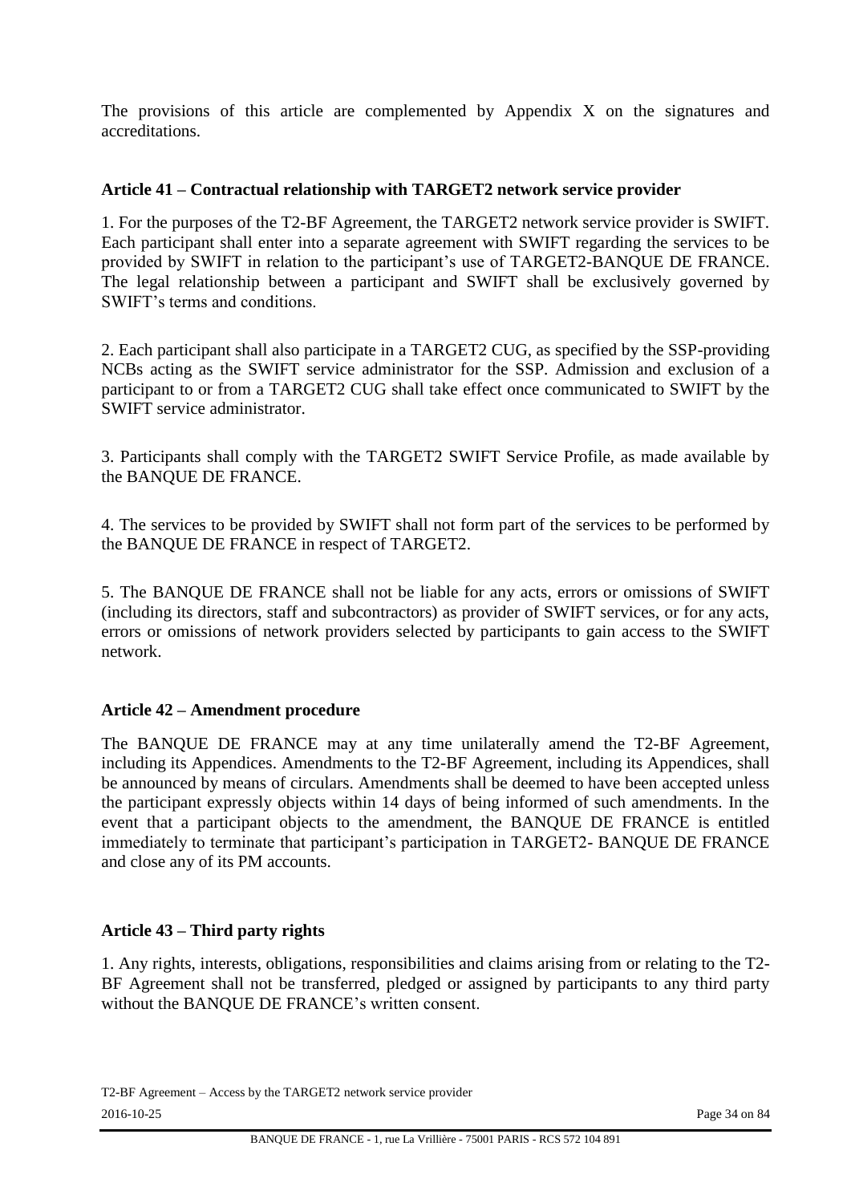The provisions of this article are complemented by Appendix X on the signatures and accreditations.

### Article 41 – Contractual relationship with TARGET2 network service provider

1. For the purposes of the T2-BF Agreement, the TARGET2 network service provider is SWIFT. Each participant shall enter into a separate agreement with SWIFT regarding the services to be provided by SWIFT in relation to the participant's use of TARGET2-BANQUE DE FRANCE. The legal relationship between a participant and SWIFT shall be exclusively governed by SWIFT's terms and conditions.

2. Each participant shall also participate in a TARGET2 CUG, as specified by the SSP-providing NCBs acting as the SWIFT service administrator for the SSP. Admission and exclusion of a participant to or from a TARGET2 CUG shall take effect once communicated to SWIFT by the SWIFT service administrator.

3. Participants shall comply with the TARGET2 SWIFT Service Profile, as made available by the BANQUE DE FRANCE.

4. The services to be provided by SWIFT shall not form part of the services to be performed by the BANQUE DE FRANCE in respect of TARGET2.

5. The BANQUE DE FRANCE shall not be liable for any acts, errors or omissions of SWIFT (including its directors, staff and subcontractors) as provider of SWIFT services, or for any acts, errors or omissions of network providers selected by participants to gain access to the SWIFT network.

### Article 42 – Amendment procedure

The BANQUE DE FRANCE may at any time unilaterally amend the T2-BF Agreement, including its Appendices. Amendments to the T2-BF Agreement, including its Appendices, shall be announced by means of circulars. Amendments shall be deemed to have been accepted unless the participant expressly objects within 14 days of being informed of such amendments. In the event that a participant objects to the amendment, the BANQUE DE FRANCE is entitled immediately to terminate that participant's participation in TARGET2- BANQUE DE FRANCE and close any of its PM accounts.

### Article 43 – Third party rights

1. Any rights, interests, obligations, responsibilities and claims arising from or relating to the T2-BF Agreement shall not be transferred, pledged or assigned by participants to any third party without the BANQUE DE FRANCE's written consent.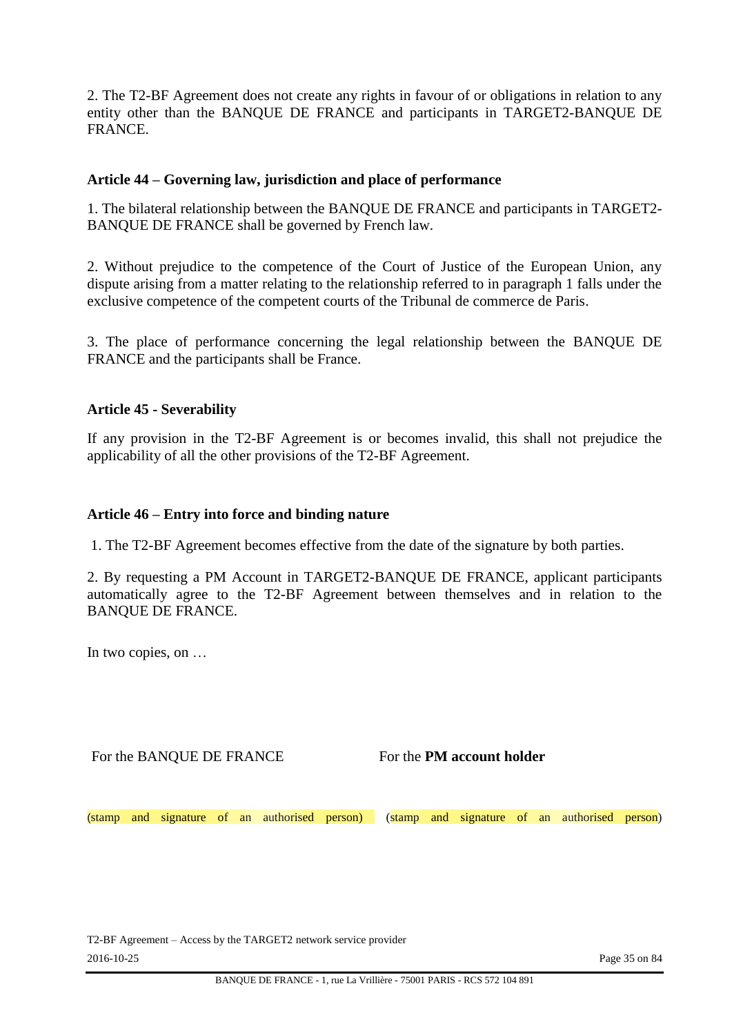2. The T2-BF Agreement does not create any rights in favour of or obligations in relation to any entity other than the BANQUE DE FRANCE and participants in TARGET2-BANQUE DE FRANCE.

### Article 44 – Governing law, jurisdiction and place of performance

1. The bilateral relationship between the BANQUE DE FRANCE and participants in TARGET2-BANQUE DE FRANCE shall be governed by French law.

2. Without prejudice to the competence of the Court of Justice of the European Union, any dispute arising from a matter relating to the relationship referred to in paragraph 1 falls under the exclusive competence of the competent courts of the Tribunal de commerce de Paris.

3. The place of performance concerning the legal relationship between the BANQUE DE FRANCE and the participants shall be France.

### Article 45 - Severability

If any provision in the T2-BF Agreement is or becomes invalid, this shall not prejudice the applicability of all the other provisions of the T2-BF Agreement.

### Article 46 – Entry into force and binding nature

1. The T2-BF Agreement becomes effective from the date of the signature by both parties.

2. By requesting a PM Account in TARGET2-BANQUE DE FRANCE, applicant participants automatically agree to the T2-BF Agreement between themselves and in relation to the BANQUE DE FRANCE.

In two copies, on …

| For the BANQUE DE FRANCE | For the **PM account holder** |
| --- | --- |
| (stamp and signature of an authorised person) | (stamp and signature of an authorised person) |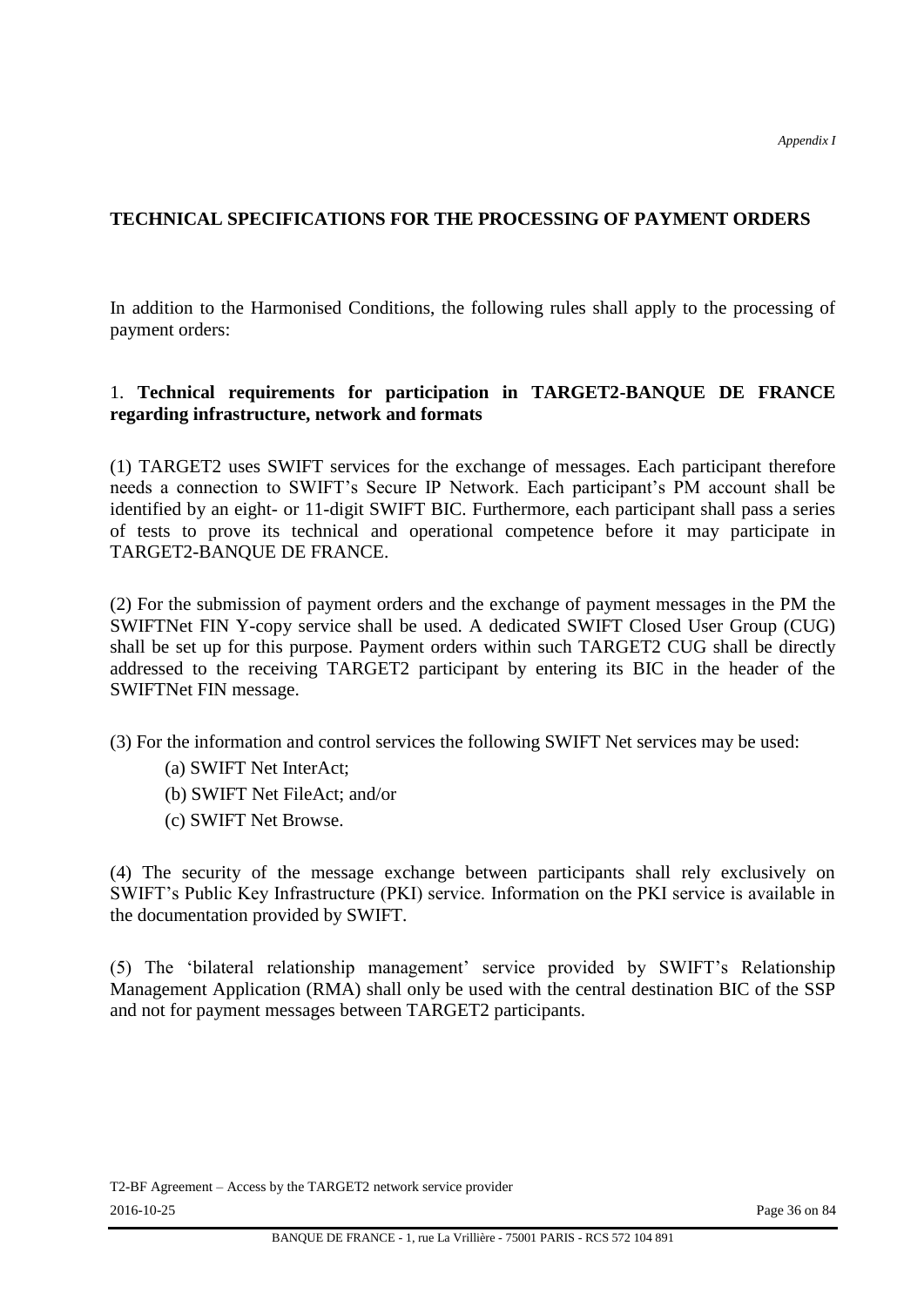*Appendix I*

## TECHNICAL SPECIFICATIONS FOR THE PROCESSING OF PAYMENT ORDERS

In addition to the Harmonised Conditions, the following rules shall apply to the processing of payment orders:

### 1. Technical requirements for participation in TARGET2-BANQUE DE FRANCE regarding infrastructure, network and formats

(1) TARGET2 uses SWIFT services for the exchange of messages. Each participant therefore needs a connection to SWIFT's Secure IP Network. Each participant's PM account shall be identified by an eight- or 11-digit SWIFT BIC. Furthermore, each participant shall pass a series of tests to prove its technical and operational competence before it may participate in TARGET2-BANQUE DE FRANCE.

(2) For the submission of payment orders and the exchange of payment messages in the PM the SWIFTNet FIN Y-copy service shall be used. A dedicated SWIFT Closed User Group (CUG) shall be set up for this purpose. Payment orders within such TARGET2 CUG shall be directly addressed to the receiving TARGET2 participant by entering its BIC in the header of the SWIFTNet FIN message.

(3) For the information and control services the following SWIFT Net services may be used:

(a) SWIFT Net InterAct;

(b) SWIFT Net FileAct; and/or

(c) SWIFT Net Browse.

(4) The security of the message exchange between participants shall rely exclusively on SWIFT's Public Key Infrastructure (PKI) service. Information on the PKI service is available in the documentation provided by SWIFT.

(5) The 'bilateral relationship management' service provided by SWIFT's Relationship Management Application (RMA) shall only be used with the central destination BIC of the SSP and not for payment messages between TARGET2 participants.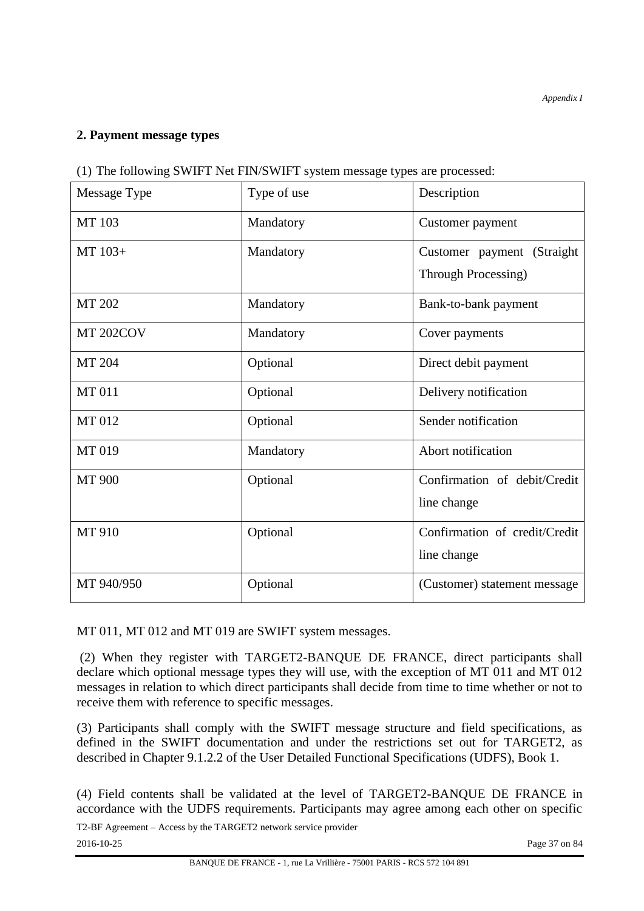## 2. Payment message types

(1) The following SWIFT Net FIN/SWIFT system message types are processed:

| Message Type | Type of use | Description |
| --- | --- | --- |
| MT 103 | Mandatory | Customer payment |
| MT 103+ | Mandatory | Customer payment (Straight Through Processing) |
| MT 202 | Mandatory | Bank-to-bank payment |
| MT 202COV | Mandatory | Cover payments |
| MT 204 | Optional | Direct debit payment |
| MT 011 | Optional | Delivery notification |
| MT 012 | Optional | Sender notification |
| MT 019 | Mandatory | Abort notification |
| MT 900 | Optional | Confirmation of debit/Credit line change |
| MT 910 | Optional | Confirmation of credit/Credit line change |
| MT 940/950 | Optional | (Customer) statement message |

MT 011, MT 012 and MT 019 are SWIFT system messages.

(2) When they register with TARGET2-BANQUE DE FRANCE, direct participants shall declare which optional message types they will use, with the exception of MT 011 and MT 012 messages in relation to which direct participants shall decide from time to time whether or not to receive them with reference to specific messages.

(3) Participants shall comply with the SWIFT message structure and field specifications, as defined in the SWIFT documentation and under the restrictions set out for TARGET2, as described in Chapter 9.1.2.2 of the User Detailed Functional Specifications (UDFS), Book 1.

(4) Field contents shall be validated at the level of TARGET2-BANQUE DE FRANCE in accordance with the UDFS requirements. Participants may agree among each other on specific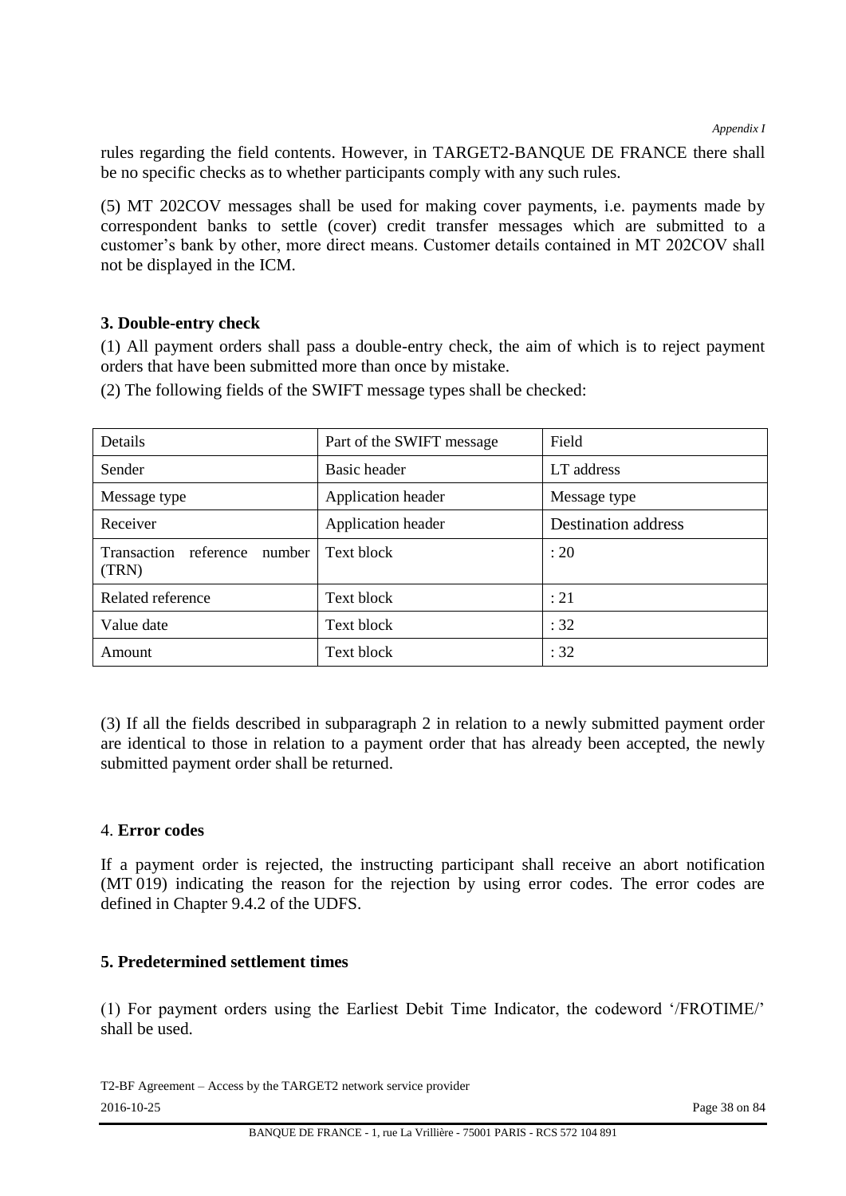rules regarding the field contents. However, in TARGET2-BANQUE DE FRANCE there shall be no specific checks as to whether participants comply with any such rules.

(5) MT 202COV messages shall be used for making cover payments, i.e. payments made by correspondent banks to settle (cover) credit transfer messages which are submitted to a customer's bank by other, more direct means. Customer details contained in MT 202COV shall not be displayed in the ICM.

### 3. Double-entry check

(1) All payment orders shall pass a double-entry check, the aim of which is to reject payment orders that have been submitted more than once by mistake.

(2) The following fields of the SWIFT message types shall be checked:

| Details | Part of the SWIFT message | Field |
|---|---|---|
| Sender | Basic header | LT address |
| Message type | Application header | Message type |
| Receiver | Application header | Destination address |
| Transaction reference number (TRN) | Text block | : 20 |
| Related reference | Text block | : 21 |
| Value date | Text block | : 32 |
| Amount | Text block | : 32 |

(3) If all the fields described in subparagraph 2 in relation to a newly submitted payment order are identical to those in relation to a payment order that has already been accepted, the newly submitted payment order shall be returned.

### 4. Error codes

If a payment order is rejected, the instructing participant shall receive an abort notification (MT 019) indicating the reason for the rejection by using error codes. The error codes are defined in Chapter 9.4.2 of the UDFS.

### 5. Predetermined settlement times

(1) For payment orders using the Earliest Debit Time Indicator, the codeword '/FROTIME/' shall be used.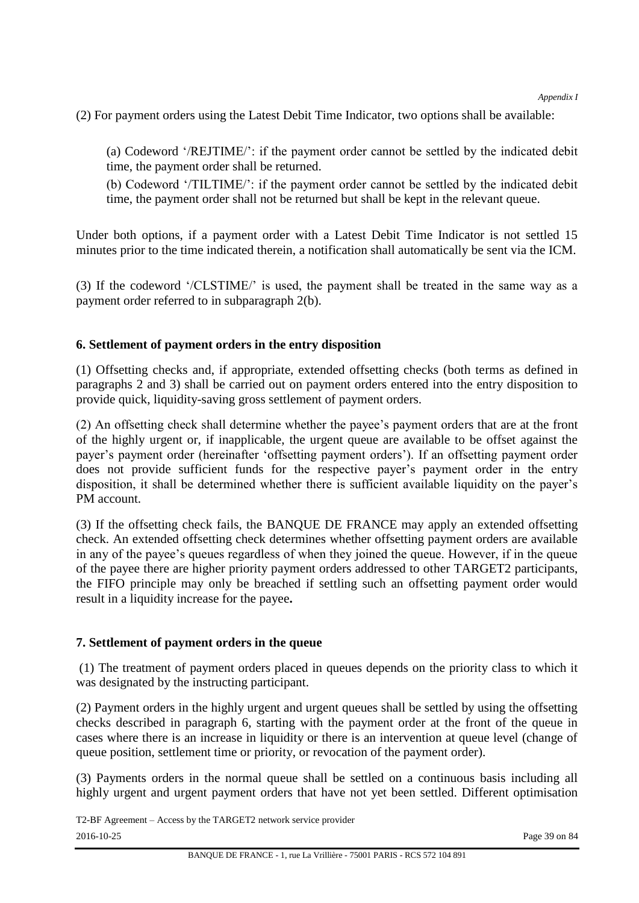(2) For payment orders using the Latest Debit Time Indicator, two options shall be available:

(a) Codeword '/REJTIME/': if the payment order cannot be settled by the indicated debit time, the payment order shall be returned.

(b) Codeword '/TILTIME/': if the payment order cannot be settled by the indicated debit time, the payment order shall not be returned but shall be kept in the relevant queue.

Under both options, if a payment order with a Latest Debit Time Indicator is not settled 15 minutes prior to the time indicated therein, a notification shall automatically be sent via the ICM.

(3) If the codeword '/CLSTIME/' is used, the payment shall be treated in the same way as a payment order referred to in subparagraph 2(b).

### 6. Settlement of payment orders in the entry disposition

(1) Offsetting checks and, if appropriate, extended offsetting checks (both terms as defined in paragraphs 2 and 3) shall be carried out on payment orders entered into the entry disposition to provide quick, liquidity-saving gross settlement of payment orders.

(2) An offsetting check shall determine whether the payee's payment orders that are at the front of the highly urgent or, if inapplicable, the urgent queue are available to be offset against the payer's payment order (hereinafter 'offsetting payment orders'). If an offsetting payment order does not provide sufficient funds for the respective payer's payment order in the entry disposition, it shall be determined whether there is sufficient available liquidity on the payer's PM account.

(3) If the offsetting check fails, the BANQUE DE FRANCE may apply an extended offsetting check. An extended offsetting check determines whether offsetting payment orders are available in any of the payee's queues regardless of when they joined the queue. However, if in the queue of the payee there are higher priority payment orders addressed to other TARGET2 participants, the FIFO principle may only be breached if settling such an offsetting payment order would result in a liquidity increase for the payee**.**

### 7. Settlement of payment orders in the queue

(1) The treatment of payment orders placed in queues depends on the priority class to which it was designated by the instructing participant.

(2) Payment orders in the highly urgent and urgent queues shall be settled by using the offsetting checks described in paragraph 6, starting with the payment order at the front of the queue in cases where there is an increase in liquidity or there is an intervention at queue level (change of queue position, settlement time or priority, or revocation of the payment order).

(3) Payments orders in the normal queue shall be settled on a continuous basis including all highly urgent and urgent payment orders that have not yet been settled. Different optimisation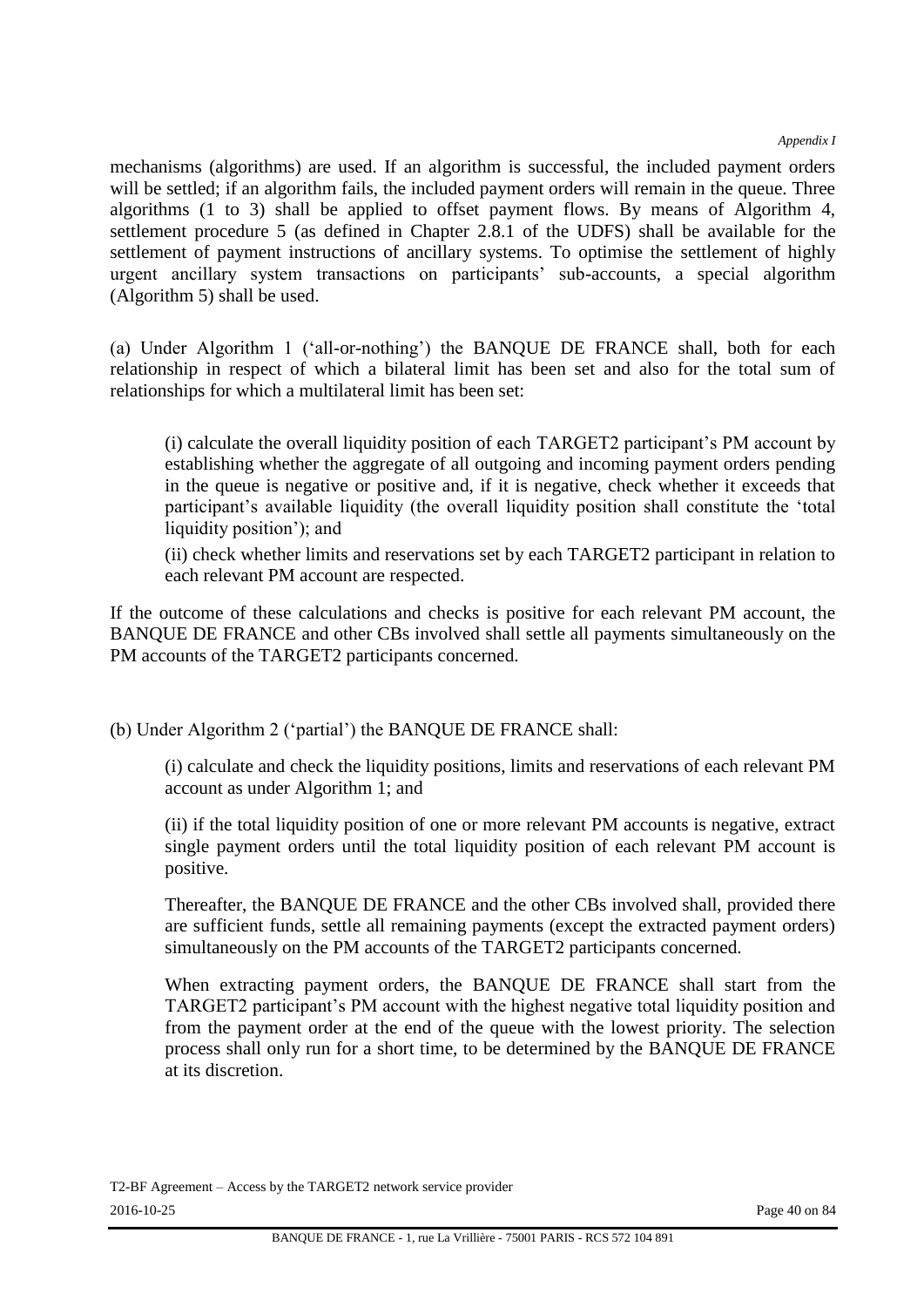mechanisms (algorithms) are used. If an algorithm is successful, the included payment orders will be settled; if an algorithm fails, the included payment orders will remain in the queue. Three algorithms (1 to 3) shall be applied to offset payment flows. By means of Algorithm 4, settlement procedure 5 (as defined in Chapter 2.8.1 of the UDFS) shall be available for the settlement of payment instructions of ancillary systems. To optimise the settlement of highly urgent ancillary system transactions on participants' sub-accounts, a special algorithm (Algorithm 5) shall be used.

(a) Under Algorithm 1 ('all-or-nothing') the BANQUE DE FRANCE shall, both for each relationship in respect of which a bilateral limit has been set and also for the total sum of relationships for which a multilateral limit has been set:

> (i) calculate the overall liquidity position of each TARGET2 participant's PM account by establishing whether the aggregate of all outgoing and incoming payment orders pending in the queue is negative or positive and, if it is negative, check whether it exceeds that participant's available liquidity (the overall liquidity position shall constitute the 'total liquidity position'); and
>
> (ii) check whether limits and reservations set by each TARGET2 participant in relation to each relevant PM account are respected.

If the outcome of these calculations and checks is positive for each relevant PM account, the BANQUE DE FRANCE and other CBs involved shall settle all payments simultaneously on the PM accounts of the TARGET2 participants concerned.

(b) Under Algorithm 2 ('partial') the BANQUE DE FRANCE shall:

> (i) calculate and check the liquidity positions, limits and reservations of each relevant PM account as under Algorithm 1; and
>
> (ii) if the total liquidity position of one or more relevant PM accounts is negative, extract single payment orders until the total liquidity position of each relevant PM account is positive.
>
> Thereafter, the BANQUE DE FRANCE and the other CBs involved shall, provided there are sufficient funds, settle all remaining payments (except the extracted payment orders) simultaneously on the PM accounts of the TARGET2 participants concerned.
>
> When extracting payment orders, the BANQUE DE FRANCE shall start from the TARGET2 participant's PM account with the highest negative total liquidity position and from the payment order at the end of the queue with the lowest priority. The selection process shall only run for a short time, to be determined by the BANQUE DE FRANCE at its discretion.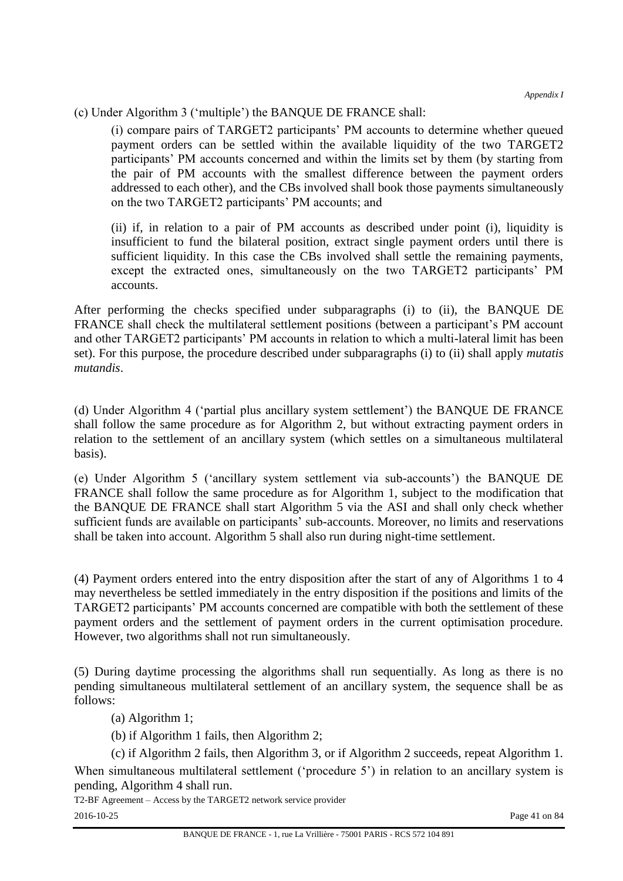(c) Under Algorithm 3 ('multiple') the BANQUE DE FRANCE shall:

(i) compare pairs of TARGET2 participants' PM accounts to determine whether queued payment orders can be settled within the available liquidity of the two TARGET2 participants' PM accounts concerned and within the limits set by them (by starting from the pair of PM accounts with the smallest difference between the payment orders addressed to each other), and the CBs involved shall book those payments simultaneously on the two TARGET2 participants' PM accounts; and

(ii) if, in relation to a pair of PM accounts as described under point (i), liquidity is insufficient to fund the bilateral position, extract single payment orders until there is sufficient liquidity. In this case the CBs involved shall settle the remaining payments, except the extracted ones, simultaneously on the two TARGET2 participants' PM accounts.

After performing the checks specified under subparagraphs (i) to (ii), the BANQUE DE FRANCE shall check the multilateral settlement positions (between a participant's PM account and other TARGET2 participants' PM accounts in relation to which a multi-lateral limit has been set). For this purpose, the procedure described under subparagraphs (i) to (ii) shall apply *mutatis mutandis*.

(d) Under Algorithm 4 ('partial plus ancillary system settlement') the BANQUE DE FRANCE shall follow the same procedure as for Algorithm 2, but without extracting payment orders in relation to the settlement of an ancillary system (which settles on a simultaneous multilateral basis).

(e) Under Algorithm 5 ('ancillary system settlement via sub-accounts') the BANQUE DE FRANCE shall follow the same procedure as for Algorithm 1, subject to the modification that the BANQUE DE FRANCE shall start Algorithm 5 via the ASI and shall only check whether sufficient funds are available on participants' sub-accounts. Moreover, no limits and reservations shall be taken into account. Algorithm 5 shall also run during night-time settlement.

(4) Payment orders entered into the entry disposition after the start of any of Algorithms 1 to 4 may nevertheless be settled immediately in the entry disposition if the positions and limits of the TARGET2 participants' PM accounts concerned are compatible with both the settlement of these payment orders and the settlement of payment orders in the current optimisation procedure. However, two algorithms shall not run simultaneously.

(5) During daytime processing the algorithms shall run sequentially. As long as there is no pending simultaneous multilateral settlement of an ancillary system, the sequence shall be as follows:

(a) Algorithm 1;

(b) if Algorithm 1 fails, then Algorithm 2;

(c) if Algorithm 2 fails, then Algorithm 3, or if Algorithm 2 succeeds, repeat Algorithm 1.

When simultaneous multilateral settlement ('procedure 5') in relation to an ancillary system is pending, Algorithm 4 shall run.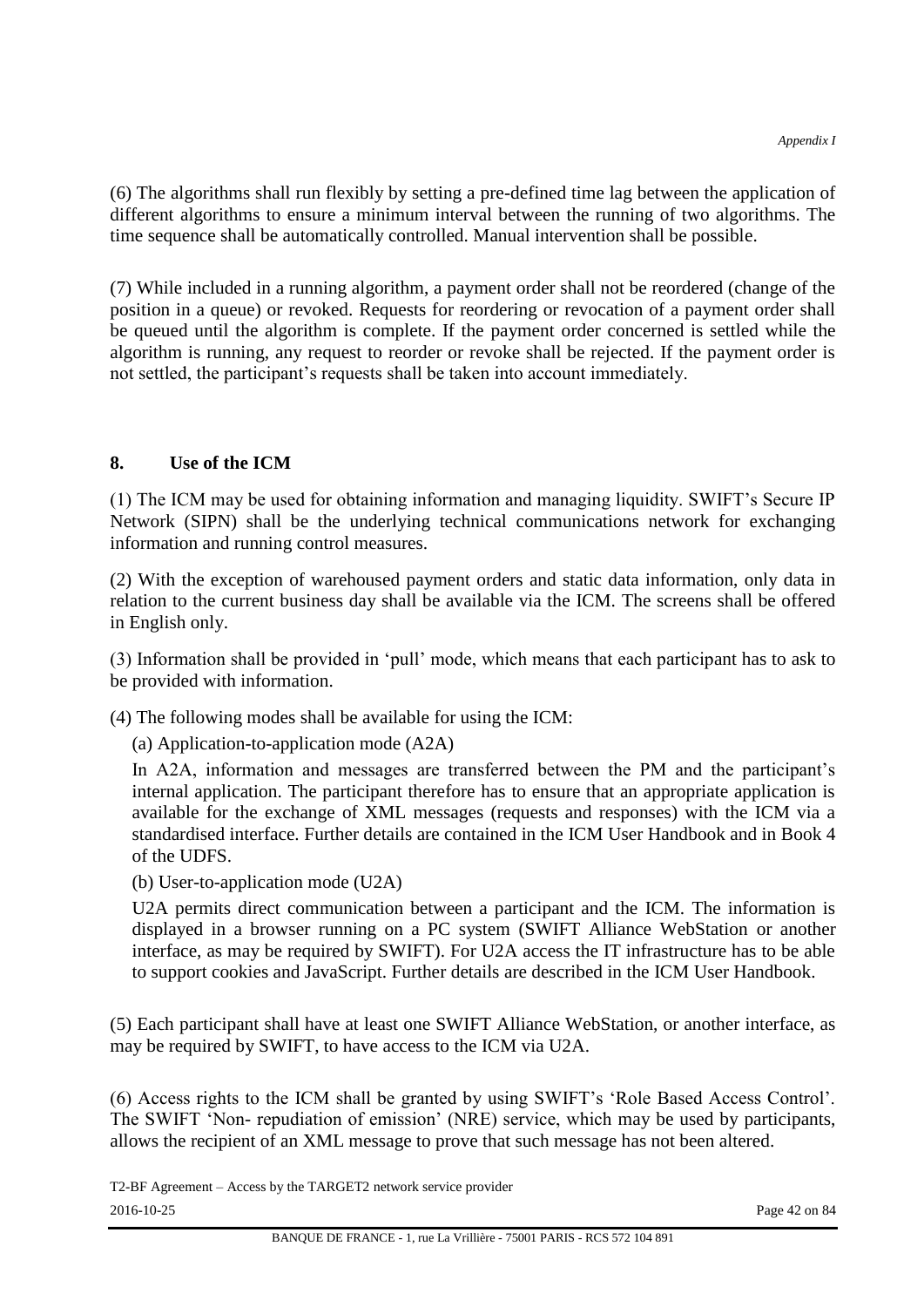(6) The algorithms shall run flexibly by setting a pre-defined time lag between the application of different algorithms to ensure a minimum interval between the running of two algorithms. The time sequence shall be automatically controlled. Manual intervention shall be possible.

(7) While included in a running algorithm, a payment order shall not be reordered (change of the position in a queue) or revoked. Requests for reordering or revocation of a payment order shall be queued until the algorithm is complete. If the payment order concerned is settled while the algorithm is running, any request to reorder or revoke shall be rejected. If the payment order is not settled, the participant's requests shall be taken into account immediately.

## 8. Use of the ICM

(1) The ICM may be used for obtaining information and managing liquidity. SWIFT's Secure IP Network (SIPN) shall be the underlying technical communications network for exchanging information and running control measures.

(2) With the exception of warehoused payment orders and static data information, only data in relation to the current business day shall be available via the ICM. The screens shall be offered in English only.

(3) Information shall be provided in 'pull' mode, which means that each participant has to ask to be provided with information.

(4) The following modes shall be available for using the ICM:

(a) Application-to-application mode (A2A)

In A2A, information and messages are transferred between the PM and the participant's internal application. The participant therefore has to ensure that an appropriate application is available for the exchange of XML messages (requests and responses) with the ICM via a standardised interface. Further details are contained in the ICM User Handbook and in Book 4 of the UDFS.

(b) User-to-application mode (U2A)

U2A permits direct communication between a participant and the ICM. The information is displayed in a browser running on a PC system (SWIFT Alliance WebStation or another interface, as may be required by SWIFT). For U2A access the IT infrastructure has to be able to support cookies and JavaScript. Further details are described in the ICM User Handbook.

(5) Each participant shall have at least one SWIFT Alliance WebStation, or another interface, as may be required by SWIFT, to have access to the ICM via U2A.

(6) Access rights to the ICM shall be granted by using SWIFT's 'Role Based Access Control'. The SWIFT 'Non- repudiation of emission' (NRE) service, which may be used by participants, allows the recipient of an XML message to prove that such message has not been altered.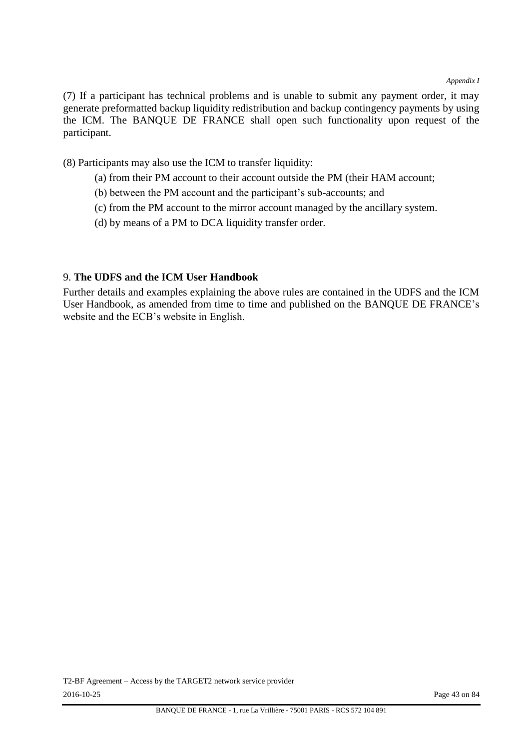(7) If a participant has technical problems and is unable to submit any payment order, it may generate preformatted backup liquidity redistribution and backup contingency payments by using the ICM. The BANQUE DE FRANCE shall open such functionality upon request of the participant.

(8) Participants may also use the ICM to transfer liquidity:

(a) from their PM account to their account outside the PM (their HAM account;

(b) between the PM account and the participant's sub-accounts; and

(c) from the PM account to the mirror account managed by the ancillary system.

(d) by means of a PM to DCA liquidity transfer order.

9. **The UDFS and the ICM User Handbook**

Further details and examples explaining the above rules are contained in the UDFS and the ICM User Handbook, as amended from time to time and published on the BANQUE DE FRANCE's website and the ECB's website in English.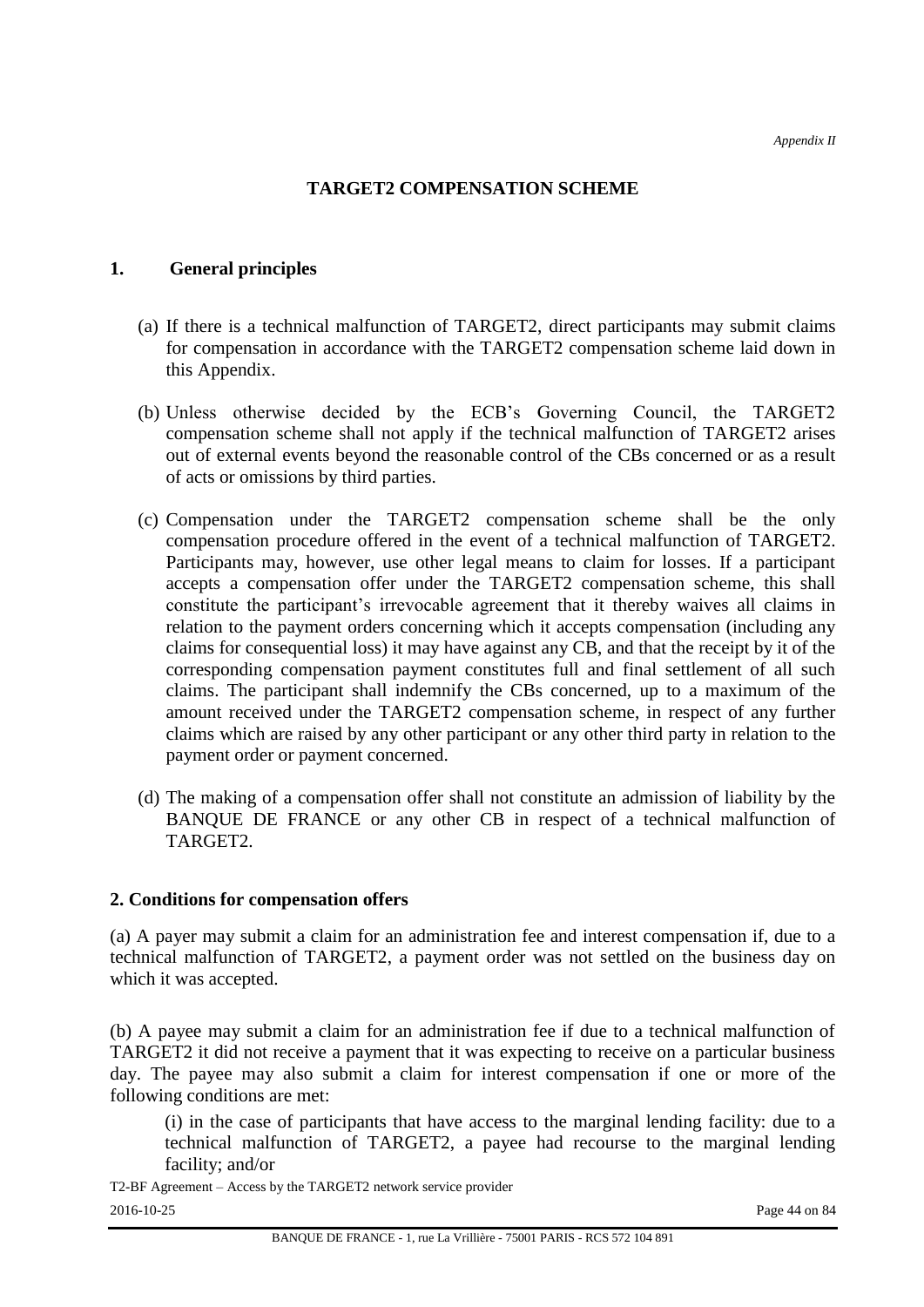*Appendix II*

## TARGET2 COMPENSATION SCHEME

### 1. General principles

(a) If there is a technical malfunction of TARGET2, direct participants may submit claims for compensation in accordance with the TARGET2 compensation scheme laid down in this Appendix.

(b) Unless otherwise decided by the ECB's Governing Council, the TARGET2 compensation scheme shall not apply if the technical malfunction of TARGET2 arises out of external events beyond the reasonable control of the CBs concerned or as a result of acts or omissions by third parties.

(c) Compensation under the TARGET2 compensation scheme shall be the only compensation procedure offered in the event of a technical malfunction of TARGET2. Participants may, however, use other legal means to claim for losses. If a participant accepts a compensation offer under the TARGET2 compensation scheme, this shall constitute the participant's irrevocable agreement that it thereby waives all claims in relation to the payment orders concerning which it accepts compensation (including any claims for consequential loss) it may have against any CB, and that the receipt by it of the corresponding compensation payment constitutes full and final settlement of all such claims. The participant shall indemnify the CBs concerned, up to a maximum of the amount received under the TARGET2 compensation scheme, in respect of any further claims which are raised by any other participant or any other third party in relation to the payment order or payment concerned.

(d) The making of a compensation offer shall not constitute an admission of liability by the BANQUE DE FRANCE or any other CB in respect of a technical malfunction of TARGET2.

### 2. Conditions for compensation offers

(a) A payer may submit a claim for an administration fee and interest compensation if, due to a technical malfunction of TARGET2, a payment order was not settled on the business day on which it was accepted.

(b) A payee may submit a claim for an administration fee if due to a technical malfunction of TARGET2 it did not receive a payment that it was expecting to receive on a particular business day. The payee may also submit a claim for interest compensation if one or more of the following conditions are met:

(i) in the case of participants that have access to the marginal lending facility: due to a technical malfunction of TARGET2, a payee had recourse to the marginal lending facility; and/or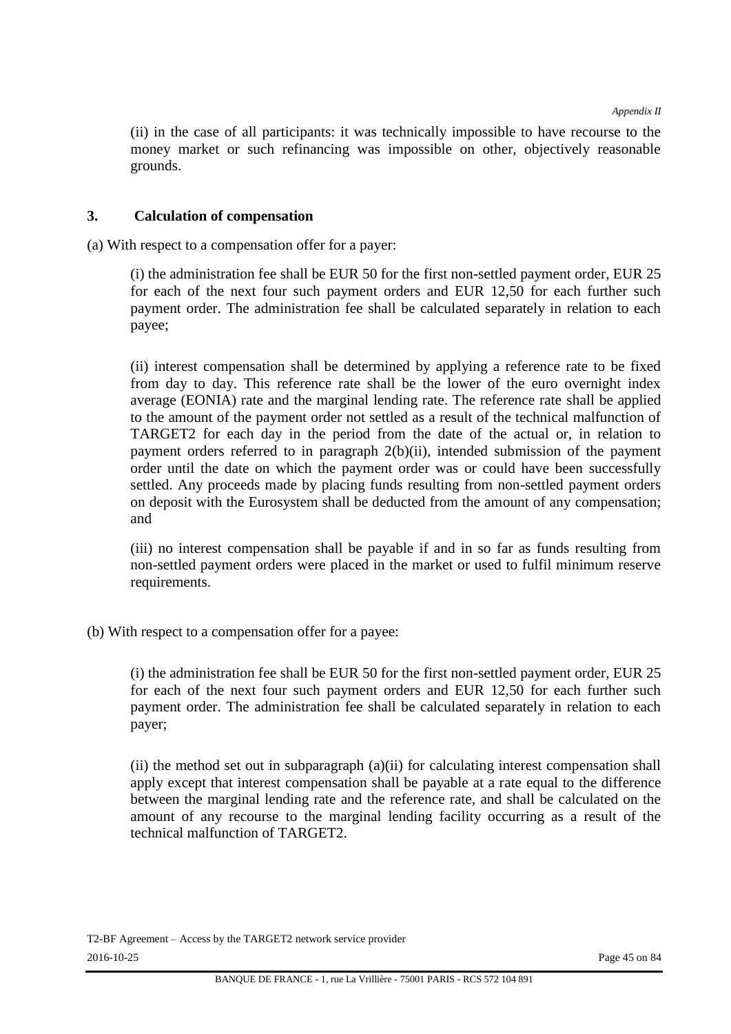(ii) in the case of all participants: it was technically impossible to have recourse to the money market or such refinancing was impossible on other, objectively reasonable grounds.

## 3. Calculation of compensation

(a) With respect to a compensation offer for a payer:

(i) the administration fee shall be EUR 50 for the first non-settled payment order, EUR 25 for each of the next four such payment orders and EUR 12,50 for each further such payment order. The administration fee shall be calculated separately in relation to each payee;

(ii) interest compensation shall be determined by applying a reference rate to be fixed from day to day. This reference rate shall be the lower of the euro overnight index average (EONIA) rate and the marginal lending rate. The reference rate shall be applied to the amount of the payment order not settled as a result of the technical malfunction of TARGET2 for each day in the period from the date of the actual or, in relation to payment orders referred to in paragraph 2(b)(ii), intended submission of the payment order until the date on which the payment order was or could have been successfully settled. Any proceeds made by placing funds resulting from non-settled payment orders on deposit with the Eurosystem shall be deducted from the amount of any compensation; and

(iii) no interest compensation shall be payable if and in so far as funds resulting from non-settled payment orders were placed in the market or used to fulfil minimum reserve requirements.

(b) With respect to a compensation offer for a payee:

(i) the administration fee shall be EUR 50 for the first non-settled payment order, EUR 25 for each of the next four such payment orders and EUR 12,50 for each further such payment order. The administration fee shall be calculated separately in relation to each payer;

(ii) the method set out in subparagraph (a)(ii) for calculating interest compensation shall apply except that interest compensation shall be payable at a rate equal to the difference between the marginal lending rate and the reference rate, and shall be calculated on the amount of any recourse to the marginal lending facility occurring as a result of the technical malfunction of TARGET2.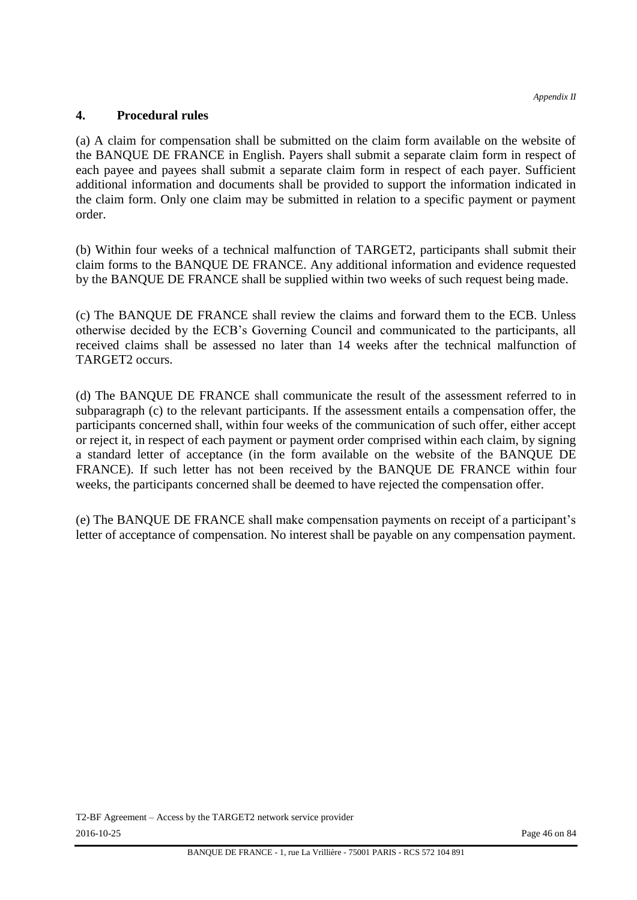## 4. Procedural rules

(a) A claim for compensation shall be submitted on the claim form available on the website of the BANQUE DE FRANCE in English. Payers shall submit a separate claim form in respect of each payee and payees shall submit a separate claim form in respect of each payer. Sufficient additional information and documents shall be provided to support the information indicated in the claim form. Only one claim may be submitted in relation to a specific payment or payment order.

(b) Within four weeks of a technical malfunction of TARGET2, participants shall submit their claim forms to the BANQUE DE FRANCE. Any additional information and evidence requested by the BANQUE DE FRANCE shall be supplied within two weeks of such request being made.

(c) The BANQUE DE FRANCE shall review the claims and forward them to the ECB. Unless otherwise decided by the ECB's Governing Council and communicated to the participants, all received claims shall be assessed no later than 14 weeks after the technical malfunction of TARGET2 occurs.

(d) The BANQUE DE FRANCE shall communicate the result of the assessment referred to in subparagraph (c) to the relevant participants. If the assessment entails a compensation offer, the participants concerned shall, within four weeks of the communication of such offer, either accept or reject it, in respect of each payment or payment order comprised within each claim, by signing a standard letter of acceptance (in the form available on the website of the BANQUE DE FRANCE). If such letter has not been received by the BANQUE DE FRANCE within four weeks, the participants concerned shall be deemed to have rejected the compensation offer.

(e) The BANQUE DE FRANCE shall make compensation payments on receipt of a participant's letter of acceptance of compensation. No interest shall be payable on any compensation payment.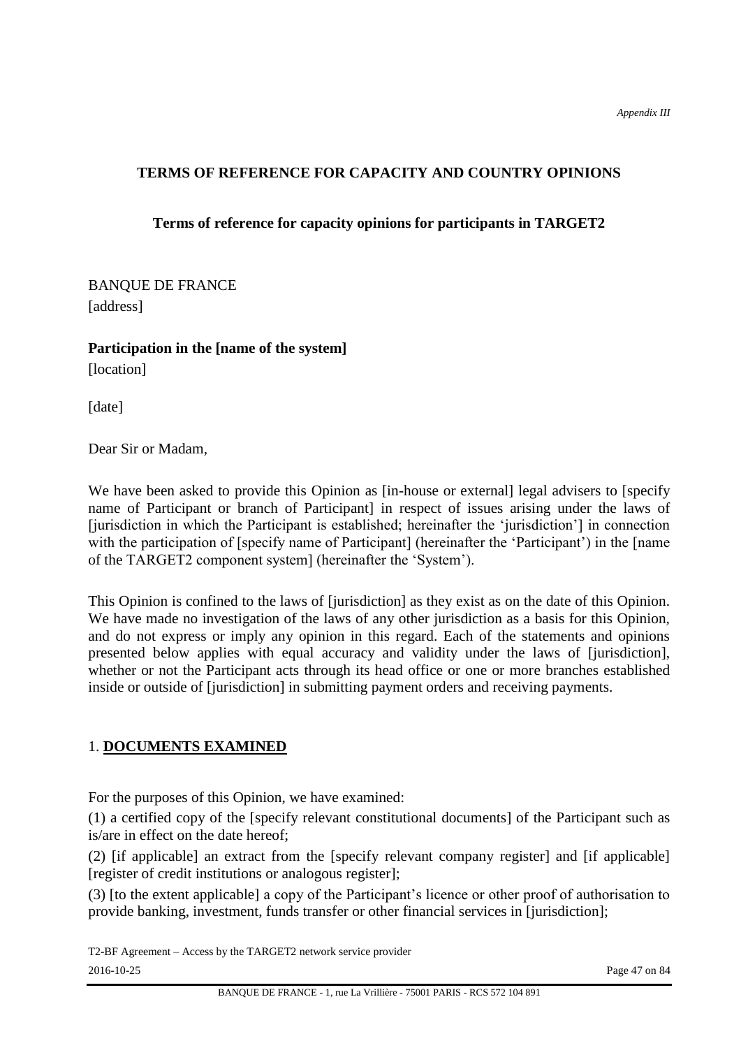*Appendix III*

## TERMS OF REFERENCE FOR CAPACITY AND COUNTRY OPINIONS

### Terms of reference for capacity opinions for participants in TARGET2

BANQUE DE FRANCE
[address]

**Participation in the [name of the system]**
[location]

[date]

Dear Sir or Madam,

We have been asked to provide this Opinion as [in-house or external] legal advisers to [specify name of Participant or branch of Participant] in respect of issues arising under the laws of [jurisdiction in which the Participant is established; hereinafter the 'jurisdiction'] in connection with the participation of [specify name of Participant] (hereinafter the 'Participant') in the [name of the TARGET2 component system] (hereinafter the 'System').

This Opinion is confined to the laws of [jurisdiction] as they exist as on the date of this Opinion. We have made no investigation of the laws of any other jurisdiction as a basis for this Opinion, and do not express or imply any opinion in this regard. Each of the statements and opinions presented below applies with equal accuracy and validity under the laws of [jurisdiction], whether or not the Participant acts through its head office or one or more branches established inside or outside of [jurisdiction] in submitting payment orders and receiving payments.

### 1. **DOCUMENTS EXAMINED**

For the purposes of this Opinion, we have examined:

(1) a certified copy of the [specify relevant constitutional documents] of the Participant such as is/are in effect on the date hereof;

(2) [if applicable] an extract from the [specify relevant company register] and [if applicable] [register of credit institutions or analogous register];

(3) [to the extent applicable] a copy of the Participant's licence or other proof of authorisation to provide banking, investment, funds transfer or other financial services in [jurisdiction];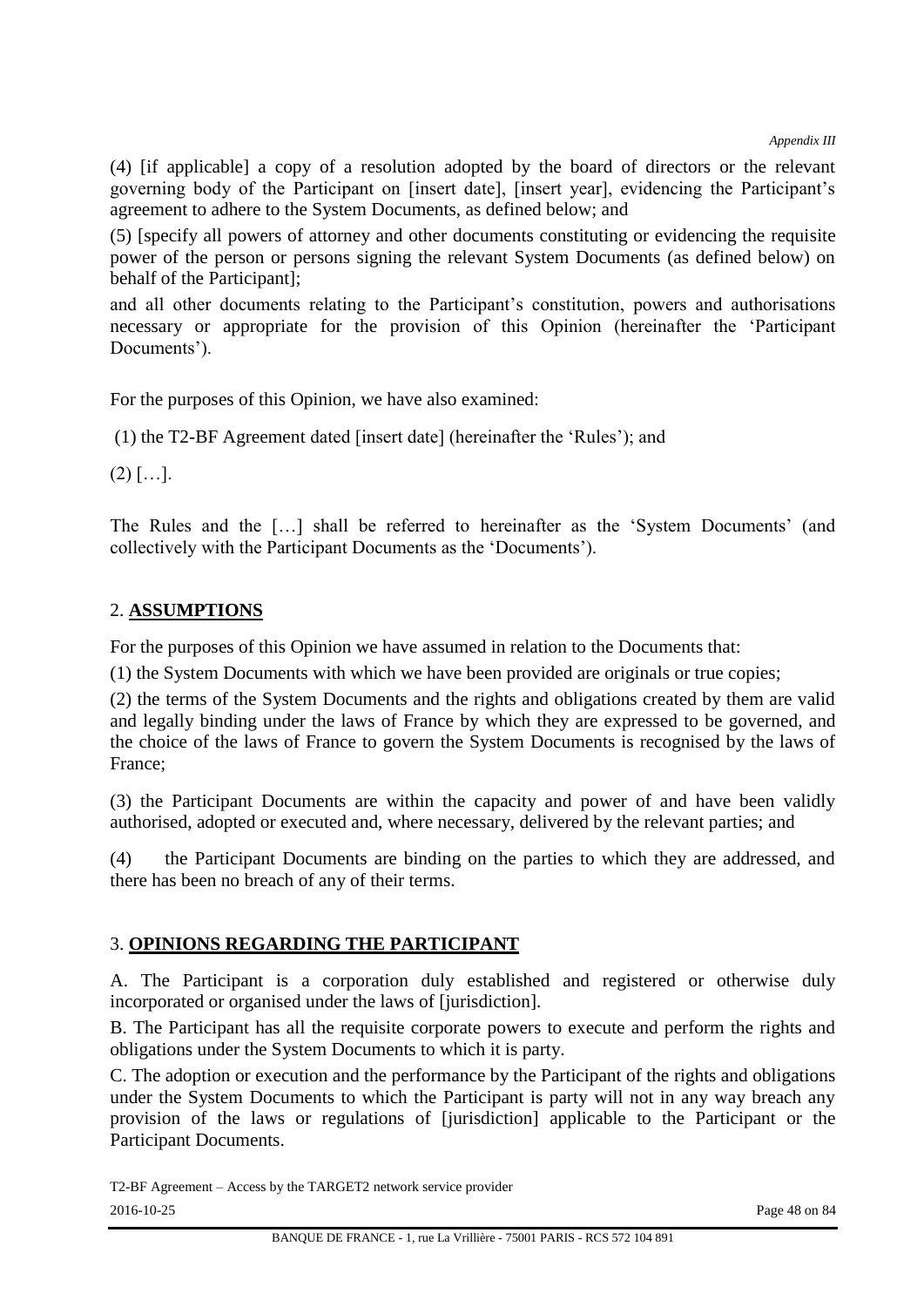(4) [if applicable] a copy of a resolution adopted by the board of directors or the relevant governing body of the Participant on [insert date], [insert year], evidencing the Participant's agreement to adhere to the System Documents, as defined below; and

(5) [specify all powers of attorney and other documents constituting or evidencing the requisite power of the person or persons signing the relevant System Documents (as defined below) on behalf of the Participant];

and all other documents relating to the Participant's constitution, powers and authorisations necessary or appropriate for the provision of this Opinion (hereinafter the 'Participant Documents').

For the purposes of this Opinion, we have also examined:

(1) the T2-BF Agreement dated [insert date] (hereinafter the 'Rules'); and

(2) […].

The Rules and the […] shall be referred to hereinafter as the 'System Documents' (and collectively with the Participant Documents as the 'Documents').

## 2. **ASSUMPTIONS**

For the purposes of this Opinion we have assumed in relation to the Documents that:

(1) the System Documents with which we have been provided are originals or true copies;

(2) the terms of the System Documents and the rights and obligations created by them are valid and legally binding under the laws of France by which they are expressed to be governed, and the choice of the laws of France to govern the System Documents is recognised by the laws of France;

(3) the Participant Documents are within the capacity and power of and have been validly authorised, adopted or executed and, where necessary, delivered by the relevant parties; and

(4) the Participant Documents are binding on the parties to which they are addressed, and there has been no breach of any of their terms.

## 3. **OPINIONS REGARDING THE PARTICIPANT**

A. The Participant is a corporation duly established and registered or otherwise duly incorporated or organised under the laws of [jurisdiction].

B. The Participant has all the requisite corporate powers to execute and perform the rights and obligations under the System Documents to which it is party.

C. The adoption or execution and the performance by the Participant of the rights and obligations under the System Documents to which the Participant is party will not in any way breach any provision of the laws or regulations of [jurisdiction] applicable to the Participant or the Participant Documents.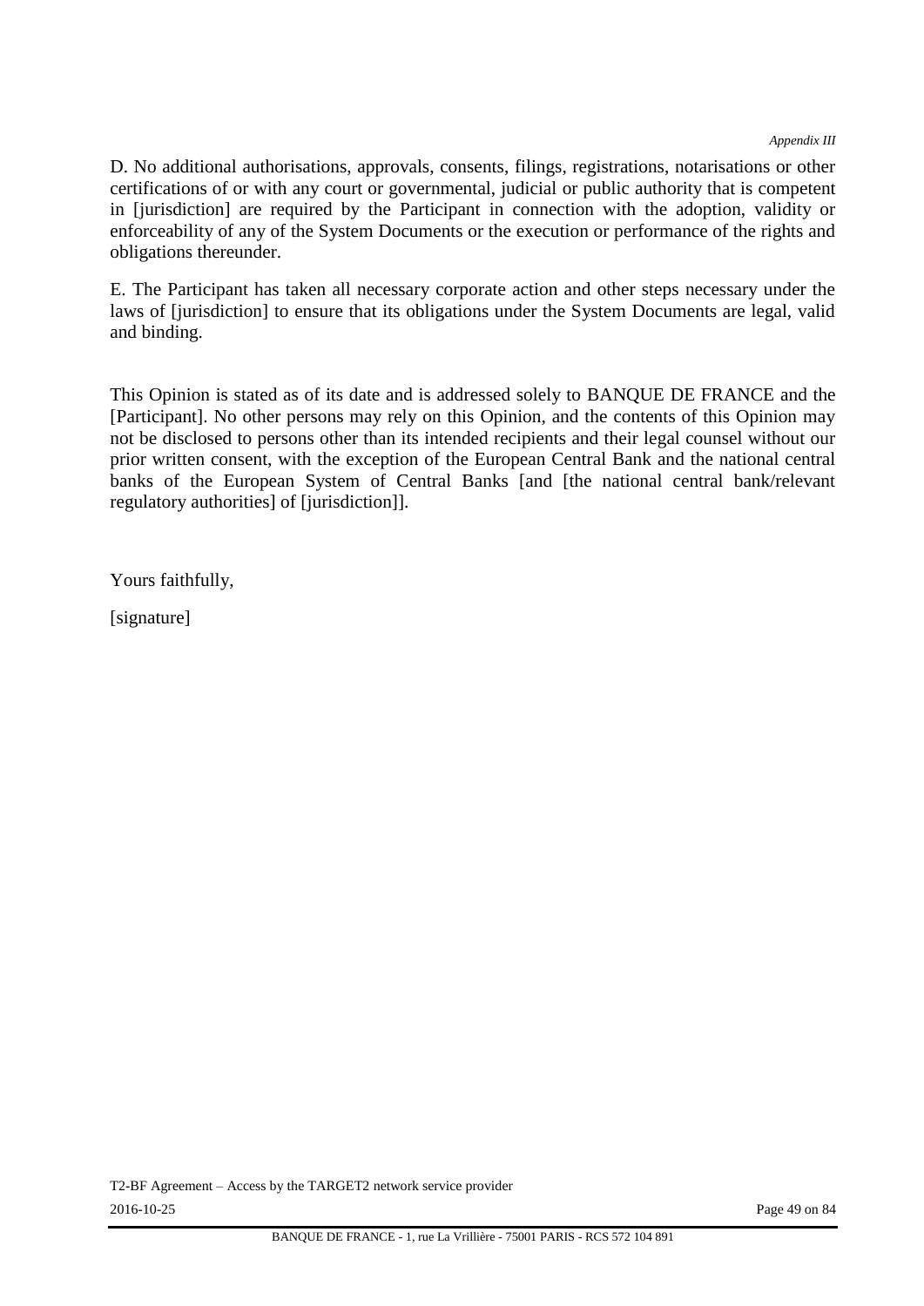D. No additional authorisations, approvals, consents, filings, registrations, notarisations or other certifications of or with any court or governmental, judicial or public authority that is competent in [jurisdiction] are required by the Participant in connection with the adoption, validity or enforceability of any of the System Documents or the execution or performance of the rights and obligations thereunder.

E. The Participant has taken all necessary corporate action and other steps necessary under the laws of [jurisdiction] to ensure that its obligations under the System Documents are legal, valid and binding.

This Opinion is stated as of its date and is addressed solely to BANQUE DE FRANCE and the [Participant]. No other persons may rely on this Opinion, and the contents of this Opinion may not be disclosed to persons other than its intended recipients and their legal counsel without our prior written consent, with the exception of the European Central Bank and the national central banks of the European System of Central Banks [and [the national central bank/relevant regulatory authorities] of [jurisdiction]].

Yours faithfully,

[signature]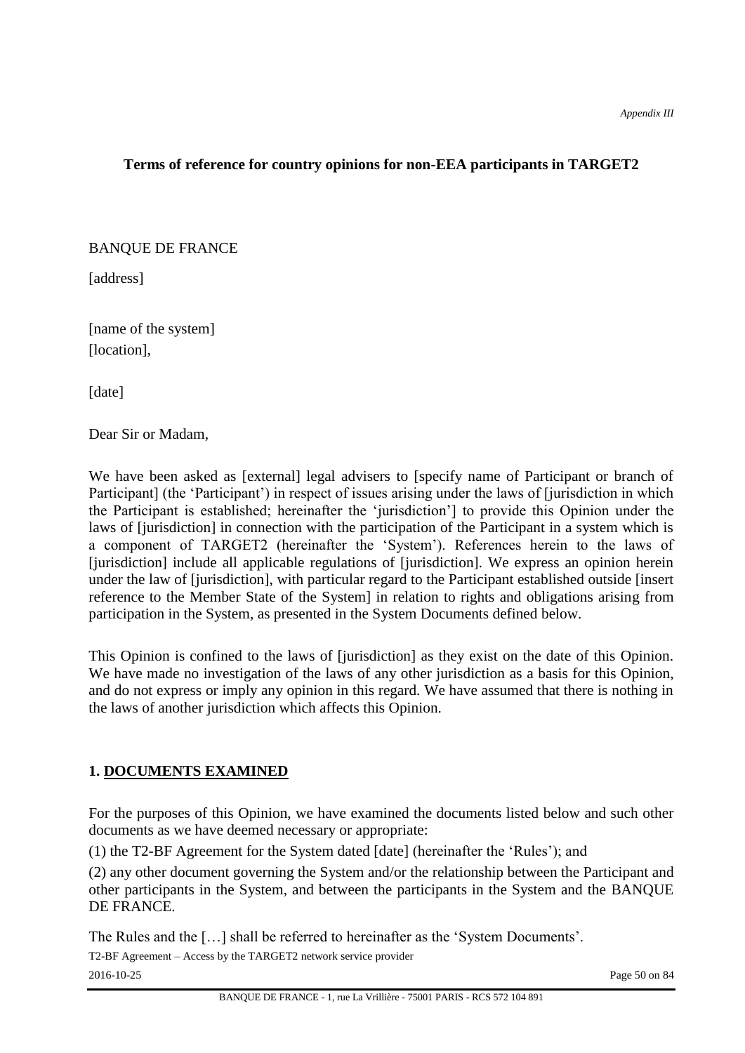*Appendix III*

**Terms of reference for country opinions for non-EEA participants in TARGET2**

BANQUE DE FRANCE

[address]

[name of the system]
[location],

[date]

Dear Sir or Madam,

We have been asked as [external] legal advisers to [specify name of Participant or branch of Participant] (the 'Participant') in respect of issues arising under the laws of [jurisdiction in which the Participant is established; hereinafter the 'jurisdiction'] to provide this Opinion under the laws of [jurisdiction] in connection with the participation of the Participant in a system which is a component of TARGET2 (hereinafter the 'System'). References herein to the laws of [jurisdiction] include all applicable regulations of [jurisdiction]. We express an opinion herein under the law of [jurisdiction], with particular regard to the Participant established outside [insert reference to the Member State of the System] in relation to rights and obligations arising from participation in the System, as presented in the System Documents defined below.

This Opinion is confined to the laws of [jurisdiction] as they exist on the date of this Opinion. We have made no investigation of the laws of any other jurisdiction as a basis for this Opinion, and do not express or imply any opinion in this regard. We have assumed that there is nothing in the laws of another jurisdiction which affects this Opinion.

## 1. <u>DOCUMENTS EXAMINED</u>

For the purposes of this Opinion, we have examined the documents listed below and such other documents as we have deemed necessary or appropriate:

(1) the T2-BF Agreement for the System dated [date] (hereinafter the 'Rules'); and

(2) any other document governing the System and/or the relationship between the Participant and other participants in the System, and between the participants in the System and the BANQUE DE FRANCE.

The Rules and the […] shall be referred to hereinafter as the 'System Documents'.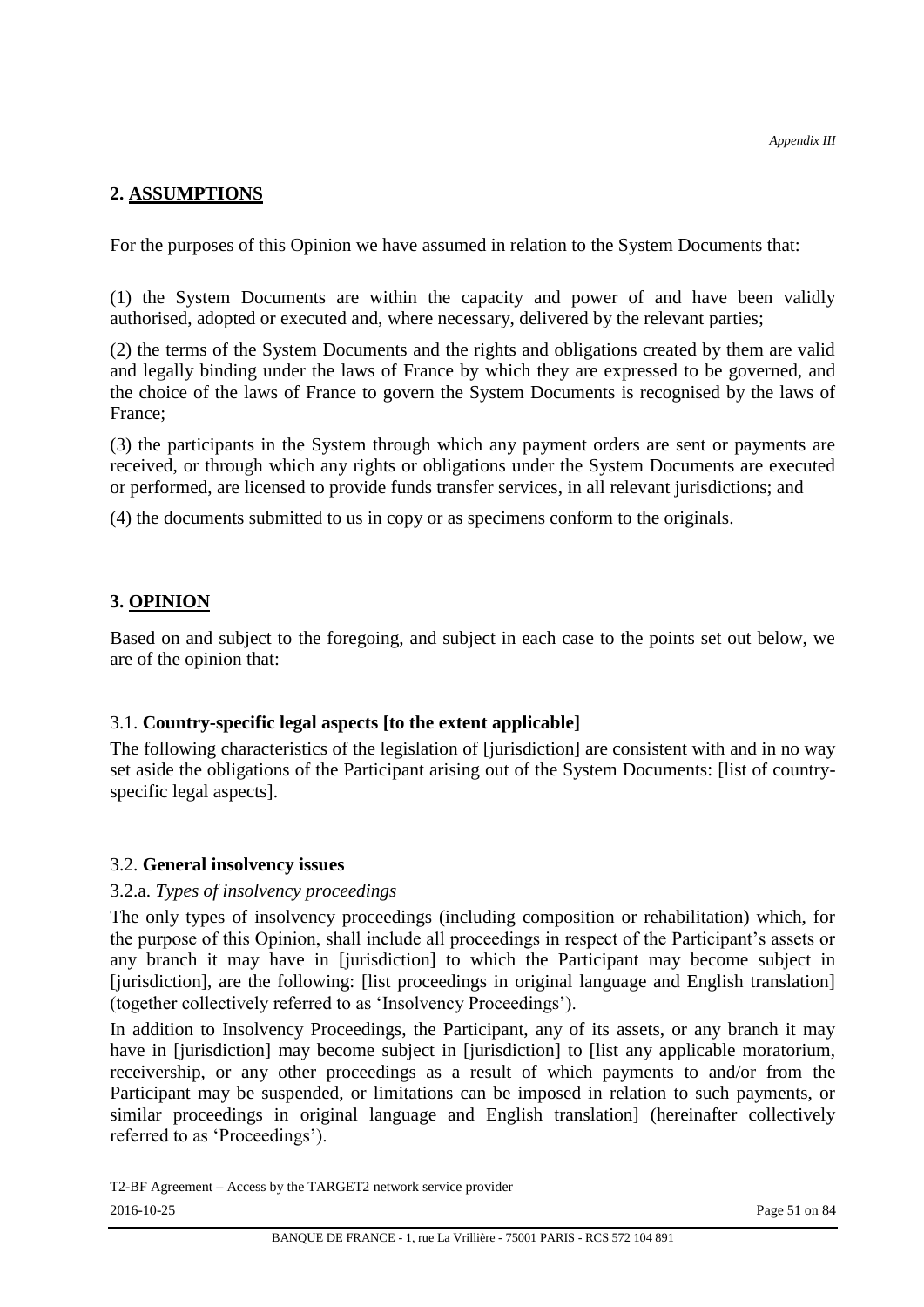## 2. ASSUMPTIONS

For the purposes of this Opinion we have assumed in relation to the System Documents that:

(1) the System Documents are within the capacity and power of and have been validly authorised, adopted or executed and, where necessary, delivered by the relevant parties;

(2) the terms of the System Documents and the rights and obligations created by them are valid and legally binding under the laws of France by which they are expressed to be governed, and the choice of the laws of France to govern the System Documents is recognised by the laws of France;

(3) the participants in the System through which any payment orders are sent or payments are received, or through which any rights or obligations under the System Documents are executed or performed, are licensed to provide funds transfer services, in all relevant jurisdictions; and

(4) the documents submitted to us in copy or as specimens conform to the originals.

## 3. OPINION

Based on and subject to the foregoing, and subject in each case to the points set out below, we are of the opinion that:

### 3.1. Country-specific legal aspects [to the extent applicable]

The following characteristics of the legislation of [jurisdiction] are consistent with and in no way set aside the obligations of the Participant arising out of the System Documents: [list of country-specific legal aspects].

### 3.2. General insolvency issues

#### 3.2.a. *Types of insolvency proceedings*

The only types of insolvency proceedings (including composition or rehabilitation) which, for the purpose of this Opinion, shall include all proceedings in respect of the Participant's assets or any branch it may have in [jurisdiction] to which the Participant may become subject in [jurisdiction], are the following: [list proceedings in original language and English translation] (together collectively referred to as 'Insolvency Proceedings').

In addition to Insolvency Proceedings, the Participant, any of its assets, or any branch it may have in [jurisdiction] may become subject in [jurisdiction] to [list any applicable moratorium, receivership, or any other proceedings as a result of which payments to and/or from the Participant may be suspended, or limitations can be imposed in relation to such payments, or similar proceedings in original language and English translation] (hereinafter collectively referred to as 'Proceedings').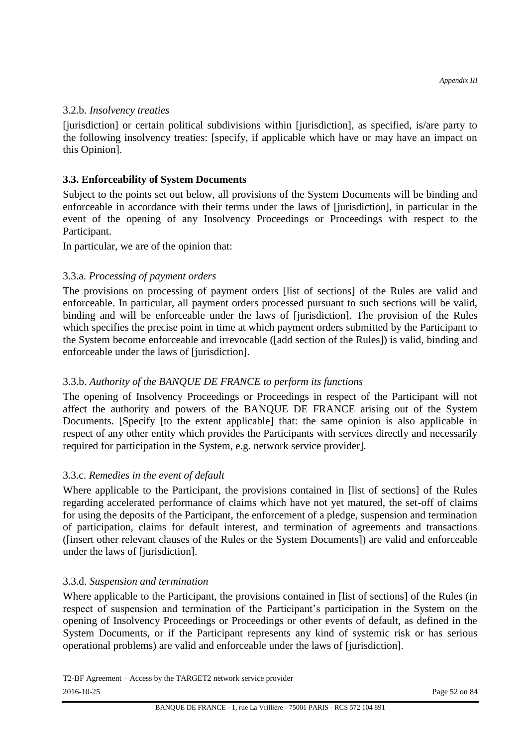3.2.b. *Insolvency treaties*

[jurisdiction] or certain political subdivisions within [jurisdiction], as specified, is/are party to the following insolvency treaties: [specify, if applicable which have or may have an impact on this Opinion].

**3.3. Enforceability of System Documents**

Subject to the points set out below, all provisions of the System Documents will be binding and enforceable in accordance with their terms under the laws of [jurisdiction], in particular in the event of the opening of any Insolvency Proceedings or Proceedings with respect to the Participant.

In particular, we are of the opinion that:

3.3.a. *Processing of payment orders*

The provisions on processing of payment orders [list of sections] of the Rules are valid and enforceable. In particular, all payment orders processed pursuant to such sections will be valid, binding and will be enforceable under the laws of [jurisdiction]. The provision of the Rules which specifies the precise point in time at which payment orders submitted by the Participant to the System become enforceable and irrevocable ([add section of the Rules]) is valid, binding and enforceable under the laws of [jurisdiction].

3.3.b. *Authority of the BANQUE DE FRANCE to perform its functions*

The opening of Insolvency Proceedings or Proceedings in respect of the Participant will not affect the authority and powers of the BANQUE DE FRANCE arising out of the System Documents. [Specify [to the extent applicable] that: the same opinion is also applicable in respect of any other entity which provides the Participants with services directly and necessarily required for participation in the System, e.g. network service provider].

3.3.c. *Remedies in the event of default*

Where applicable to the Participant, the provisions contained in [list of sections] of the Rules regarding accelerated performance of claims which have not yet matured, the set-off of claims for using the deposits of the Participant, the enforcement of a pledge, suspension and termination of participation, claims for default interest, and termination of agreements and transactions ([insert other relevant clauses of the Rules or the System Documents]) are valid and enforceable under the laws of [jurisdiction].

3.3.d. *Suspension and termination*

Where applicable to the Participant, the provisions contained in [list of sections] of the Rules (in respect of suspension and termination of the Participant's participation in the System on the opening of Insolvency Proceedings or Proceedings or other events of default, as defined in the System Documents, or if the Participant represents any kind of systemic risk or has serious operational problems) are valid and enforceable under the laws of [jurisdiction].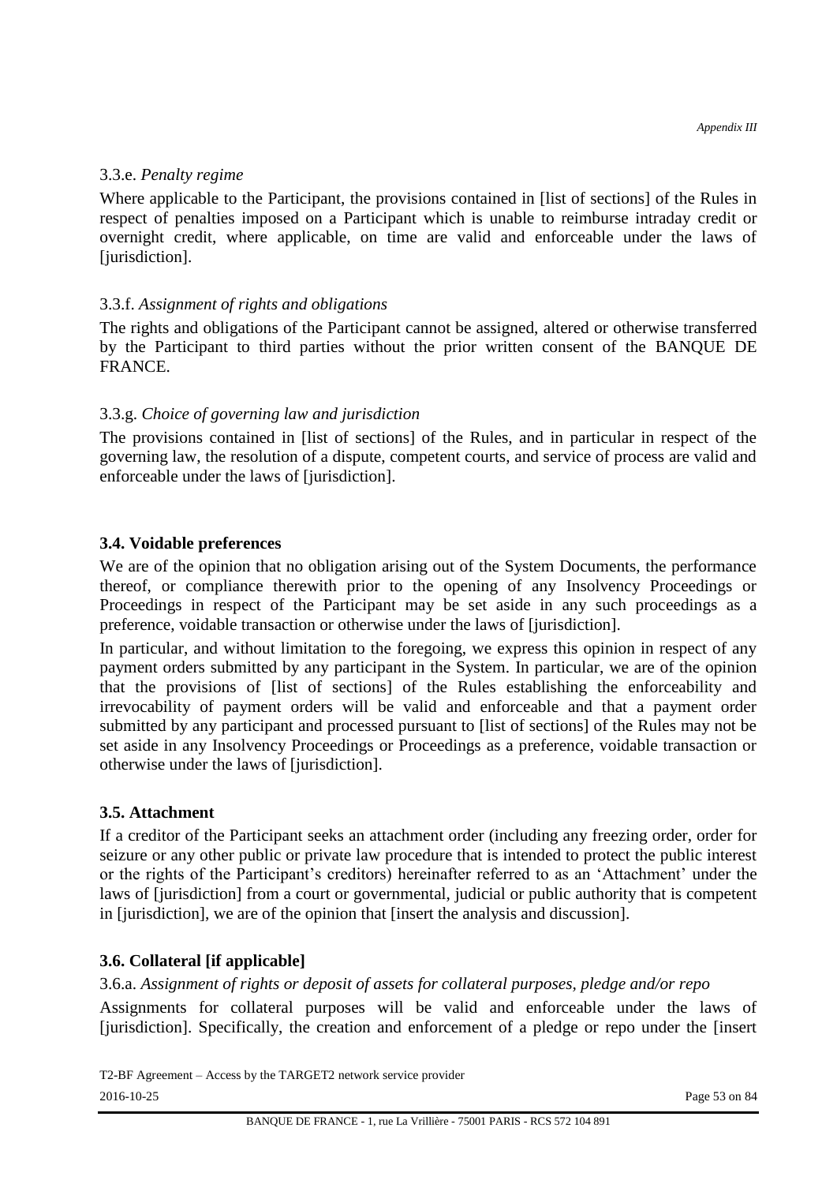3.3.e. *Penalty regime*

Where applicable to the Participant, the provisions contained in [list of sections] of the Rules in respect of penalties imposed on a Participant which is unable to reimburse intraday credit or overnight credit, where applicable, on time are valid and enforceable under the laws of [jurisdiction].

3.3.f. *Assignment of rights and obligations*

The rights and obligations of the Participant cannot be assigned, altered or otherwise transferred by the Participant to third parties without the prior written consent of the BANQUE DE FRANCE.

3.3.g. *Choice of governing law and jurisdiction*

The provisions contained in [list of sections] of the Rules, and in particular in respect of the governing law, the resolution of a dispute, competent courts, and service of process are valid and enforceable under the laws of [jurisdiction].

**3.4. Voidable preferences**

We are of the opinion that no obligation arising out of the System Documents, the performance thereof, or compliance therewith prior to the opening of any Insolvency Proceedings or Proceedings in respect of the Participant may be set aside in any such proceedings as a preference, voidable transaction or otherwise under the laws of [jurisdiction].

In particular, and without limitation to the foregoing, we express this opinion in respect of any payment orders submitted by any participant in the System. In particular, we are of the opinion that the provisions of [list of sections] of the Rules establishing the enforceability and irrevocability of payment orders will be valid and enforceable and that a payment order submitted by any participant and processed pursuant to [list of sections] of the Rules may not be set aside in any Insolvency Proceedings or Proceedings as a preference, voidable transaction or otherwise under the laws of [jurisdiction].

**3.5. Attachment**

If a creditor of the Participant seeks an attachment order (including any freezing order, order for seizure or any other public or private law procedure that is intended to protect the public interest or the rights of the Participant's creditors) hereinafter referred to as an 'Attachment' under the laws of [jurisdiction] from a court or governmental, judicial or public authority that is competent in [jurisdiction], we are of the opinion that [insert the analysis and discussion].

**3.6. Collateral [if applicable]**

3.6.a. *Assignment of rights or deposit of assets for collateral purposes, pledge and/or repo*

Assignments for collateral purposes will be valid and enforceable under the laws of [jurisdiction]. Specifically, the creation and enforcement of a pledge or repo under the [insert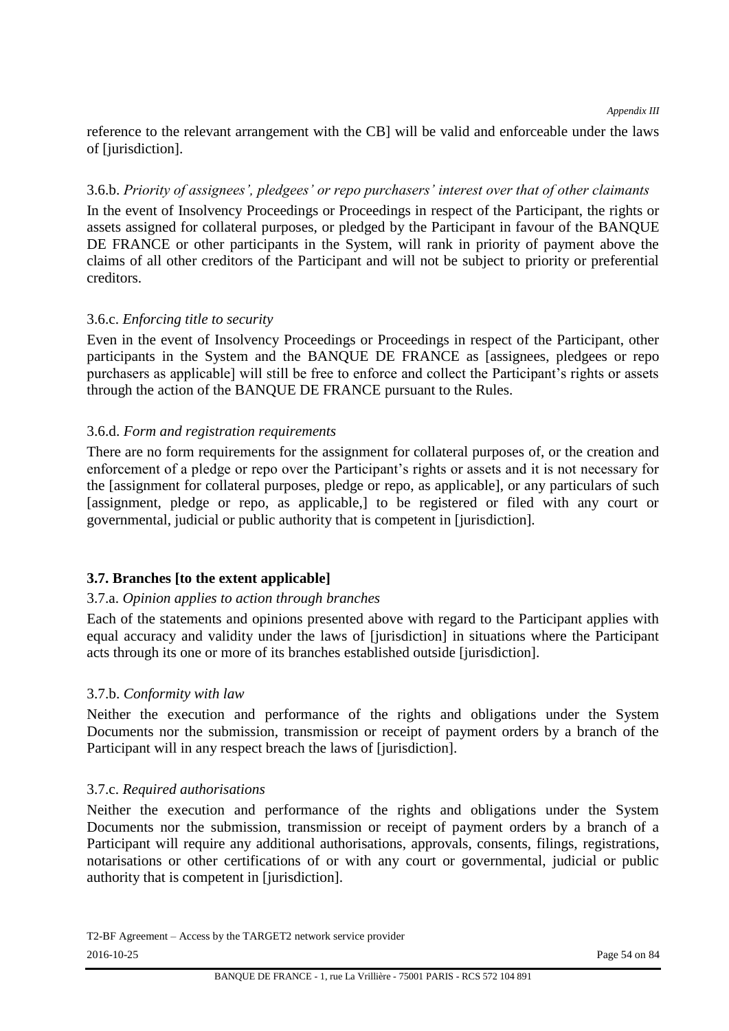reference to the relevant arrangement with the CB] will be valid and enforceable under the laws of [jurisdiction].

3.6.b. *Priority of assignees', pledgees' or repo purchasers' interest over that of other claimants*

In the event of Insolvency Proceedings or Proceedings in respect of the Participant, the rights or assets assigned for collateral purposes, or pledged by the Participant in favour of the BANQUE DE FRANCE or other participants in the System, will rank in priority of payment above the claims of all other creditors of the Participant and will not be subject to priority or preferential creditors.

3.6.c. *Enforcing title to security*

Even in the event of Insolvency Proceedings or Proceedings in respect of the Participant, other participants in the System and the BANQUE DE FRANCE as [assignees, pledgees or repo purchasers as applicable] will still be free to enforce and collect the Participant's rights or assets through the action of the BANQUE DE FRANCE pursuant to the Rules.

3.6.d. *Form and registration requirements*

There are no form requirements for the assignment for collateral purposes of, or the creation and enforcement of a pledge or repo over the Participant's rights or assets and it is not necessary for the [assignment for collateral purposes, pledge or repo, as applicable], or any particulars of such [assignment, pledge or repo, as applicable,] to be registered or filed with any court or governmental, judicial or public authority that is competent in [jurisdiction].

### 3.7. Branches [to the extent applicable]

3.7.a. *Opinion applies to action through branches*

Each of the statements and opinions presented above with regard to the Participant applies with equal accuracy and validity under the laws of [jurisdiction] in situations where the Participant acts through its one or more of its branches established outside [jurisdiction].

3.7.b. *Conformity with law*

Neither the execution and performance of the rights and obligations under the System Documents nor the submission, transmission or receipt of payment orders by a branch of the Participant will in any respect breach the laws of [jurisdiction].

3.7.c. *Required authorisations*

Neither the execution and performance of the rights and obligations under the System Documents nor the submission, transmission or receipt of payment orders by a branch of a Participant will require any additional authorisations, approvals, consents, filings, registrations, notarisations or other certifications of or with any court or governmental, judicial or public authority that is competent in [jurisdiction].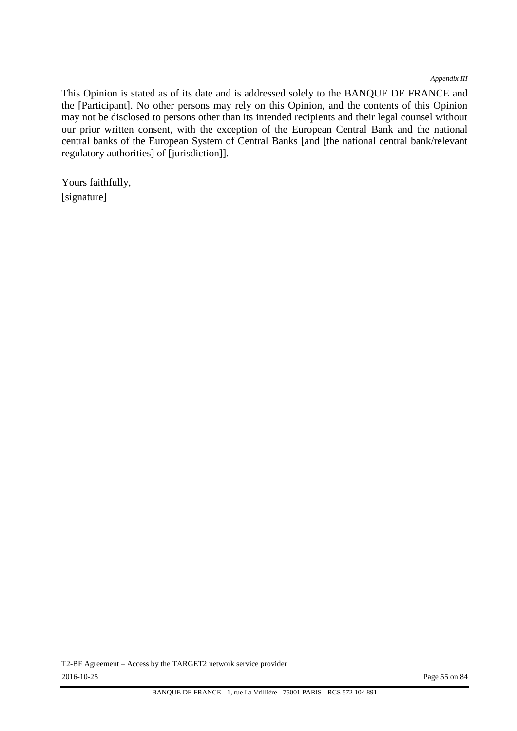This Opinion is stated as of its date and is addressed solely to the BANQUE DE FRANCE and the [Participant]. No other persons may rely on this Opinion, and the contents of this Opinion may not be disclosed to persons other than its intended recipients and their legal counsel without our prior written consent, with the exception of the European Central Bank and the national central banks of the European System of Central Banks [and [the national central bank/relevant regulatory authorities] of [jurisdiction]].

Yours faithfully,
[signature]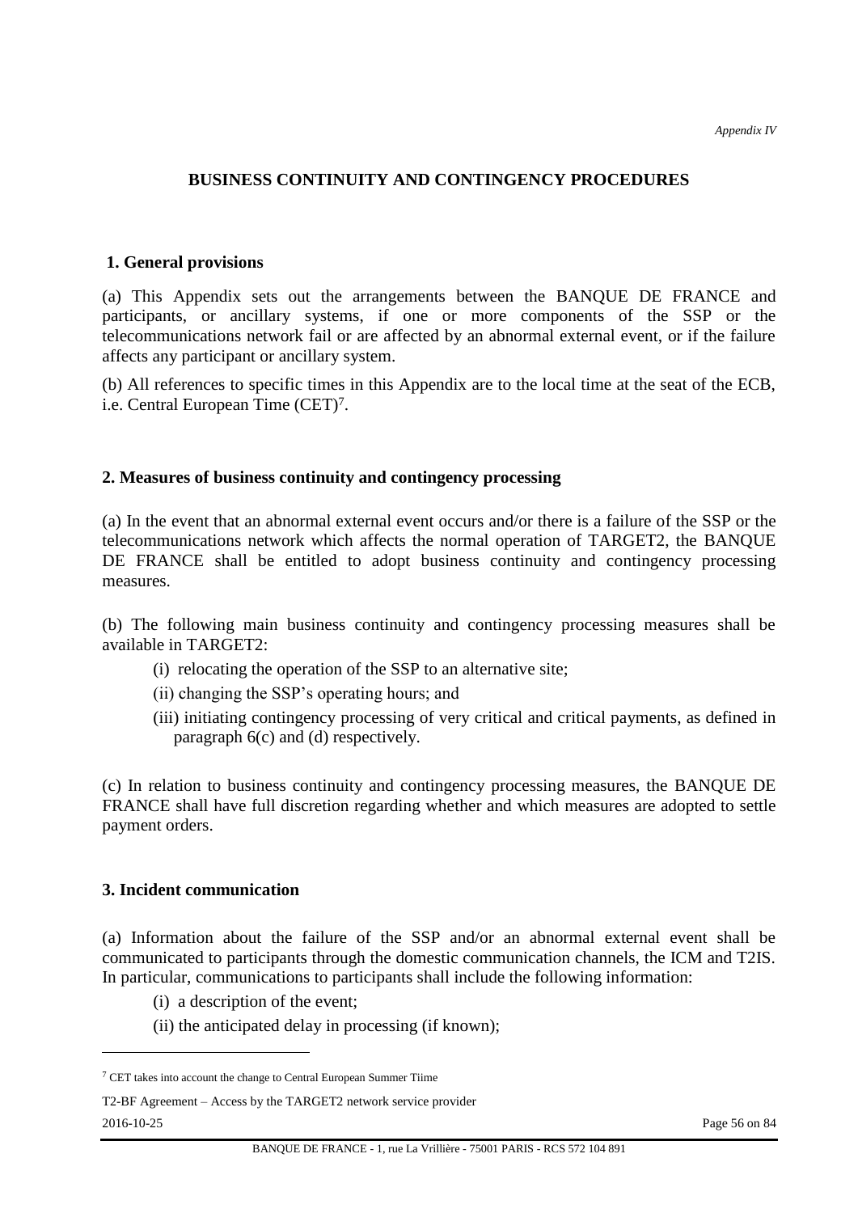*Appendix IV*

# BUSINESS CONTINUITY AND CONTINGENCY PROCEDURES

## 1. General provisions

(a) This Appendix sets out the arrangements between the BANQUE DE FRANCE and participants, or ancillary systems, if one or more components of the SSP or the telecommunications network fail or are affected by an abnormal external event, or if the failure affects any participant or ancillary system.

(b) All references to specific times in this Appendix are to the local time at the seat of the ECB, i.e. Central European Time (CET)[7].

## 2. Measures of business continuity and contingency processing

(a) In the event that an abnormal external event occurs and/or there is a failure of the SSP or the telecommunications network which affects the normal operation of TARGET2, the BANQUE DE FRANCE shall be entitled to adopt business continuity and contingency processing measures.

(b) The following main business continuity and contingency processing measures shall be available in TARGET2:

- (i) relocating the operation of the SSP to an alternative site;
- (ii) changing the SSP's operating hours; and
- (iii) initiating contingency processing of very critical and critical payments, as defined in paragraph 6(c) and (d) respectively.

(c) In relation to business continuity and contingency processing measures, the BANQUE DE FRANCE shall have full discretion regarding whether and which measures are adopted to settle payment orders.

## 3. Incident communication

(a) Information about the failure of the SSP and/or an abnormal external event shall be communicated to participants through the domestic communication channels, the ICM and T2IS. In particular, communications to participants shall include the following information:

- (i) a description of the event;
- (ii) the anticipated delay in processing (if known);

[7] CET takes into account the change to Central European Summer Tiime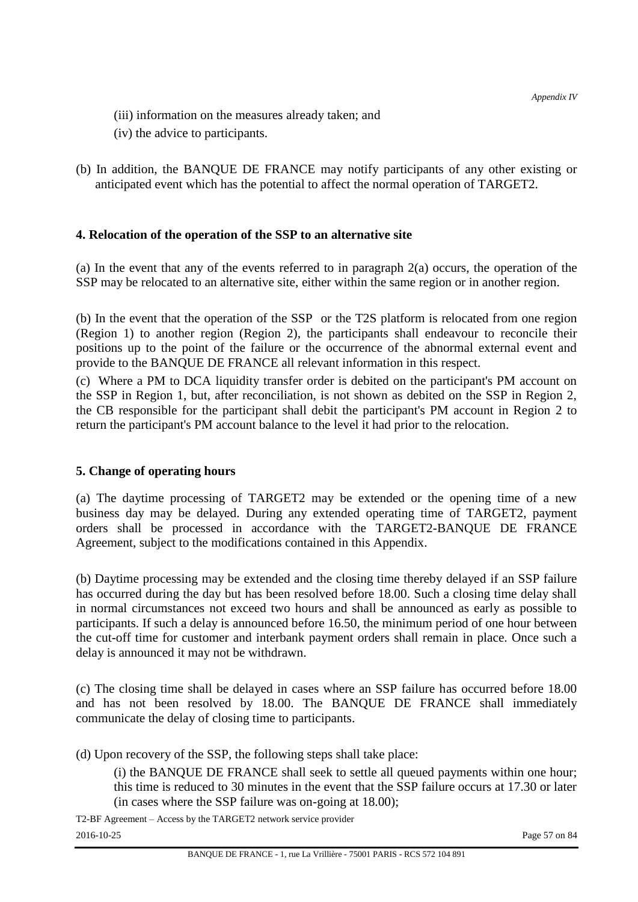(iii) information on the measures already taken; and

(iv) the advice to participants.

(b) In addition, the BANQUE DE FRANCE may notify participants of any other existing or anticipated event which has the potential to affect the normal operation of TARGET2.

## 4. Relocation of the operation of the SSP to an alternative site

(a) In the event that any of the events referred to in paragraph 2(a) occurs, the operation of the SSP may be relocated to an alternative site, either within the same region or in another region.

(b) In the event that the operation of the SSP or the T2S platform is relocated from one region (Region 1) to another region (Region 2), the participants shall endeavour to reconcile their positions up to the point of the failure or the occurrence of the abnormal external event and provide to the BANQUE DE FRANCE all relevant information in this respect.

(c) Where a PM to DCA liquidity transfer order is debited on the participant's PM account on the SSP in Region 1, but, after reconciliation, is not shown as debited on the SSP in Region 2, the CB responsible for the participant shall debit the participant's PM account in Region 2 to return the participant's PM account balance to the level it had prior to the relocation.

## 5. Change of operating hours

(a) The daytime processing of TARGET2 may be extended or the opening time of a new business day may be delayed. During any extended operating time of TARGET2, payment orders shall be processed in accordance with the TARGET2-BANQUE DE FRANCE Agreement, subject to the modifications contained in this Appendix.

(b) Daytime processing may be extended and the closing time thereby delayed if an SSP failure has occurred during the day but has been resolved before 18.00. Such a closing time delay shall in normal circumstances not exceed two hours and shall be announced as early as possible to participants. If such a delay is announced before 16.50, the minimum period of one hour between the cut-off time for customer and interbank payment orders shall remain in place. Once such a delay is announced it may not be withdrawn.

(c) The closing time shall be delayed in cases where an SSP failure has occurred before 18.00 and has not been resolved by 18.00. The BANQUE DE FRANCE shall immediately communicate the delay of closing time to participants.

(d) Upon recovery of the SSP, the following steps shall take place:

(i) the BANQUE DE FRANCE shall seek to settle all queued payments within one hour; this time is reduced to 30 minutes in the event that the SSP failure occurs at 17.30 or later (in cases where the SSP failure was on-going at 18.00);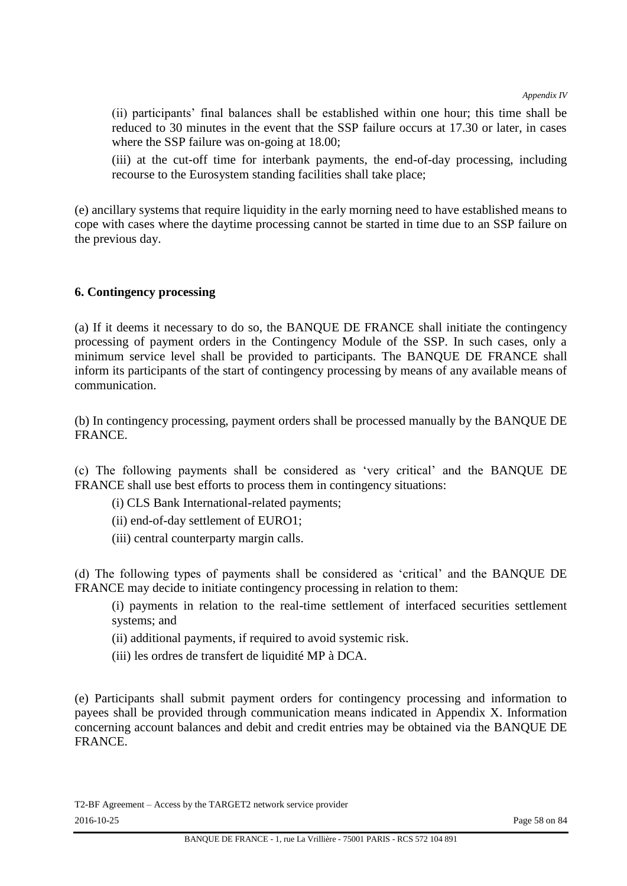(ii) participants' final balances shall be established within one hour; this time shall be reduced to 30 minutes in the event that the SSP failure occurs at 17.30 or later, in cases where the SSP failure was on-going at 18.00;

(iii) at the cut-off time for interbank payments, the end-of-day processing, including recourse to the Eurosystem standing facilities shall take place;

(e) ancillary systems that require liquidity in the early morning need to have established means to cope with cases where the daytime processing cannot be started in time due to an SSP failure on the previous day.

**6. Contingency processing**

(a) If it deems it necessary to do so, the BANQUE DE FRANCE shall initiate the contingency processing of payment orders in the Contingency Module of the SSP. In such cases, only a minimum service level shall be provided to participants. The BANQUE DE FRANCE shall inform its participants of the start of contingency processing by means of any available means of communication.

(b) In contingency processing, payment orders shall be processed manually by the BANQUE DE FRANCE.

(c) The following payments shall be considered as 'very critical' and the BANQUE DE FRANCE shall use best efforts to process them in contingency situations:

(i) CLS Bank International-related payments;

(ii) end-of-day settlement of EURO1;

(iii) central counterparty margin calls.

(d) The following types of payments shall be considered as 'critical' and the BANQUE DE FRANCE may decide to initiate contingency processing in relation to them:

(i) payments in relation to the real-time settlement of interfaced securities settlement systems; and

(ii) additional payments, if required to avoid systemic risk.

(iii) les ordres de transfert de liquidité MP à DCA.

(e) Participants shall submit payment orders for contingency processing and information to payees shall be provided through communication means indicated in Appendix X. Information concerning account balances and debit and credit entries may be obtained via the BANQUE DE FRANCE.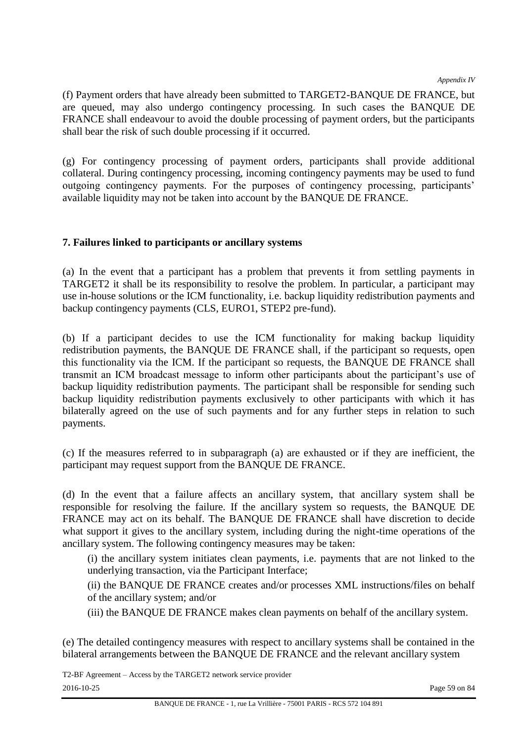(f) Payment orders that have already been submitted to TARGET2-BANQUE DE FRANCE, but are queued, may also undergo contingency processing. In such cases the BANQUE DE FRANCE shall endeavour to avoid the double processing of payment orders, but the participants shall bear the risk of such double processing if it occurred.

(g) For contingency processing of payment orders, participants shall provide additional collateral. During contingency processing, incoming contingency payments may be used to fund outgoing contingency payments. For the purposes of contingency processing, participants' available liquidity may not be taken into account by the BANQUE DE FRANCE.

**7. Failures linked to participants or ancillary systems**

(a) In the event that a participant has a problem that prevents it from settling payments in TARGET2 it shall be its responsibility to resolve the problem. In particular, a participant may use in-house solutions or the ICM functionality, i.e. backup liquidity redistribution payments and backup contingency payments (CLS, EURO1, STEP2 pre-fund).

(b) If a participant decides to use the ICM functionality for making backup liquidity redistribution payments, the BANQUE DE FRANCE shall, if the participant so requests, open this functionality via the ICM. If the participant so requests, the BANQUE DE FRANCE shall transmit an ICM broadcast message to inform other participants about the participant's use of backup liquidity redistribution payments. The participant shall be responsible for sending such backup liquidity redistribution payments exclusively to other participants with which it has bilaterally agreed on the use of such payments and for any further steps in relation to such payments.

(c) If the measures referred to in subparagraph (a) are exhausted or if they are inefficient, the participant may request support from the BANQUE DE FRANCE.

(d) In the event that a failure affects an ancillary system, that ancillary system shall be responsible for resolving the failure. If the ancillary system so requests, the BANQUE DE FRANCE may act on its behalf. The BANQUE DE FRANCE shall have discretion to decide what support it gives to the ancillary system, including during the night-time operations of the ancillary system. The following contingency measures may be taken:

(i) the ancillary system initiates clean payments, i.e. payments that are not linked to the underlying transaction, via the Participant Interface;

(ii) the BANQUE DE FRANCE creates and/or processes XML instructions/files on behalf of the ancillary system; and/or

(iii) the BANQUE DE FRANCE makes clean payments on behalf of the ancillary system.

(e) The detailed contingency measures with respect to ancillary systems shall be contained in the bilateral arrangements between the BANQUE DE FRANCE and the relevant ancillary system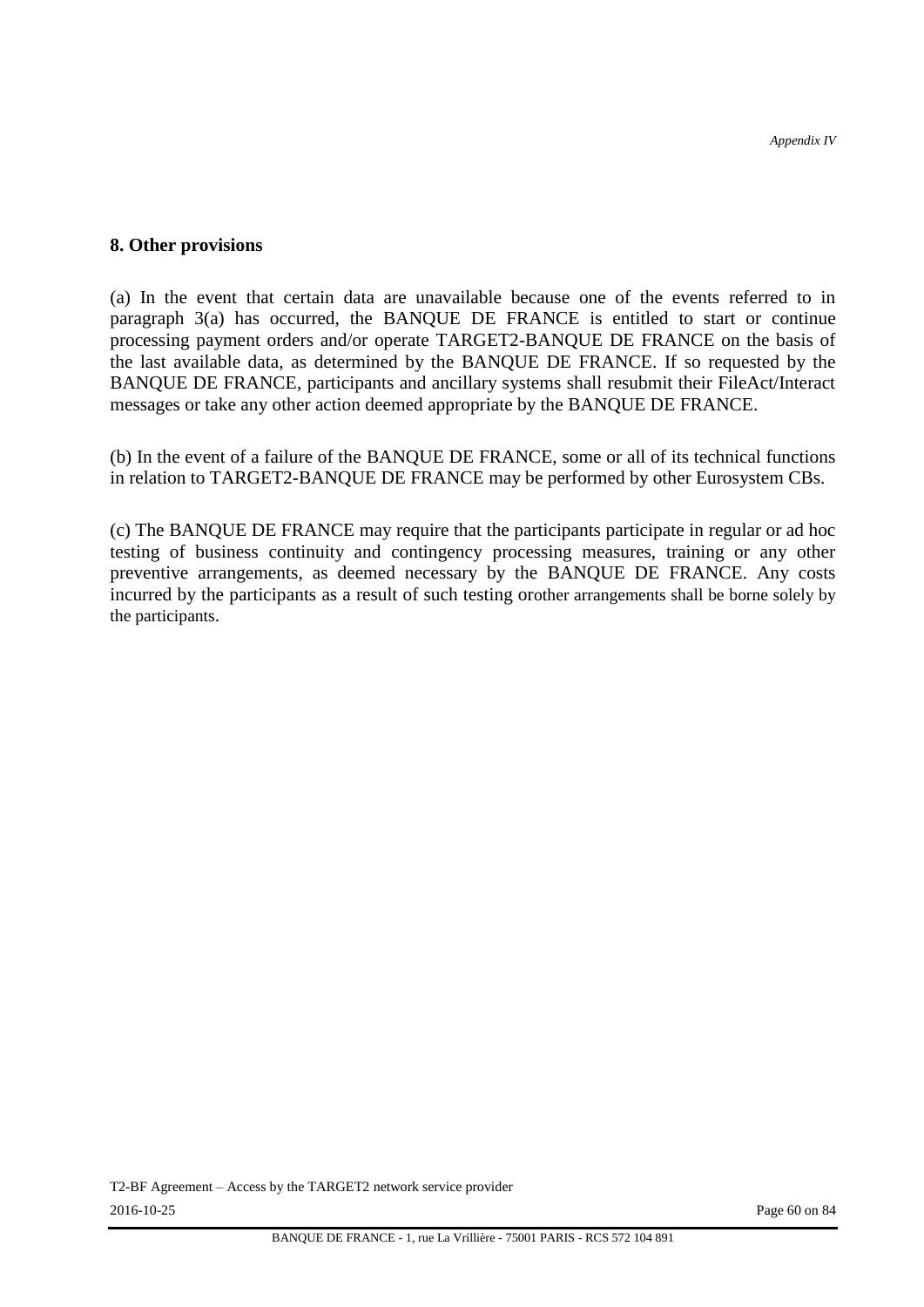## 8. Other provisions

(a) In the event that certain data are unavailable because one of the events referred to in paragraph 3(a) has occurred, the BANQUE DE FRANCE is entitled to start or continue processing payment orders and/or operate TARGET2-BANQUE DE FRANCE on the basis of the last available data, as determined by the BANQUE DE FRANCE. If so requested by the BANQUE DE FRANCE, participants and ancillary systems shall resubmit their FileAct/Interact messages or take any other action deemed appropriate by the BANQUE DE FRANCE.

(b) In the event of a failure of the BANQUE DE FRANCE, some or all of its technical functions in relation to TARGET2-BANQUE DE FRANCE may be performed by other Eurosystem CBs.

(c) The BANQUE DE FRANCE may require that the participants participate in regular or ad hoc testing of business continuity and contingency processing measures, training or any other preventive arrangements, as deemed necessary by the BANQUE DE FRANCE. Any costs incurred by the participants as a result of such testing orother arrangements shall be borne solely by the participants.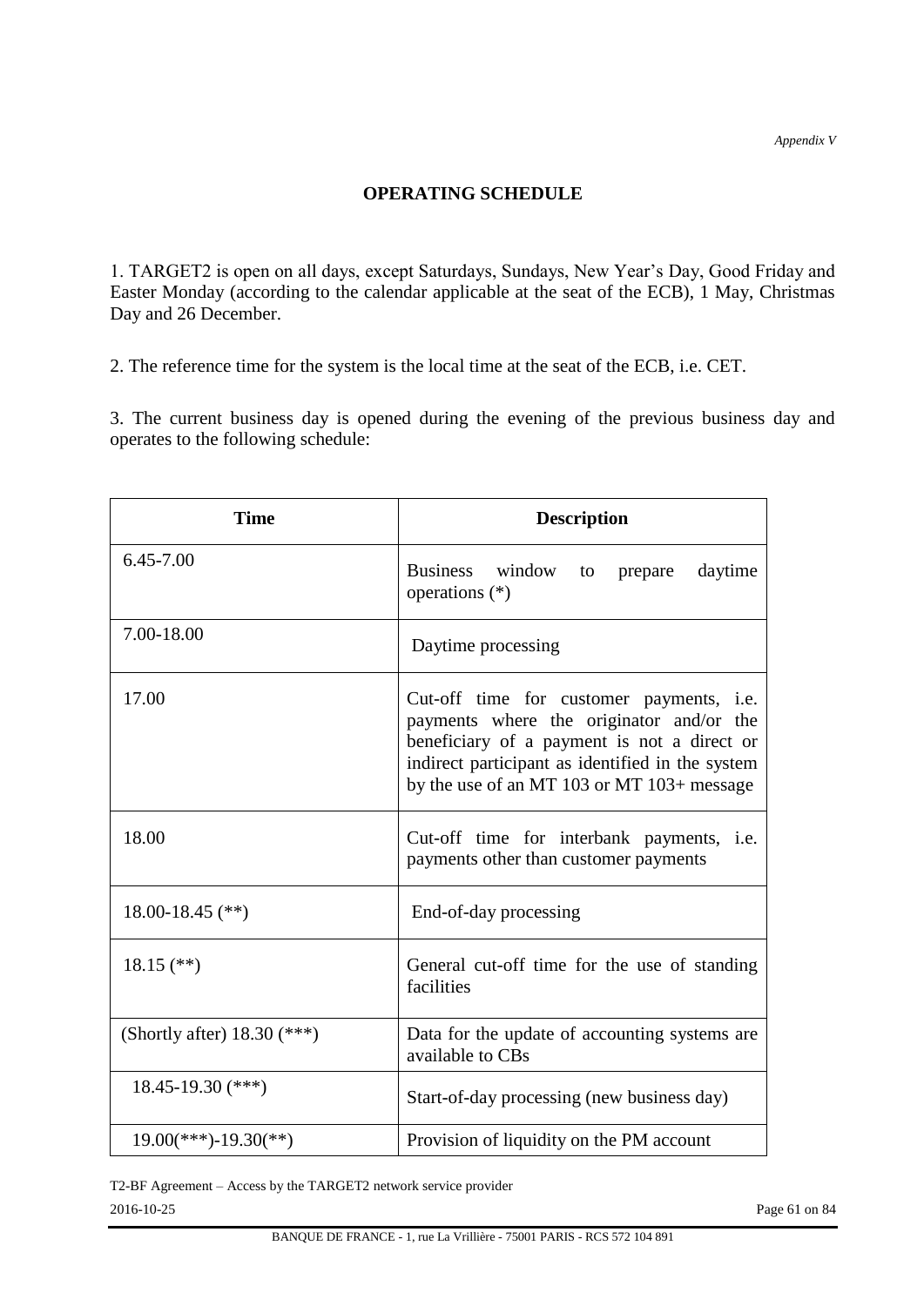*Appendix V*

## OPERATING SCHEDULE

1. TARGET2 is open on all days, except Saturdays, Sundays, New Year's Day, Good Friday and Easter Monday (according to the calendar applicable at the seat of the ECB), 1 May, Christmas Day and 26 December.

2. The reference time for the system is the local time at the seat of the ECB, i.e. CET.

3. The current business day is opened during the evening of the previous business day and operates to the following schedule:

| Time | Description |
| --- | --- |
| 6.45-7.00 | Business window to prepare daytime operations (*) |
| 7.00-18.00 | Daytime processing |
| 17.00 | Cut-off time for customer payments, i.e. payments where the originator and/or the beneficiary of a payment is not a direct or indirect participant as identified in the system by the use of an MT 103 or MT 103+ message |
| 18.00 | Cut-off time for interbank payments, i.e. payments other than customer payments |
| 18.00-18.45 (**) | End-of-day processing |
| 18.15 (**) | General cut-off time for the use of standing facilities |
| (Shortly after) 18.30 (***) | Data for the update of accounting systems are available to CBs |
| 18.45-19.30 (***) | Start-of-day processing (new business day) |
| 19.00(***)-19.30(**) | Provision of liquidity on the PM account |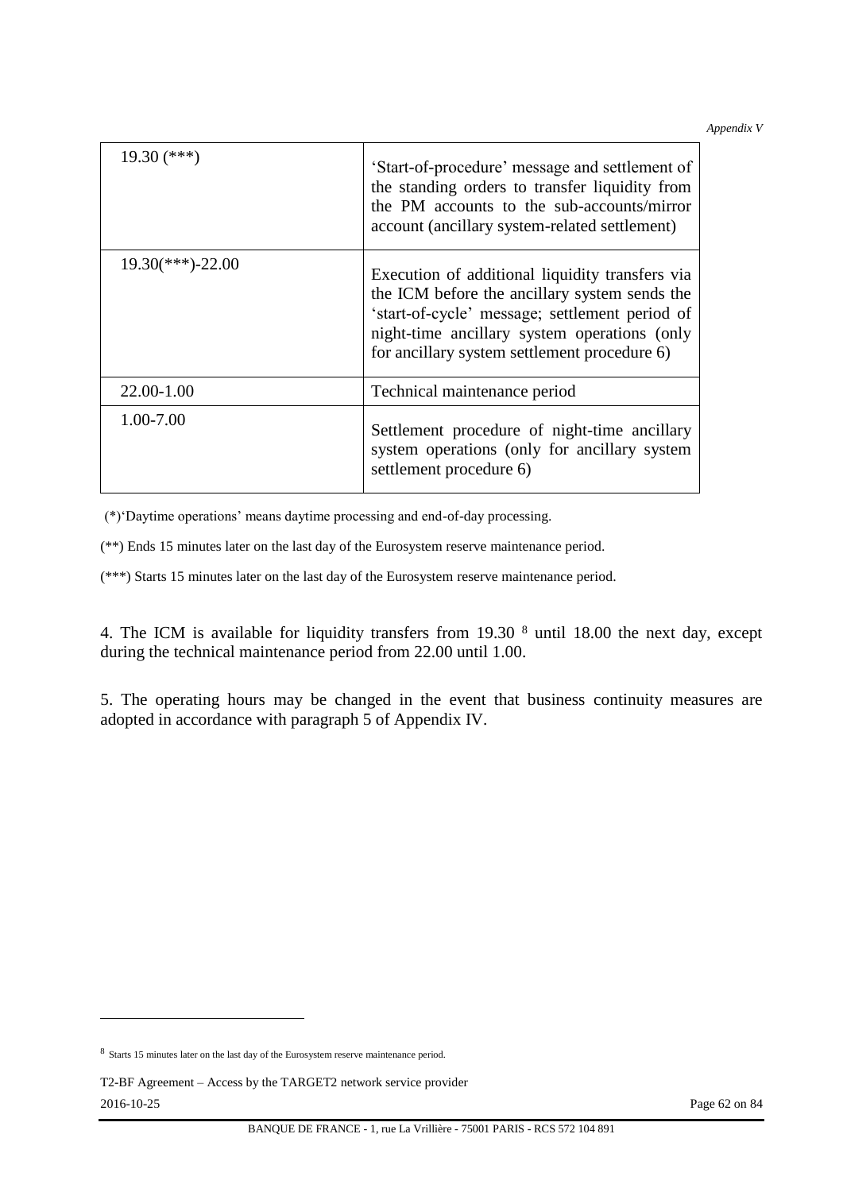| | |
|---|---|
| 19.30 (***) | 'Start-of-procedure' message and settlement of the standing orders to transfer liquidity from the PM accounts to the sub-accounts/mirror account (ancillary system-related settlement) |
| 19.30(***)-22.00 | Execution of additional liquidity transfers via the ICM before the ancillary system sends the 'start-of-cycle' message; settlement period of night-time ancillary system operations (only for ancillary system settlement procedure 6) |
| 22.00-1.00 | Technical maintenance period |
| 1.00-7.00 | Settlement procedure of night-time ancillary system operations (only for ancillary system settlement procedure 6) |

(*)'Daytime operations' means daytime processing and end-of-day processing.

(**) Ends 15 minutes later on the last day of the Eurosystem reserve maintenance period.

(***) Starts 15 minutes later on the last day of the Eurosystem reserve maintenance period.

4. The ICM is available for liquidity transfers from 19.30 [8] until 18.00 the next day, except during the technical maintenance period from 22.00 until 1.00.

5. The operating hours may be changed in the event that business continuity measures are adopted in accordance with paragraph 5 of Appendix IV.

[8] Starts 15 minutes later on the last day of the Eurosystem reserve maintenance period.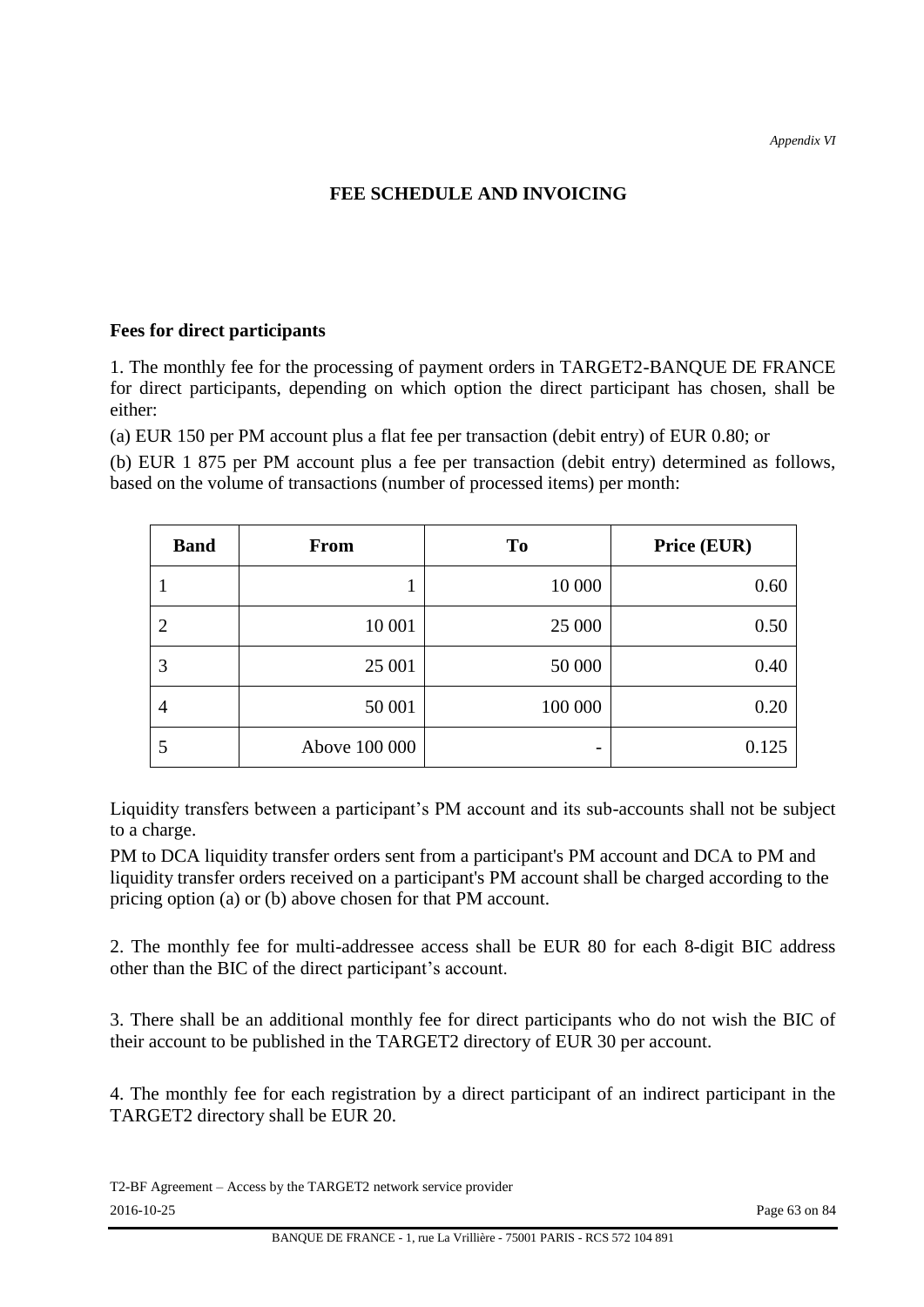*Appendix VI*

## FEE SCHEDULE AND INVOICING

**Fees for direct participants**

1. The monthly fee for the processing of payment orders in TARGET2-BANQUE DE FRANCE for direct participants, depending on which option the direct participant has chosen, shall be either:

(a) EUR 150 per PM account plus a flat fee per transaction (debit entry) of EUR 0.80; or

(b) EUR 1 875 per PM account plus a fee per transaction (debit entry) determined as follows, based on the volume of transactions (number of processed items) per month:

| Band | From | To | Price (EUR) |
|---|---|---|---|
| 1 | 1 | 10 000 | 0.60 |
| 2 | 10 001 | 25 000 | 0.50 |
| 3 | 25 001 | 50 000 | 0.40 |
| 4 | 50 001 | 100 000 | 0.20 |
| 5 | Above 100 000 | - | 0.125 |

Liquidity transfers between a participant's PM account and its sub-accounts shall not be subject to a charge.

PM to DCA liquidity transfer orders sent from a participant's PM account and DCA to PM and liquidity transfer orders received on a participant's PM account shall be charged according to the pricing option (a) or (b) above chosen for that PM account.

2. The monthly fee for multi-addressee access shall be EUR 80 for each 8-digit BIC address other than the BIC of the direct participant's account.

3. There shall be an additional monthly fee for direct participants who do not wish the BIC of their account to be published in the TARGET2 directory of EUR 30 per account.

4. The monthly fee for each registration by a direct participant of an indirect participant in the TARGET2 directory shall be EUR 20.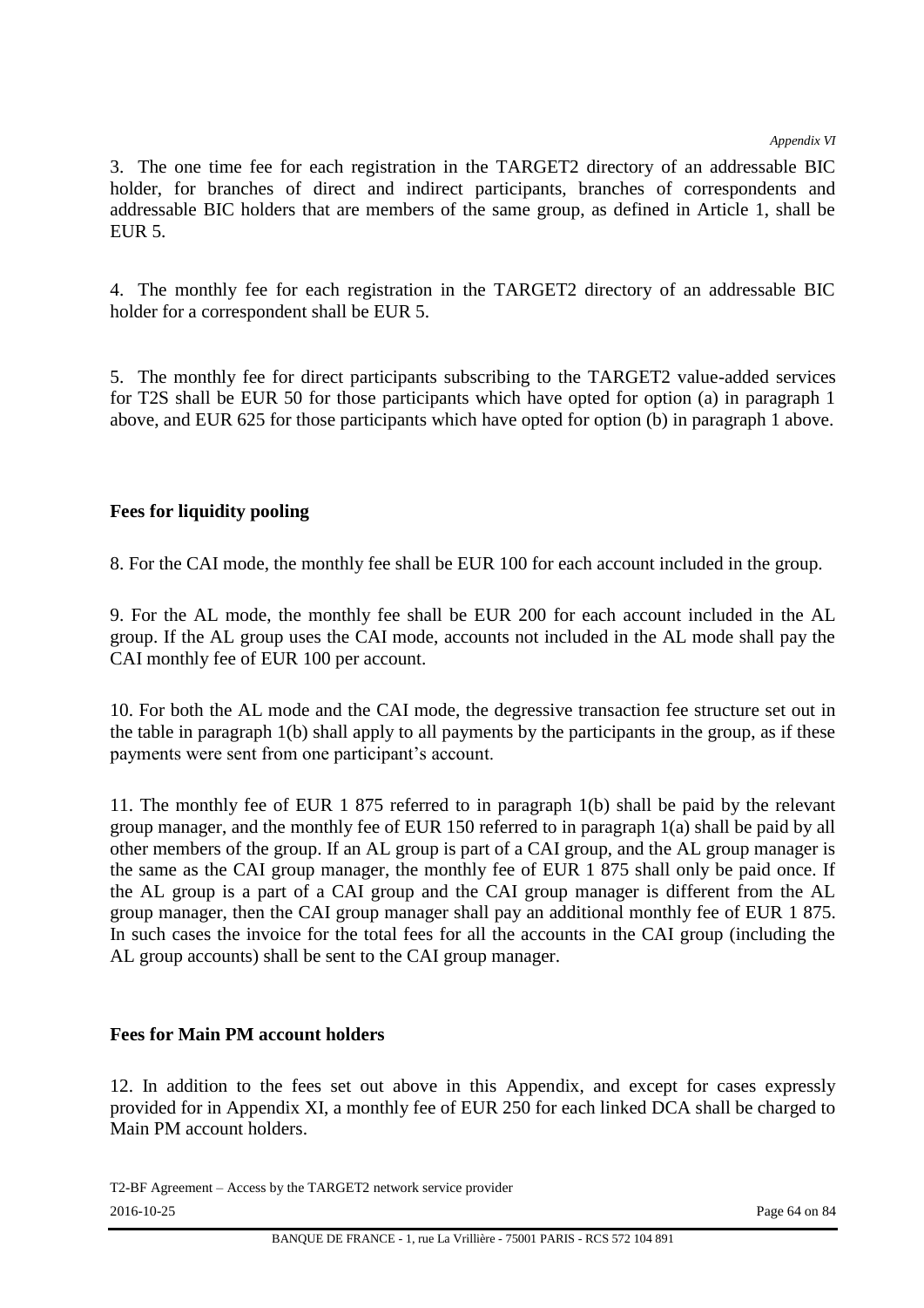3. The one time fee for each registration in the TARGET2 directory of an addressable BIC holder, for branches of direct and indirect participants, branches of correspondents and addressable BIC holders that are members of the same group, as defined in Article 1, shall be EUR 5.

4. The monthly fee for each registration in the TARGET2 directory of an addressable BIC holder for a correspondent shall be EUR 5.

5. The monthly fee for direct participants subscribing to the TARGET2 value-added services for T2S shall be EUR 50 for those participants which have opted for option (a) in paragraph 1 above, and EUR 625 for those participants which have opted for option (b) in paragraph 1 above.

**Fees for liquidity pooling**

8. For the CAI mode, the monthly fee shall be EUR 100 for each account included in the group.

9. For the AL mode, the monthly fee shall be EUR 200 for each account included in the AL group. If the AL group uses the CAI mode, accounts not included in the AL mode shall pay the CAI monthly fee of EUR 100 per account.

10. For both the AL mode and the CAI mode, the degressive transaction fee structure set out in the table in paragraph 1(b) shall apply to all payments by the participants in the group, as if these payments were sent from one participant's account.

11. The monthly fee of EUR 1 875 referred to in paragraph 1(b) shall be paid by the relevant group manager, and the monthly fee of EUR 150 referred to in paragraph 1(a) shall be paid by all other members of the group. If an AL group is part of a CAI group, and the AL group manager is the same as the CAI group manager, the monthly fee of EUR 1 875 shall only be paid once. If the AL group is a part of a CAI group and the CAI group manager is different from the AL group manager, then the CAI group manager shall pay an additional monthly fee of EUR 1 875. In such cases the invoice for the total fees for all the accounts in the CAI group (including the AL group accounts) shall be sent to the CAI group manager.

**Fees for Main PM account holders**

12. In addition to the fees set out above in this Appendix, and except for cases expressly provided for in Appendix XI, a monthly fee of EUR 250 for each linked DCA shall be charged to Main PM account holders.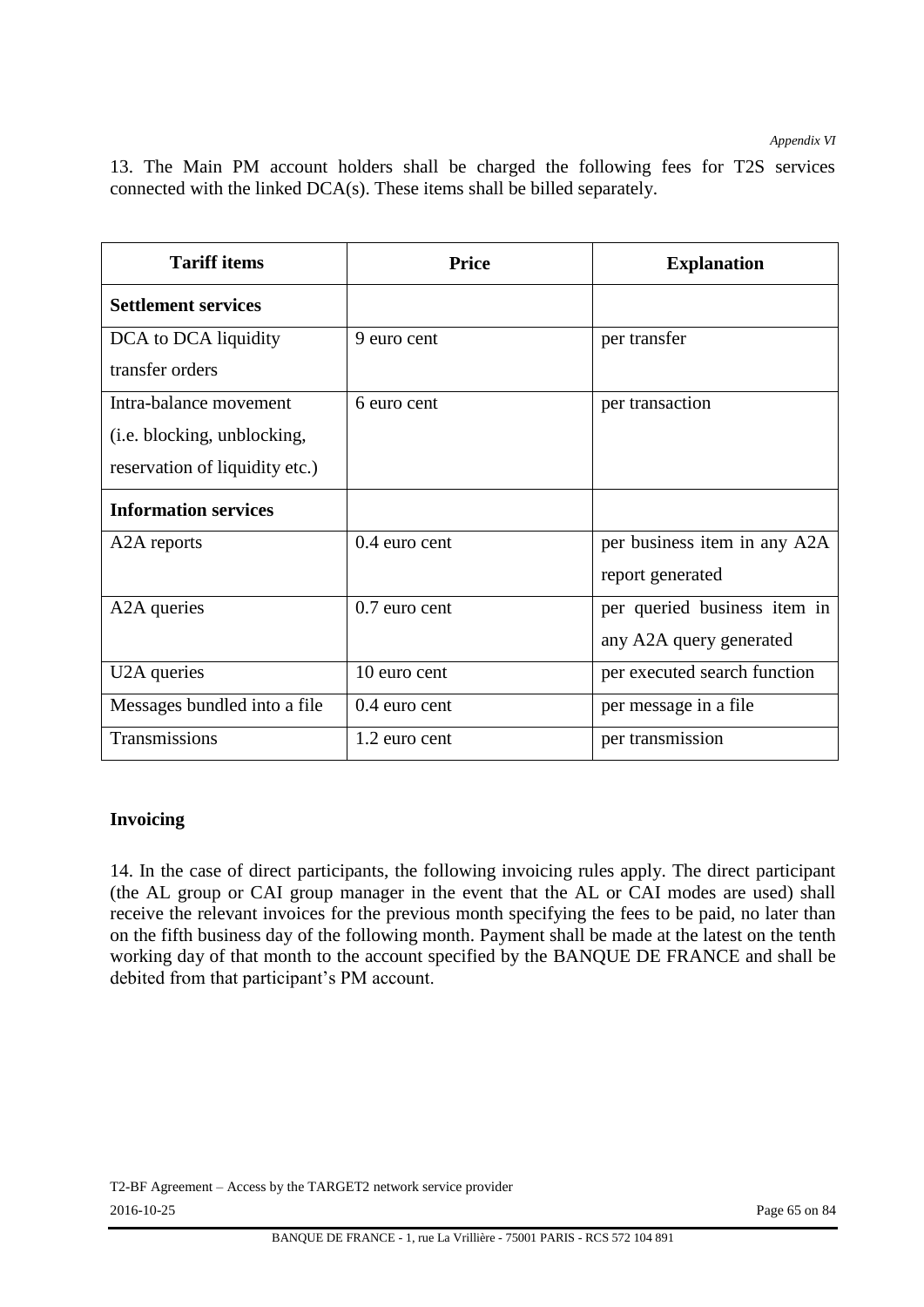13. The Main PM account holders shall be charged the following fees for T2S services connected with the linked DCA(s). These items shall be billed separately.

| Tariff items | Price | Explanation |
|---|---|---|
| **Settlement services** | | |
| DCA to DCA liquidity transfer orders | 9 euro cent | per transfer |
| Intra-balance movement (i.e. blocking, unblocking, reservation of liquidity etc.) | 6 euro cent | per transaction |
| **Information services** | | |
| A2A reports | 0.4 euro cent | per business item in any A2A report generated |
| A2A queries | 0.7 euro cent | per queried business item in any A2A query generated |
| U2A queries | 10 euro cent | per executed search function |
| Messages bundled into a file | 0.4 euro cent | per message in a file |
| Transmissions | 1.2 euro cent | per transmission |

**Invoicing**

14. In the case of direct participants, the following invoicing rules apply. The direct participant (the AL group or CAI group manager in the event that the AL or CAI modes are used) shall receive the relevant invoices for the previous month specifying the fees to be paid, no later than on the fifth business day of the following month. Payment shall be made at the latest on the tenth working day of that month to the account specified by the BANQUE DE FRANCE and shall be debited from that participant's PM account.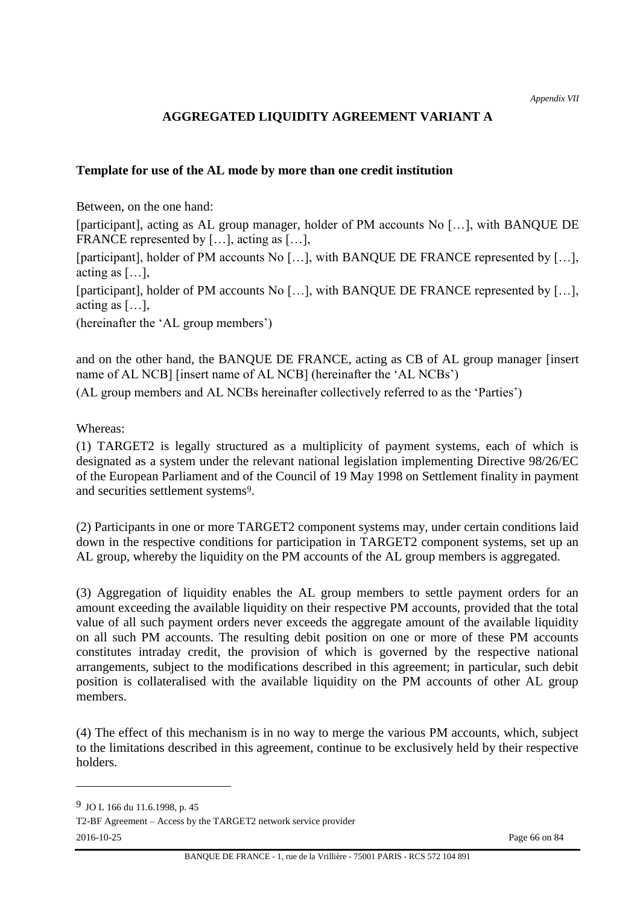*Appendix VII*

## AGGREGATED LIQUIDITY AGREEMENT VARIANT A

### Template for use of the AL mode by more than one credit institution

Between, on the one hand:

[participant], acting as AL group manager, holder of PM accounts No […], with BANQUE DE FRANCE represented by […], acting as […],

[participant], holder of PM accounts No […], with BANQUE DE FRANCE represented by […], acting as […],

[participant], holder of PM accounts No […], with BANQUE DE FRANCE represented by […], acting as […],

(hereinafter the 'AL group members')

and on the other hand, the BANQUE DE FRANCE, acting as CB of AL group manager [insert name of AL NCB] [insert name of AL NCB] (hereinafter the 'AL NCBs')

(AL group members and AL NCBs hereinafter collectively referred to as the 'Parties')

Whereas:

(1) TARGET2 is legally structured as a multiplicity of payment systems, each of which is designated as a system under the relevant national legislation implementing Directive 98/26/EC of the European Parliament and of the Council of 19 May 1998 on Settlement finality in payment and securities settlement systems[9].

(2) Participants in one or more TARGET2 component systems may, under certain conditions laid down in the respective conditions for participation in TARGET2 component systems, set up an AL group, whereby the liquidity on the PM accounts of the AL group members is aggregated.

(3) Aggregation of liquidity enables the AL group members to settle payment orders for an amount exceeding the available liquidity on their respective PM accounts, provided that the total value of all such payment orders never exceeds the aggregate amount of the available liquidity on all such PM accounts. The resulting debit position on one or more of these PM accounts constitutes intraday credit, the provision of which is governed by the respective national arrangements, subject to the modifications described in this agreement; in particular, such debit position is collateralised with the available liquidity on the PM accounts of other AL group members.

(4) The effect of this mechanism is in no way to merge the various PM accounts, which, subject to the limitations described in this agreement, continue to be exclusively held by their respective holders.

---

[9] JO L 166 du 11.6.1998, p. 45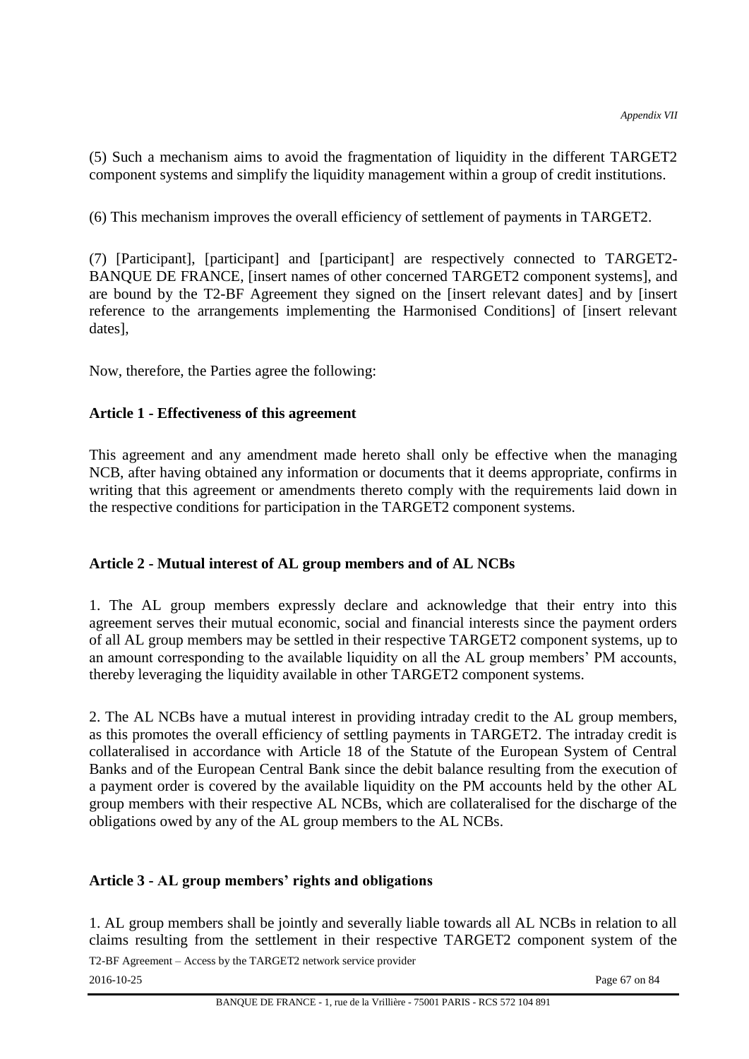(5) Such a mechanism aims to avoid the fragmentation of liquidity in the different TARGET2 component systems and simplify the liquidity management within a group of credit institutions.

(6) This mechanism improves the overall efficiency of settlement of payments in TARGET2.

(7) [Participant], [participant] and [participant] are respectively connected to TARGET2-BANQUE DE FRANCE, [insert names of other concerned TARGET2 component systems], and are bound by the T2-BF Agreement they signed on the [insert relevant dates] and by [insert reference to the arrangements implementing the Harmonised Conditions] of [insert relevant dates],

Now, therefore, the Parties agree the following:

**Article 1 - Effectiveness of this agreement**

This agreement and any amendment made hereto shall only be effective when the managing NCB, after having obtained any information or documents that it deems appropriate, confirms in writing that this agreement or amendments thereto comply with the requirements laid down in the respective conditions for participation in the TARGET2 component systems.

**Article 2 - Mutual interest of AL group members and of AL NCBs**

1. The AL group members expressly declare and acknowledge that their entry into this agreement serves their mutual economic, social and financial interests since the payment orders of all AL group members may be settled in their respective TARGET2 component systems, up to an amount corresponding to the available liquidity on all the AL group members' PM accounts, thereby leveraging the liquidity available in other TARGET2 component systems.

2. The AL NCBs have a mutual interest in providing intraday credit to the AL group members, as this promotes the overall efficiency of settling payments in TARGET2. The intraday credit is collateralised in accordance with Article 18 of the Statute of the European System of Central Banks and of the European Central Bank since the debit balance resulting from the execution of a payment order is covered by the available liquidity on the PM accounts held by the other AL group members with their respective AL NCBs, which are collateralised for the discharge of the obligations owed by any of the AL group members to the AL NCBs.

**Article 3 - AL group members' rights and obligations**

1. AL group members shall be jointly and severally liable towards all AL NCBs in relation to all claims resulting from the settlement in their respective TARGET2 component system of the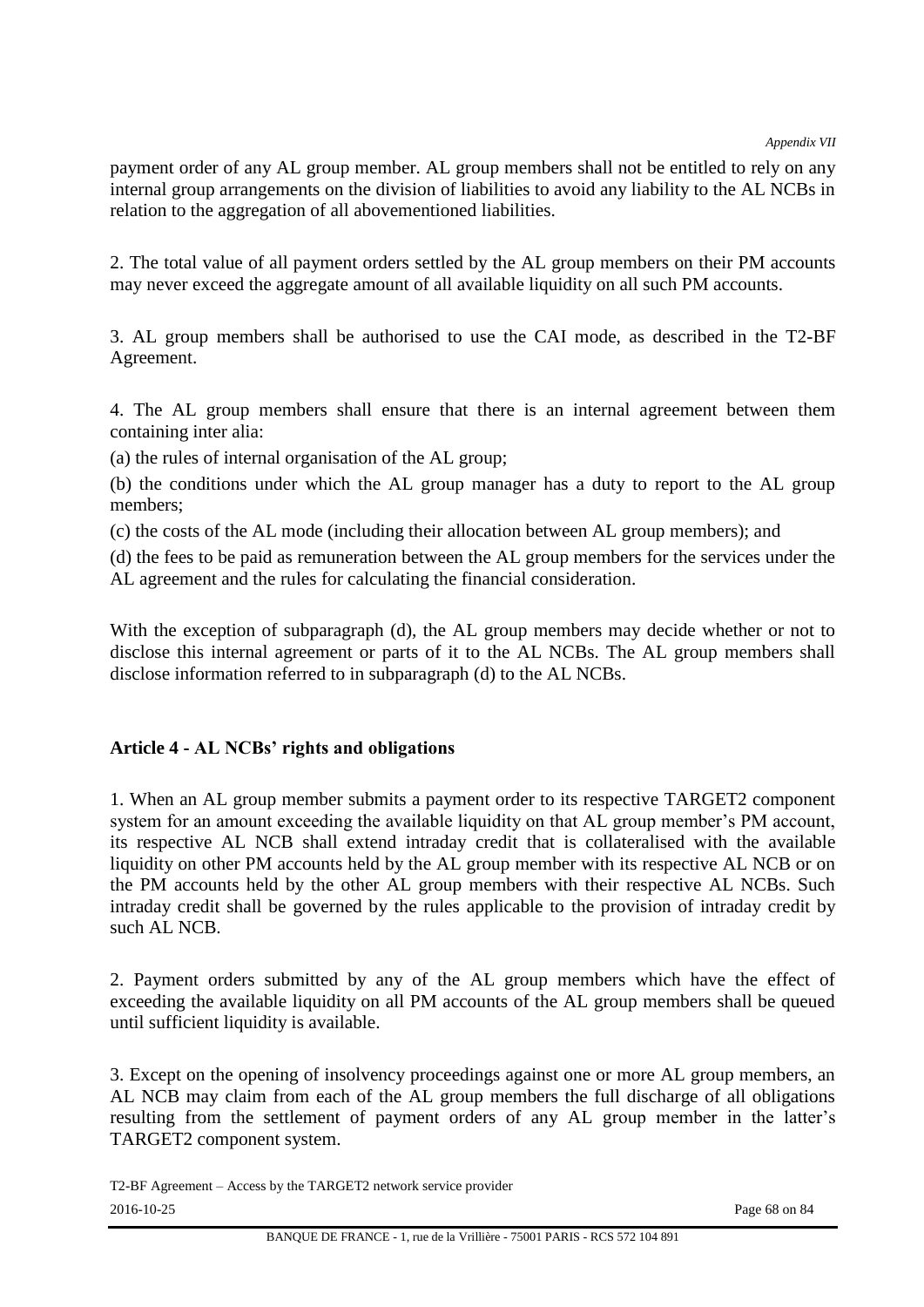payment order of any AL group member. AL group members shall not be entitled to rely on any internal group arrangements on the division of liabilities to avoid any liability to the AL NCBs in relation to the aggregation of all abovementioned liabilities.

2. The total value of all payment orders settled by the AL group members on their PM accounts may never exceed the aggregate amount of all available liquidity on all such PM accounts.

3. AL group members shall be authorised to use the CAI mode, as described in the T2-BF Agreement.

4. The AL group members shall ensure that there is an internal agreement between them containing inter alia:

(a) the rules of internal organisation of the AL group;

(b) the conditions under which the AL group manager has a duty to report to the AL group members;

(c) the costs of the AL mode (including their allocation between AL group members); and

(d) the fees to be paid as remuneration between the AL group members for the services under the AL agreement and the rules for calculating the financial consideration.

With the exception of subparagraph (d), the AL group members may decide whether or not to disclose this internal agreement or parts of it to the AL NCBs. The AL group members shall disclose information referred to in subparagraph (d) to the AL NCBs.

## Article 4 - AL NCBs' rights and obligations

1. When an AL group member submits a payment order to its respective TARGET2 component system for an amount exceeding the available liquidity on that AL group member's PM account, its respective AL NCB shall extend intraday credit that is collateralised with the available liquidity on other PM accounts held by the AL group member with its respective AL NCB or on the PM accounts held by the other AL group members with their respective AL NCBs. Such intraday credit shall be governed by the rules applicable to the provision of intraday credit by such AL NCB.

2. Payment orders submitted by any of the AL group members which have the effect of exceeding the available liquidity on all PM accounts of the AL group members shall be queued until sufficient liquidity is available.

3. Except on the opening of insolvency proceedings against one or more AL group members, an AL NCB may claim from each of the AL group members the full discharge of all obligations resulting from the settlement of payment orders of any AL group member in the latter's TARGET2 component system.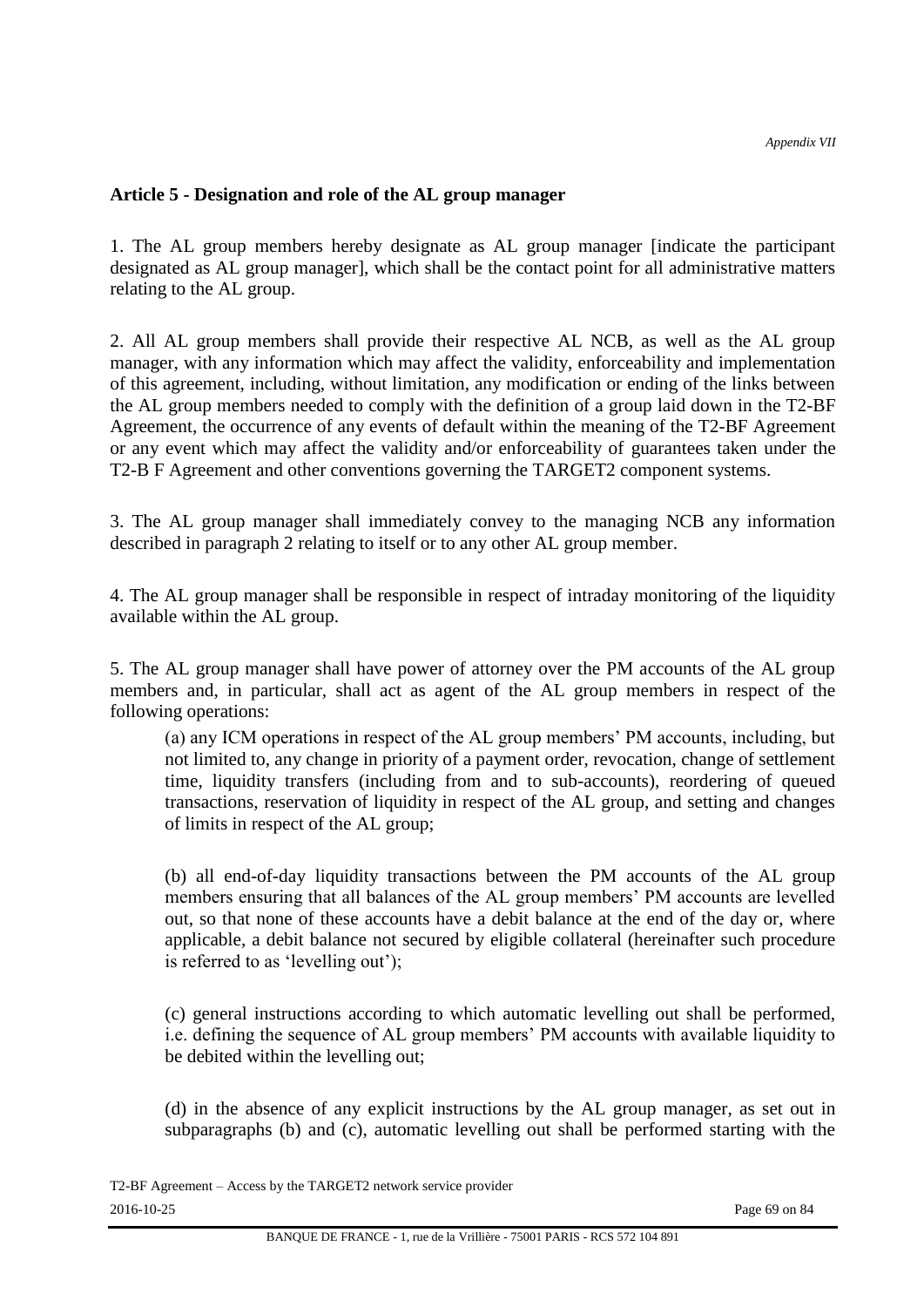## Article 5 - Designation and role of the AL group manager

1. The AL group members hereby designate as AL group manager [indicate the participant designated as AL group manager], which shall be the contact point for all administrative matters relating to the AL group.

2. All AL group members shall provide their respective AL NCB, as well as the AL group manager, with any information which may affect the validity, enforceability and implementation of this agreement, including, without limitation, any modification or ending of the links between the AL group members needed to comply with the definition of a group laid down in the T2-BF Agreement, the occurrence of any events of default within the meaning of the T2-BF Agreement or any event which may affect the validity and/or enforceability of guarantees taken under the T2-B F Agreement and other conventions governing the TARGET2 component systems.

3. The AL group manager shall immediately convey to the managing NCB any information described in paragraph 2 relating to itself or to any other AL group member.

4. The AL group manager shall be responsible in respect of intraday monitoring of the liquidity available within the AL group.

5. The AL group manager shall have power of attorney over the PM accounts of the AL group members and, in particular, shall act as agent of the AL group members in respect of the following operations:

(a) any ICM operations in respect of the AL group members' PM accounts, including, but not limited to, any change in priority of a payment order, revocation, change of settlement time, liquidity transfers (including from and to sub-accounts), reordering of queued transactions, reservation of liquidity in respect of the AL group, and setting and changes of limits in respect of the AL group;

(b) all end-of-day liquidity transactions between the PM accounts of the AL group members ensuring that all balances of the AL group members' PM accounts are levelled out, so that none of these accounts have a debit balance at the end of the day or, where applicable, a debit balance not secured by eligible collateral (hereinafter such procedure is referred to as 'levelling out');

(c) general instructions according to which automatic levelling out shall be performed, i.e. defining the sequence of AL group members' PM accounts with available liquidity to be debited within the levelling out;

(d) in the absence of any explicit instructions by the AL group manager, as set out in subparagraphs (b) and (c), automatic levelling out shall be performed starting with the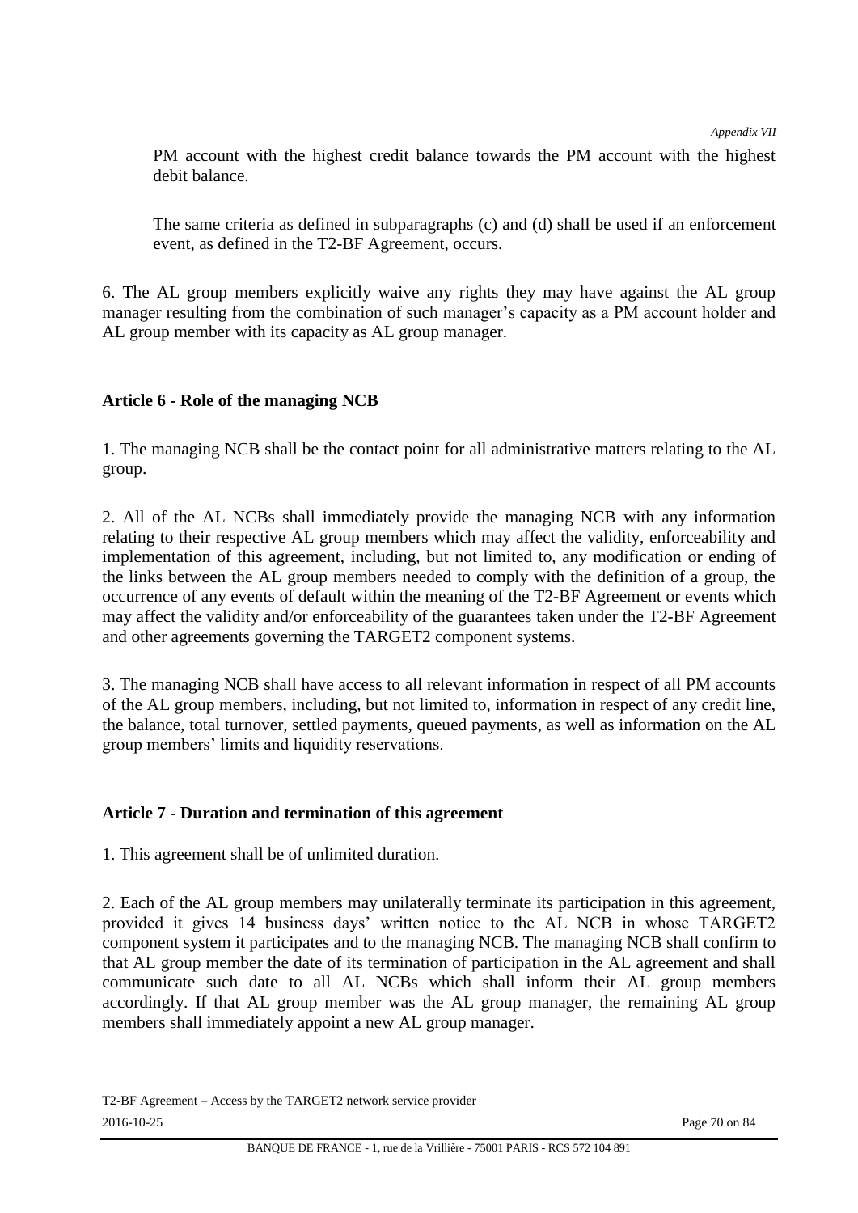PM account with the highest credit balance towards the PM account with the highest debit balance.

The same criteria as defined in subparagraphs (c) and (d) shall be used if an enforcement event, as defined in the T2-BF Agreement, occurs.

6. The AL group members explicitly waive any rights they may have against the AL group manager resulting from the combination of such manager's capacity as a PM account holder and AL group member with its capacity as AL group manager.

**Article 6 - Role of the managing NCB**

1. The managing NCB shall be the contact point for all administrative matters relating to the AL group.

2. All of the AL NCBs shall immediately provide the managing NCB with any information relating to their respective AL group members which may affect the validity, enforceability and implementation of this agreement, including, but not limited to, any modification or ending of the links between the AL group members needed to comply with the definition of a group, the occurrence of any events of default within the meaning of the T2-BF Agreement or events which may affect the validity and/or enforceability of the guarantees taken under the T2-BF Agreement and other agreements governing the TARGET2 component systems.

3. The managing NCB shall have access to all relevant information in respect of all PM accounts of the AL group members, including, but not limited to, information in respect of any credit line, the balance, total turnover, settled payments, queued payments, as well as information on the AL group members' limits and liquidity reservations.

**Article 7 - Duration and termination of this agreement**

1. This agreement shall be of unlimited duration.

2. Each of the AL group members may unilaterally terminate its participation in this agreement, provided it gives 14 business days' written notice to the AL NCB in whose TARGET2 component system it participates and to the managing NCB. The managing NCB shall confirm to that AL group member the date of its termination of participation in the AL agreement and shall communicate such date to all AL NCBs which shall inform their AL group members accordingly. If that AL group member was the AL group manager, the remaining AL group members shall immediately appoint a new AL group manager.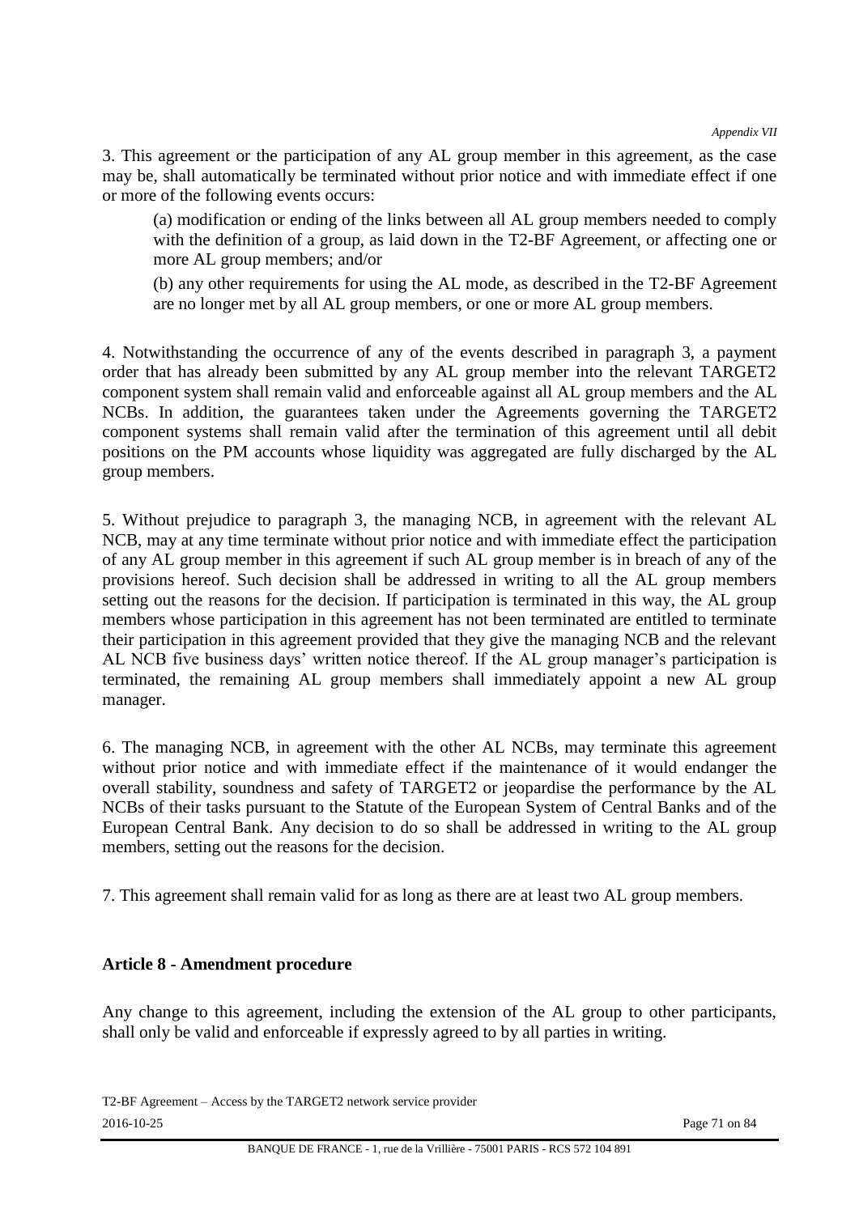3. This agreement or the participation of any AL group member in this agreement, as the case may be, shall automatically be terminated without prior notice and with immediate effect if one or more of the following events occurs:

(a) modification or ending of the links between all AL group members needed to comply with the definition of a group, as laid down in the T2-BF Agreement, or affecting one or more AL group members; and/or

(b) any other requirements for using the AL mode, as described in the T2-BF Agreement are no longer met by all AL group members, or one or more AL group members.

4. Notwithstanding the occurrence of any of the events described in paragraph 3, a payment order that has already been submitted by any AL group member into the relevant TARGET2 component system shall remain valid and enforceable against all AL group members and the AL NCBs. In addition, the guarantees taken under the Agreements governing the TARGET2 component systems shall remain valid after the termination of this agreement until all debit positions on the PM accounts whose liquidity was aggregated are fully discharged by the AL group members.

5. Without prejudice to paragraph 3, the managing NCB, in agreement with the relevant AL NCB, may at any time terminate without prior notice and with immediate effect the participation of any AL group member in this agreement if such AL group member is in breach of any of the provisions hereof. Such decision shall be addressed in writing to all the AL group members setting out the reasons for the decision. If participation is terminated in this way, the AL group members whose participation in this agreement has not been terminated are entitled to terminate their participation in this agreement provided that they give the managing NCB and the relevant AL NCB five business days' written notice thereof. If the AL group manager's participation is terminated, the remaining AL group members shall immediately appoint a new AL group manager.

6. The managing NCB, in agreement with the other AL NCBs, may terminate this agreement without prior notice and with immediate effect if the maintenance of it would endanger the overall stability, soundness and safety of TARGET2 or jeopardise the performance by the AL NCBs of their tasks pursuant to the Statute of the European System of Central Banks and of the European Central Bank. Any decision to do so shall be addressed in writing to the AL group members, setting out the reasons for the decision.

7. This agreement shall remain valid for as long as there are at least two AL group members.

**Article 8 - Amendment procedure**

Any change to this agreement, including the extension of the AL group to other participants, shall only be valid and enforceable if expressly agreed to by all parties in writing.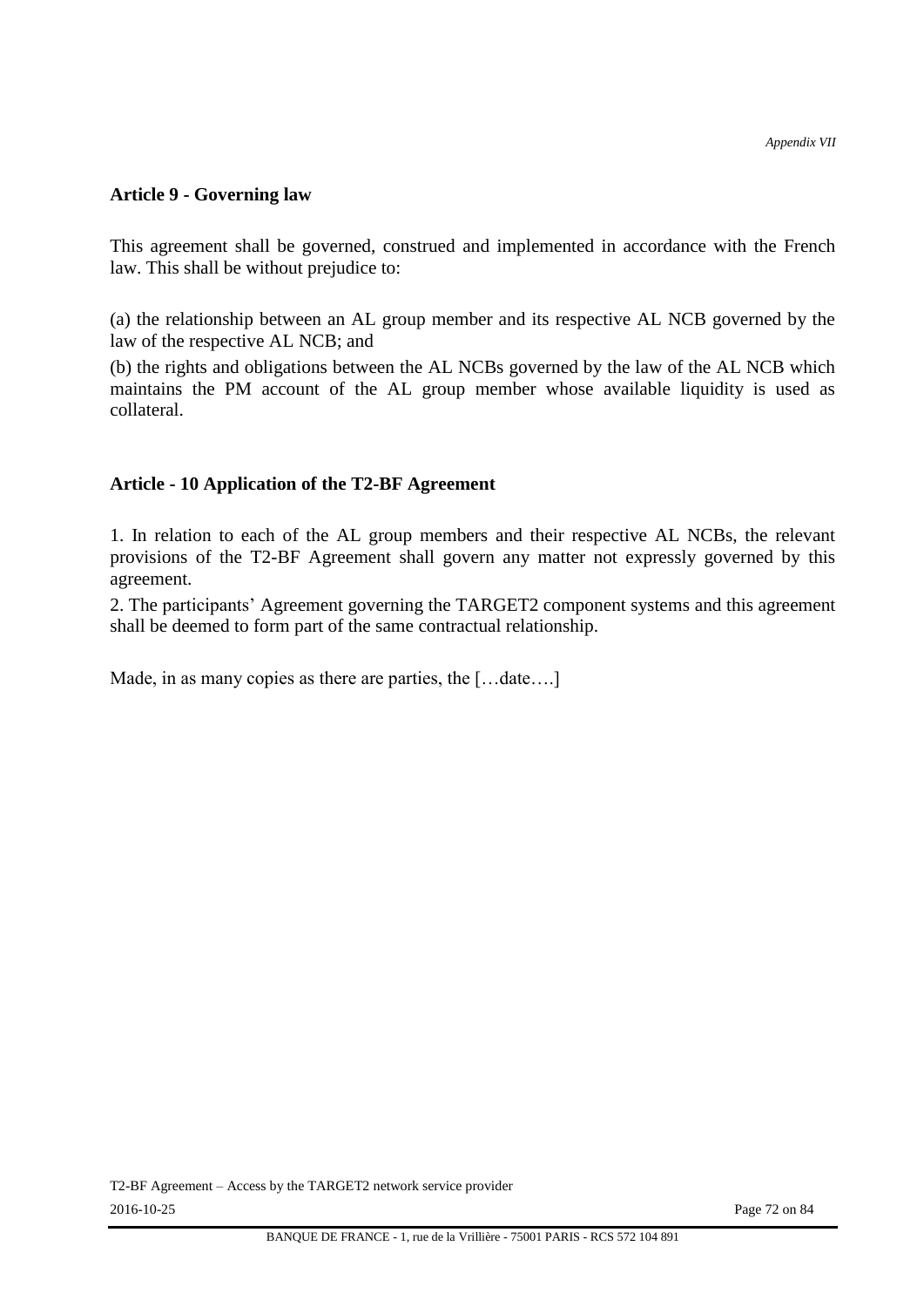### Article 9 - Governing law

This agreement shall be governed, construed and implemented in accordance with the French law. This shall be without prejudice to:

(a) the relationship between an AL group member and its respective AL NCB governed by the law of the respective AL NCB; and

(b) the rights and obligations between the AL NCBs governed by the law of the AL NCB which maintains the PM account of the AL group member whose available liquidity is used as collateral.

### Article - 10 Application of the T2-BF Agreement

1. In relation to each of the AL group members and their respective AL NCBs, the relevant provisions of the T2-BF Agreement shall govern any matter not expressly governed by this agreement.
2. The participants' Agreement governing the TARGET2 component systems and this agreement shall be deemed to form part of the same contractual relationship.

Made, in as many copies as there are parties, the […date….]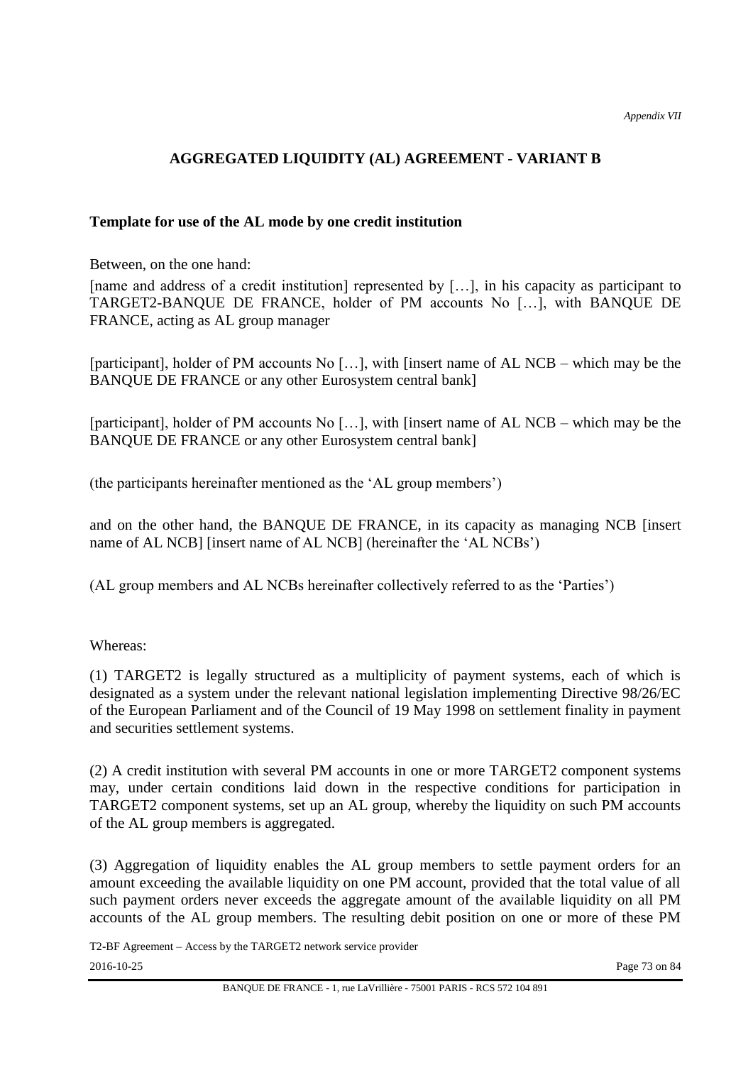*Appendix VII*

## AGGREGATED LIQUIDITY (AL) AGREEMENT - VARIANT B

**Template for use of the AL mode by one credit institution**

Between, on the one hand:

[name and address of a credit institution] represented by […], in his capacity as participant to TARGET2-BANQUE DE FRANCE, holder of PM accounts No […], with BANQUE DE FRANCE, acting as AL group manager

[participant], holder of PM accounts No […], with [insert name of AL NCB – which may be the BANQUE DE FRANCE or any other Eurosystem central bank]

[participant], holder of PM accounts No […], with [insert name of AL NCB – which may be the BANQUE DE FRANCE or any other Eurosystem central bank]

(the participants hereinafter mentioned as the 'AL group members')

and on the other hand, the BANQUE DE FRANCE, in its capacity as managing NCB [insert name of AL NCB] [insert name of AL NCB] (hereinafter the 'AL NCBs')

(AL group members and AL NCBs hereinafter collectively referred to as the 'Parties')

Whereas:

(1) TARGET2 is legally structured as a multiplicity of payment systems, each of which is designated as a system under the relevant national legislation implementing Directive 98/26/EC of the European Parliament and of the Council of 19 May 1998 on settlement finality in payment and securities settlement systems.

(2) A credit institution with several PM accounts in one or more TARGET2 component systems may, under certain conditions laid down in the respective conditions for participation in TARGET2 component systems, set up an AL group, whereby the liquidity on such PM accounts of the AL group members is aggregated.

(3) Aggregation of liquidity enables the AL group members to settle payment orders for an amount exceeding the available liquidity on one PM account, provided that the total value of all such payment orders never exceeds the aggregate amount of the available liquidity on all PM accounts of the AL group members. The resulting debit position on one or more of these PM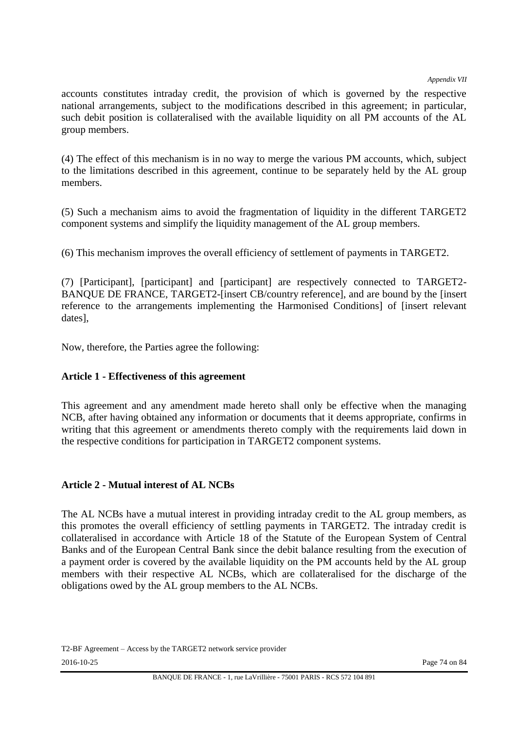accounts constitutes intraday credit, the provision of which is governed by the respective national arrangements, subject to the modifications described in this agreement; in particular, such debit position is collateralised with the available liquidity on all PM accounts of the AL group members.

(4) The effect of this mechanism is in no way to merge the various PM accounts, which, subject to the limitations described in this agreement, continue to be separately held by the AL group members.

(5) Such a mechanism aims to avoid the fragmentation of liquidity in the different TARGET2 component systems and simplify the liquidity management of the AL group members.

(6) This mechanism improves the overall efficiency of settlement of payments in TARGET2.

(7) [Participant], [participant] and [participant] are respectively connected to TARGET2-BANQUE DE FRANCE, TARGET2-[insert CB/country reference], and are bound by the [insert reference to the arrangements implementing the Harmonised Conditions] of [insert relevant dates],

Now, therefore, the Parties agree the following:

**Article 1 - Effectiveness of this agreement**

This agreement and any amendment made hereto shall only be effective when the managing NCB, after having obtained any information or documents that it deems appropriate, confirms in writing that this agreement or amendments thereto comply with the requirements laid down in the respective conditions for participation in TARGET2 component systems.

**Article 2 - Mutual interest of AL NCBs**

The AL NCBs have a mutual interest in providing intraday credit to the AL group members, as this promotes the overall efficiency of settling payments in TARGET2. The intraday credit is collateralised in accordance with Article 18 of the Statute of the European System of Central Banks and of the European Central Bank since the debit balance resulting from the execution of a payment order is covered by the available liquidity on the PM accounts held by the AL group members with their respective AL NCBs, which are collateralised for the discharge of the obligations owed by the AL group members to the AL NCBs.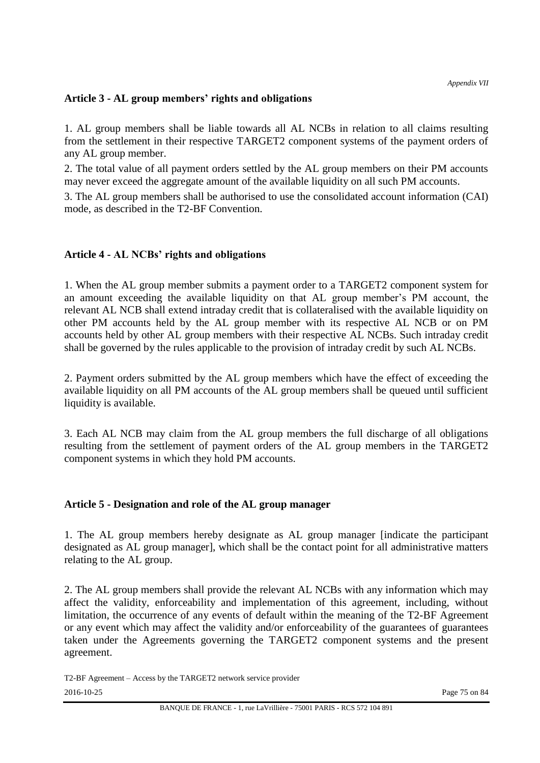## Article 3 - AL group members' rights and obligations

1. AL group members shall be liable towards all AL NCBs in relation to all claims resulting from the settlement in their respective TARGET2 component systems of the payment orders of any AL group member.

2. The total value of all payment orders settled by the AL group members on their PM accounts may never exceed the aggregate amount of the available liquidity on all such PM accounts.

3. The AL group members shall be authorised to use the consolidated account information (CAI) mode, as described in the T2-BF Convention.

## Article 4 - AL NCBs' rights and obligations

1. When the AL group member submits a payment order to a TARGET2 component system for an amount exceeding the available liquidity on that AL group member's PM account, the relevant AL NCB shall extend intraday credit that is collateralised with the available liquidity on other PM accounts held by the AL group member with its respective AL NCB or on PM accounts held by other AL group members with their respective AL NCBs. Such intraday credit shall be governed by the rules applicable to the provision of intraday credit by such AL NCBs.

2. Payment orders submitted by the AL group members which have the effect of exceeding the available liquidity on all PM accounts of the AL group members shall be queued until sufficient liquidity is available.

3. Each AL NCB may claim from the AL group members the full discharge of all obligations resulting from the settlement of payment orders of the AL group members in the TARGET2 component systems in which they hold PM accounts.

## Article 5 - Designation and role of the AL group manager

1. The AL group members hereby designate as AL group manager [indicate the participant designated as AL group manager], which shall be the contact point for all administrative matters relating to the AL group.

2. The AL group members shall provide the relevant AL NCBs with any information which may affect the validity, enforceability and implementation of this agreement, including, without limitation, the occurrence of any events of default within the meaning of the T2-BF Agreement or any event which may affect the validity and/or enforceability of the guarantees of guarantees taken under the Agreements governing the TARGET2 component systems and the present agreement.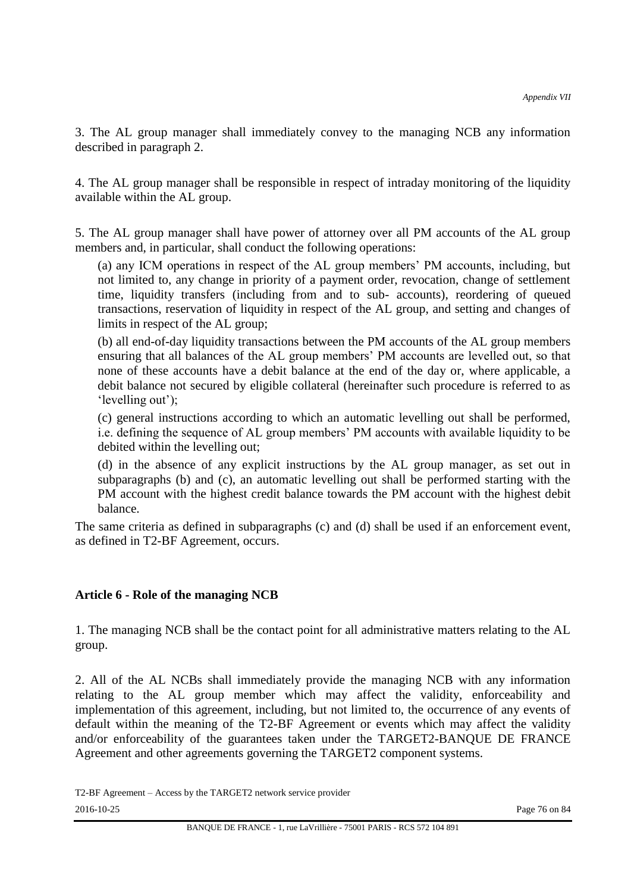3. The AL group manager shall immediately convey to the managing NCB any information described in paragraph 2.

4. The AL group manager shall be responsible in respect of intraday monitoring of the liquidity available within the AL group.

5. The AL group manager shall have power of attorney over all PM accounts of the AL group members and, in particular, shall conduct the following operations:

(a) any ICM operations in respect of the AL group members' PM accounts, including, but not limited to, any change in priority of a payment order, revocation, change of settlement time, liquidity transfers (including from and to sub- accounts), reordering of queued transactions, reservation of liquidity in respect of the AL group, and setting and changes of limits in respect of the AL group;

(b) all end-of-day liquidity transactions between the PM accounts of the AL group members ensuring that all balances of the AL group members' PM accounts are levelled out, so that none of these accounts have a debit balance at the end of the day or, where applicable, a debit balance not secured by eligible collateral (hereinafter such procedure is referred to as 'levelling out');

(c) general instructions according to which an automatic levelling out shall be performed, i.e. defining the sequence of AL group members' PM accounts with available liquidity to be debited within the levelling out;

(d) in the absence of any explicit instructions by the AL group manager, as set out in subparagraphs (b) and (c), an automatic levelling out shall be performed starting with the PM account with the highest credit balance towards the PM account with the highest debit balance.

The same criteria as defined in subparagraphs (c) and (d) shall be used if an enforcement event, as defined in T2-BF Agreement, occurs.

**Article 6 - Role of the managing NCB**

1. The managing NCB shall be the contact point for all administrative matters relating to the AL group.

2. All of the AL NCBs shall immediately provide the managing NCB with any information relating to the AL group member which may affect the validity, enforceability and implementation of this agreement, including, but not limited to, the occurrence of any events of default within the meaning of the T2-BF Agreement or events which may affect the validity and/or enforceability of the guarantees taken under the TARGET2-BANQUE DE FRANCE Agreement and other agreements governing the TARGET2 component systems.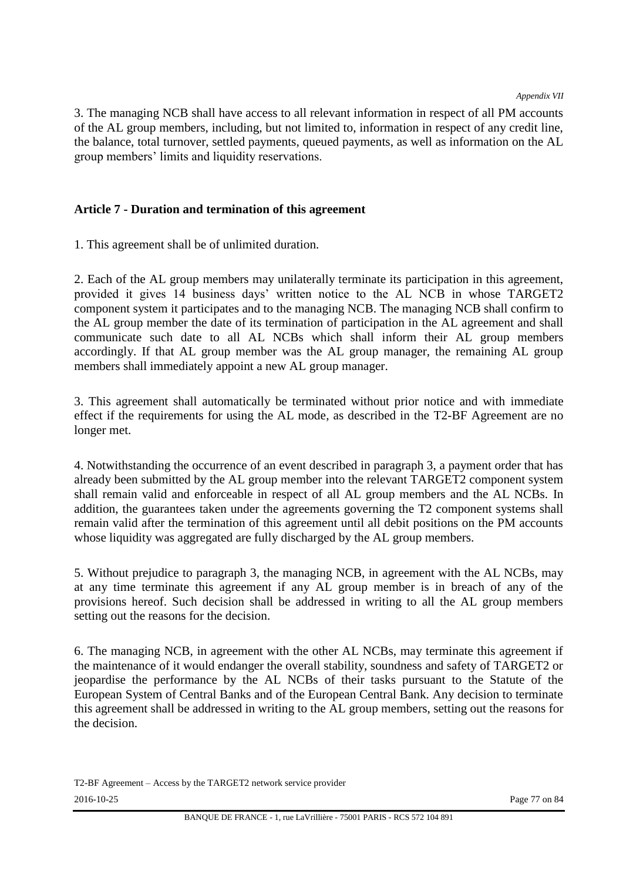3. The managing NCB shall have access to all relevant information in respect of all PM accounts of the AL group members, including, but not limited to, information in respect of any credit line, the balance, total turnover, settled payments, queued payments, as well as information on the AL group members' limits and liquidity reservations.

## Article 7 - Duration and termination of this agreement

1. This agreement shall be of unlimited duration.

2. Each of the AL group members may unilaterally terminate its participation in this agreement, provided it gives 14 business days' written notice to the AL NCB in whose TARGET2 component system it participates and to the managing NCB. The managing NCB shall confirm to the AL group member the date of its termination of participation in the AL agreement and shall communicate such date to all AL NCBs which shall inform their AL group members accordingly. If that AL group member was the AL group manager, the remaining AL group members shall immediately appoint a new AL group manager.

3. This agreement shall automatically be terminated without prior notice and with immediate effect if the requirements for using the AL mode, as described in the T2-BF Agreement are no longer met.

4. Notwithstanding the occurrence of an event described in paragraph 3, a payment order that has already been submitted by the AL group member into the relevant TARGET2 component system shall remain valid and enforceable in respect of all AL group members and the AL NCBs. In addition, the guarantees taken under the agreements governing the T2 component systems shall remain valid after the termination of this agreement until all debit positions on the PM accounts whose liquidity was aggregated are fully discharged by the AL group members.

5. Without prejudice to paragraph 3, the managing NCB, in agreement with the AL NCBs, may at any time terminate this agreement if any AL group member is in breach of any of the provisions hereof. Such decision shall be addressed in writing to all the AL group members setting out the reasons for the decision.

6. The managing NCB, in agreement with the other AL NCBs, may terminate this agreement if the maintenance of it would endanger the overall stability, soundness and safety of TARGET2 or jeopardise the performance by the AL NCBs of their tasks pursuant to the Statute of the European System of Central Banks and of the European Central Bank. Any decision to terminate this agreement shall be addressed in writing to the AL group members, setting out the reasons for the decision.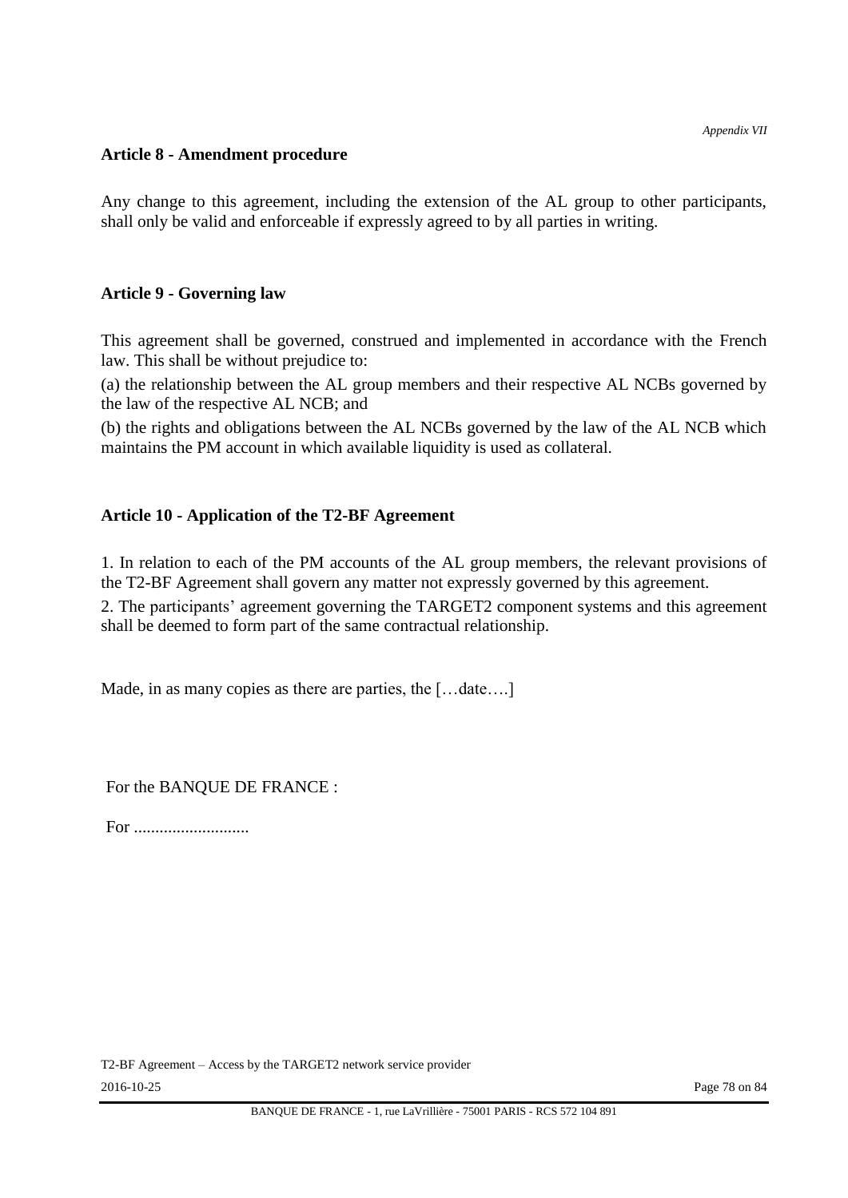**Article 8 - Amendment procedure**

Any change to this agreement, including the extension of the AL group to other participants, shall only be valid and enforceable if expressly agreed to by all parties in writing.

**Article 9 - Governing law**

This agreement shall be governed, construed and implemented in accordance with the French law. This shall be without prejudice to:

(a) the relationship between the AL group members and their respective AL NCBs governed by the law of the respective AL NCB; and

(b) the rights and obligations between the AL NCBs governed by the law of the AL NCB which maintains the PM account in which available liquidity is used as collateral.

**Article 10 - Application of the T2-BF Agreement**

1. In relation to each of the PM accounts of the AL group members, the relevant provisions of the T2-BF Agreement shall govern any matter not expressly governed by this agreement.

2. The participants' agreement governing the TARGET2 component systems and this agreement shall be deemed to form part of the same contractual relationship.

Made, in as many copies as there are parties, the […date….]

For the BANQUE DE FRANCE :

For ...........................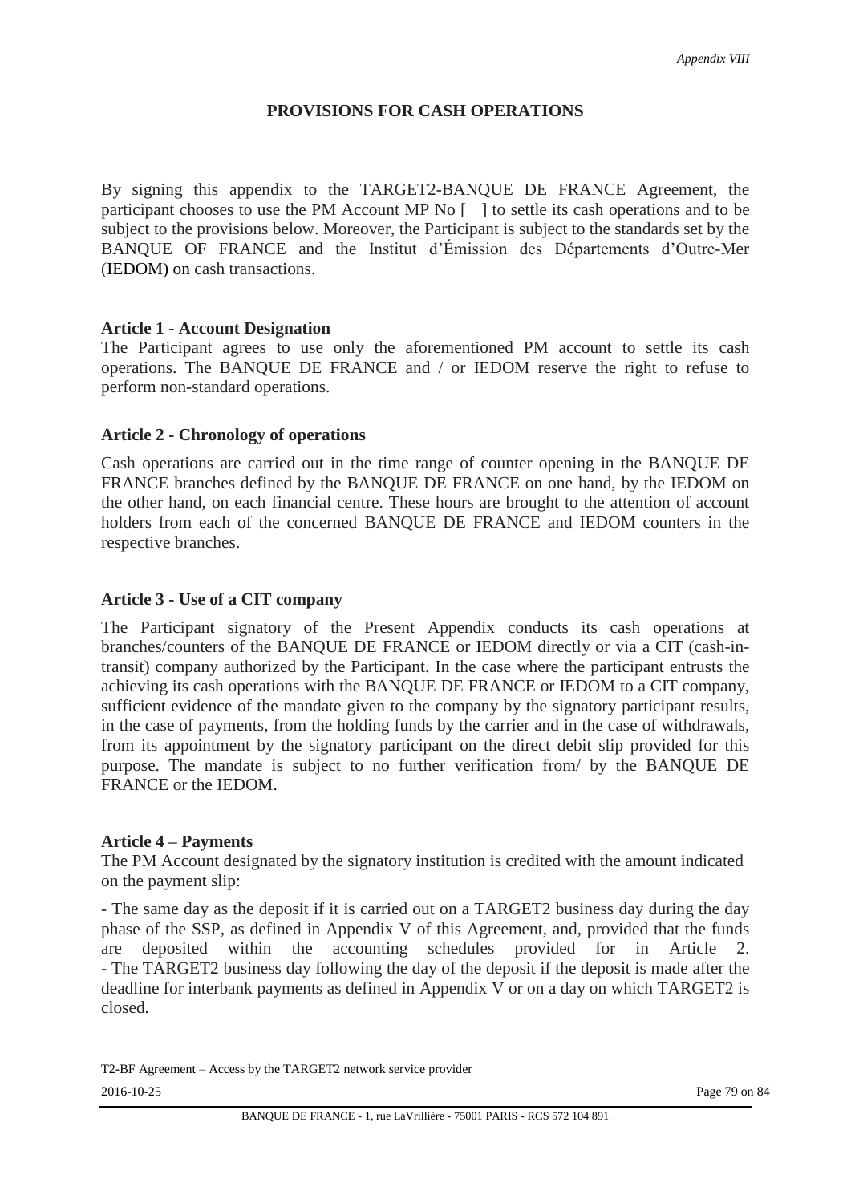## PROVISIONS FOR CASH OPERATIONS

By signing this appendix to the TARGET2-BANQUE DE FRANCE Agreement, the participant chooses to use the PM Account MP No [ ] to settle its cash operations and to be subject to the provisions below. Moreover, the Participant is subject to the standards set by the BANQUE OF FRANCE and the Institut d'Émission des Départements d'Outre-Mer (IEDOM) on cash transactions.

### Article 1 - Account Designation

The Participant agrees to use only the aforementioned PM account to settle its cash operations. The BANQUE DE FRANCE and / or IEDOM reserve the right to refuse to perform non-standard operations.

### Article 2 - Chronology of operations

Cash operations are carried out in the time range of counter opening in the BANQUE DE FRANCE branches defined by the BANQUE DE FRANCE on one hand, by the IEDOM on the other hand, on each financial centre. These hours are brought to the attention of account holders from each of the concerned BANQUE DE FRANCE and IEDOM counters in the respective branches.

### Article 3 - Use of a CIT company

The Participant signatory of the Present Appendix conducts its cash operations at branches/counters of the BANQUE DE FRANCE or IEDOM directly or via a CIT (cash-in-transit) company authorized by the Participant. In the case where the participant entrusts the achieving its cash operations with the BANQUE DE FRANCE or IEDOM to a CIT company, sufficient evidence of the mandate given to the company by the signatory participant results, in the case of payments, from the holding funds by the carrier and in the case of withdrawals, from its appointment by the signatory participant on the direct debit slip provided for this purpose. The mandate is subject to no further verification from/ by the BANQUE DE FRANCE or the IEDOM.

### Article 4 – Payments

The PM Account designated by the signatory institution is credited with the amount indicated on the payment slip:

- The same day as the deposit if it is carried out on a TARGET2 business day during the day phase of the SSP, as defined in Appendix V of this Agreement, and, provided that the funds are deposited within the accounting schedules provided for in Article 2.
- The TARGET2 business day following the day of the deposit if the deposit is made after the deadline for interbank payments as defined in Appendix V or on a day on which TARGET2 is closed.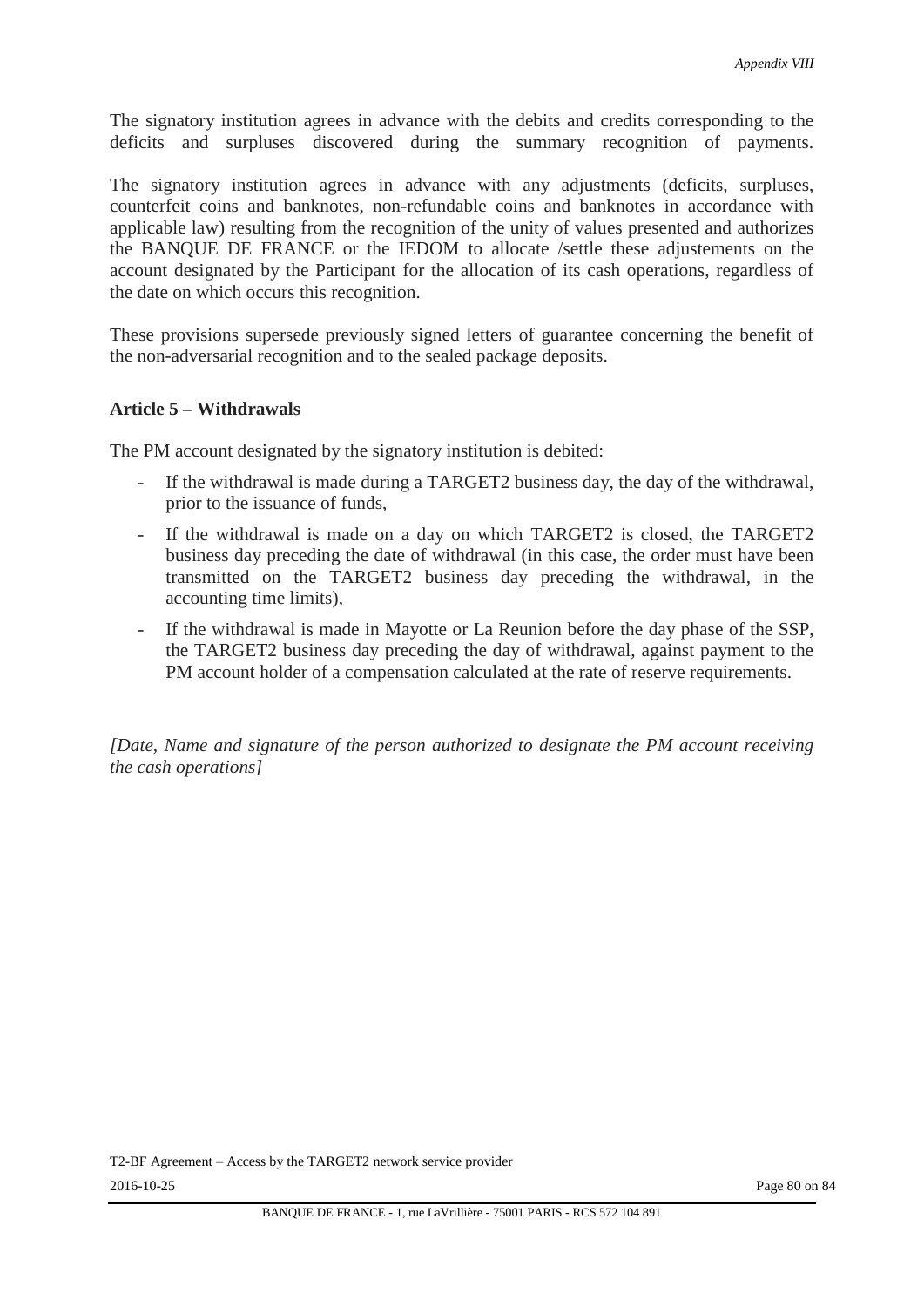The signatory institution agrees in advance with the debits and credits corresponding to the deficits and surpluses discovered during the summary recognition of payments.

The signatory institution agrees in advance with any adjustments (deficits, surpluses, counterfeit coins and banknotes, non-refundable coins and banknotes in accordance with applicable law) resulting from the recognition of the unity of values presented and authorizes the BANQUE DE FRANCE or the IEDOM to allocate /settle these adjustements on the account designated by the Participant for the allocation of its cash operations, regardless of the date on which occurs this recognition.

These provisions supersede previously signed letters of guarantee concerning the benefit of the non-adversarial recognition and to the sealed package deposits.

**Article 5 – Withdrawals**

The PM account designated by the signatory institution is debited:

- If the withdrawal is made during a TARGET2 business day, the day of the withdrawal, prior to the issuance of funds,
- If the withdrawal is made on a day on which TARGET2 is closed, the TARGET2 business day preceding the date of withdrawal (in this case, the order must have been transmitted on the TARGET2 business day preceding the withdrawal, in the accounting time limits),
- If the withdrawal is made in Mayotte or La Reunion before the day phase of the SSP, the TARGET2 business day preceding the day of withdrawal, against payment to the PM account holder of a compensation calculated at the rate of reserve requirements.

*[Date, Name and signature of the person authorized to designate the PM account receiving the cash operations]*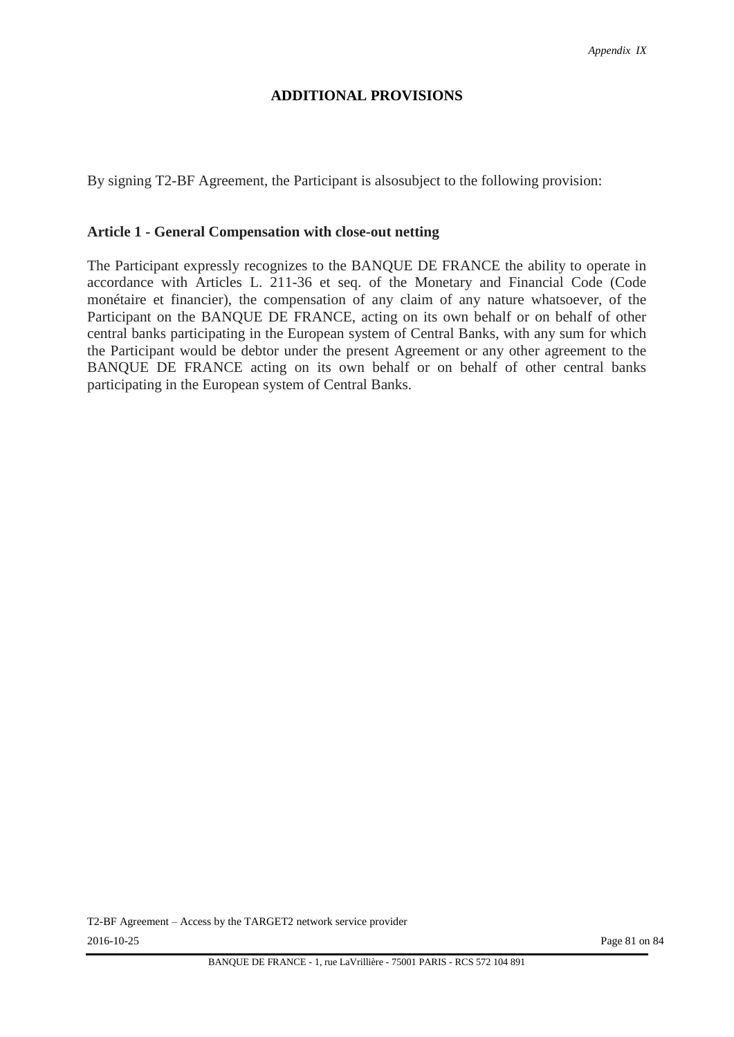*Appendix IX*

# ADDITIONAL PROVISIONS

By signing T2-BF Agreement, the Participant is alsosubject to the following provision:

## Article 1 - General Compensation with close-out netting

The Participant expressly recognizes to the BANQUE DE FRANCE the ability to operate in accordance with Articles L. 211-36 et seq. of the Monetary and Financial Code (Code monétaire et financier), the compensation of any claim of any nature whatsoever, of the Participant on the BANQUE DE FRANCE, acting on its own behalf or on behalf of other central banks participating in the European system of Central Banks, with any sum for which the Participant would be debtor under the present Agreement or any other agreement to the BANQUE DE FRANCE acting on its own behalf or on behalf of other central banks participating in the European system of Central Banks.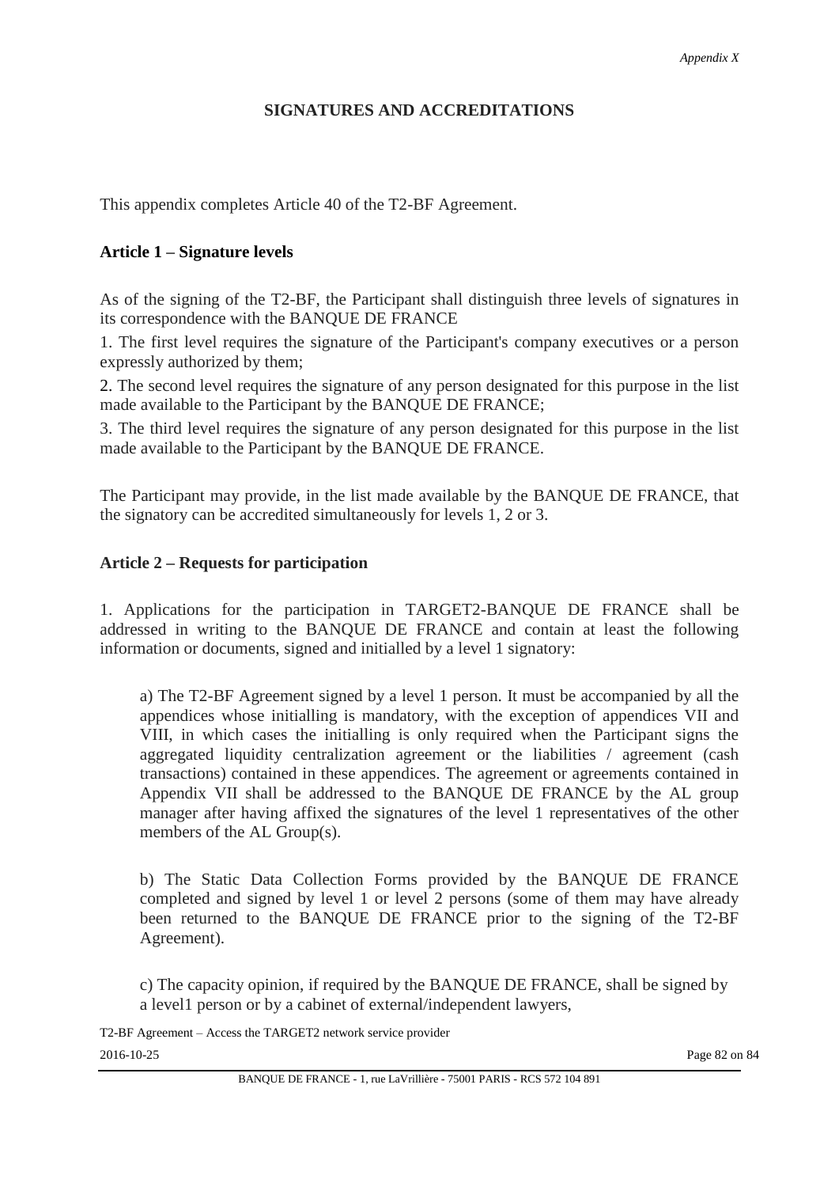*Appendix X*

# SIGNATURES AND ACCREDITATIONS

This appendix completes Article 40 of the T2-BF Agreement.

## Article 1 – Signature levels

As of the signing of the T2-BF, the Participant shall distinguish three levels of signatures in its correspondence with the BANQUE DE FRANCE

1. The first level requires the signature of the Participant's company executives or a person expressly authorized by them;
2. The second level requires the signature of any person designated for this purpose in the list made available to the Participant by the BANQUE DE FRANCE;
3. The third level requires the signature of any person designated for this purpose in the list made available to the Participant by the BANQUE DE FRANCE.

The Participant may provide, in the list made available by the BANQUE DE FRANCE, that the signatory can be accredited simultaneously for levels 1, 2 or 3.

## Article 2 – Requests for participation

1. Applications for the participation in TARGET2-BANQUE DE FRANCE shall be addressed in writing to the BANQUE DE FRANCE and contain at least the following information or documents, signed and initialled by a level 1 signatory:

   a) The T2-BF Agreement signed by a level 1 person. It must be accompanied by all the appendices whose initialling is mandatory, with the exception of appendices VII and VIII, in which cases the initialling is only required when the Participant signs the aggregated liquidity centralization agreement or the liabilities / agreement (cash transactions) contained in these appendices. The agreement or agreements contained in Appendix VII shall be addressed to the BANQUE DE FRANCE by the AL group manager after having affixed the signatures of the level 1 representatives of the other members of the AL Group(s).

   b) The Static Data Collection Forms provided by the BANQUE DE FRANCE completed and signed by level 1 or level 2 persons (some of them may have already been returned to the BANQUE DE FRANCE prior to the signing of the T2-BF Agreement).

   c) The capacity opinion, if required by the BANQUE DE FRANCE, shall be signed by a level1 person or by a cabinet of external/independent lawyers,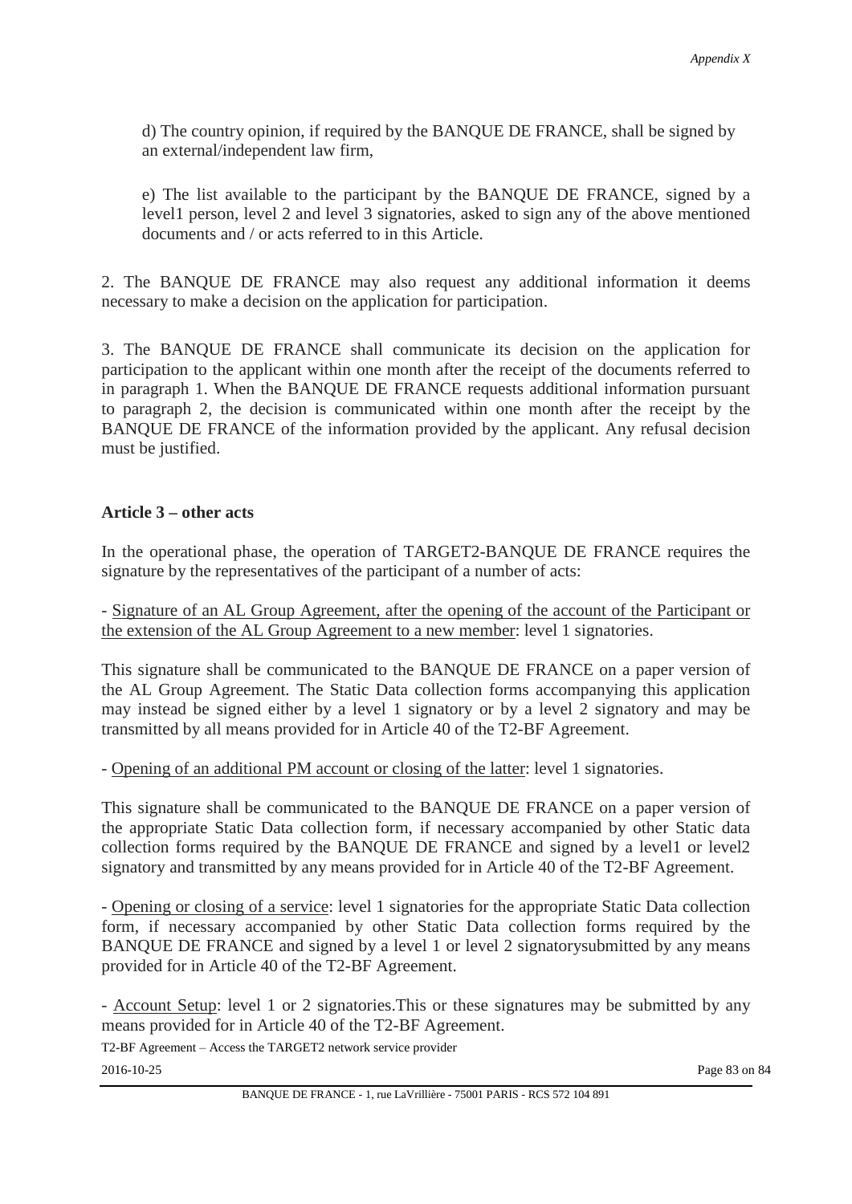d) The country opinion, if required by the BANQUE DE FRANCE, shall be signed by an external/independent law firm,

e) The list available to the participant by the BANQUE DE FRANCE, signed by a level1 person, level 2 and level 3 signatories, asked to sign any of the above mentioned documents and / or acts referred to in this Article.

2. The BANQUE DE FRANCE may also request any additional information it deems necessary to make a decision on the application for participation.

3. The BANQUE DE FRANCE shall communicate its decision on the application for participation to the applicant within one month after the receipt of the documents referred to in paragraph 1. When the BANQUE DE FRANCE requests additional information pursuant to paragraph 2, the decision is communicated within one month after the receipt by the BANQUE DE FRANCE of the information provided by the applicant. Any refusal decision must be justified.

**Article 3 – other acts**

In the operational phase, the operation of TARGET2-BANQUE DE FRANCE requires the signature by the representatives of the participant of a number of acts:

- <u>Signature of an AL Group Agreement, after the opening of the account of the Participant or the extension of the AL Group Agreement to a new member</u>: level 1 signatories.

This signature shall be communicated to the BANQUE DE FRANCE on a paper version of the AL Group Agreement. The Static Data collection forms accompanying this application may instead be signed either by a level 1 signatory or by a level 2 signatory and may be transmitted by all means provided for in Article 40 of the T2-BF Agreement.

- <u>Opening of an additional PM account or closing of the latter</u>: level 1 signatories.

This signature shall be communicated to the BANQUE DE FRANCE on a paper version of the appropriate Static Data collection form, if necessary accompanied by other Static data collection forms required by the BANQUE DE FRANCE and signed by a level1 or level2 signatory and transmitted by any means provided for in Article 40 of the T2-BF Agreement.

- <u>Opening or closing of a service</u>: level 1 signatories for the appropriate Static Data collection form, if necessary accompanied by other Static Data collection forms required by the BANQUE DE FRANCE and signed by a level 1 or level 2 signatorysubmitted by any means provided for in Article 40 of the T2-BF Agreement.

- <u>Account Setup</u>: level 1 or 2 signatories.This or these signatures may be submitted by any means provided for in Article 40 of the T2-BF Agreement.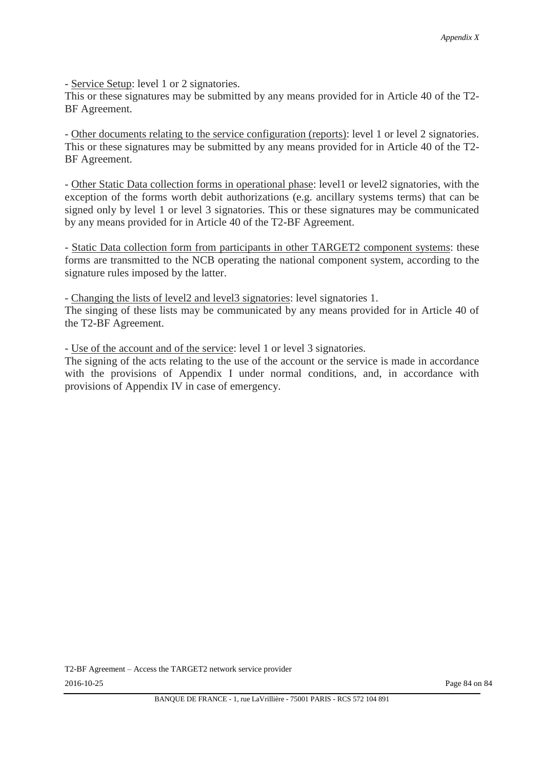- Service Setup: level 1 or 2 signatories.
This or these signatures may be submitted by any means provided for in Article 40 of the T2-BF Agreement.

- Other documents relating to the service configuration (reports): level 1 or level 2 signatories. This or these signatures may be submitted by any means provided for in Article 40 of the T2-BF Agreement.

- Other Static Data collection forms in operational phase: level1 or level2 signatories, with the exception of the forms worth debit authorizations (e.g. ancillary systems terms) that can be signed only by level 1 or level 3 signatories. This or these signatures may be communicated by any means provided for in Article 40 of the T2-BF Agreement.

- Static Data collection form from participants in other TARGET2 component systems: these forms are transmitted to the NCB operating the national component system, according to the signature rules imposed by the latter.

- Changing the lists of level2 and level3 signatories: level signatories 1.
The singing of these lists may be communicated by any means provided for in Article 40 of the T2-BF Agreement.

- Use of the account and of the service: level 1 or level 3 signatories.
The signing of the acts relating to the use of the account or the service is made in accordance with the provisions of Appendix I under normal conditions, and, in accordance with provisions of Appendix IV in case of emergency.